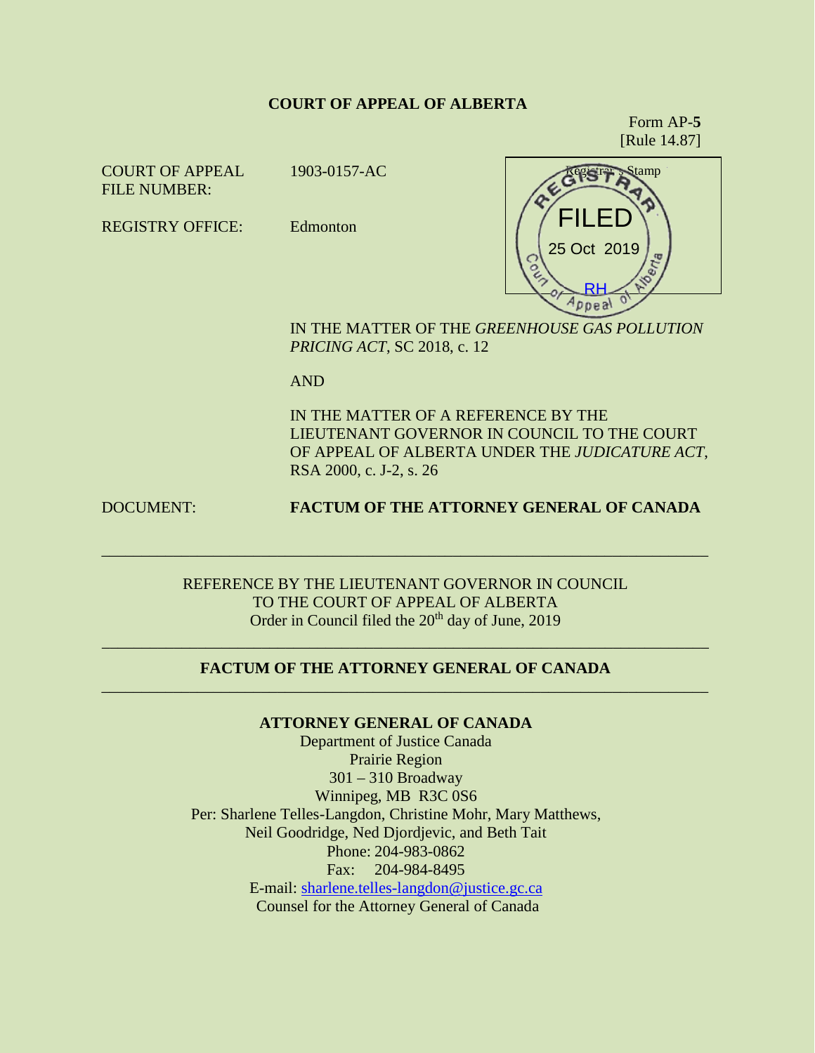**COURT OF APPEAL OF ALBERTA**

Form AP-**5**
[Rule 14.87]

COURT OF APPEAL FILE NUMBER: 1903-0157-AC

REGISTRY OFFICE: Edmonton

Registrar's Stamp
REGISTRAR
FILED
25 Oct 2019
RH
Court of Appeal of Alberta

IN THE MATTER OF THE *GREENHOUSE GAS POLLUTION PRICING ACT*, SC 2018, c. 12

AND

IN THE MATTER OF A REFERENCE BY THE LIEUTENANT GOVERNOR IN COUNCIL TO THE COURT OF APPEAL OF ALBERTA UNDER THE *JUDICATURE ACT*, RSA 2000, c. J-2, s. 26

DOCUMENT: **FACTUM OF THE ATTORNEY GENERAL OF CANADA**

---

REFERENCE BY THE LIEUTENANT GOVERNOR IN COUNCIL
TO THE COURT OF APPEAL OF ALBERTA
Order in Council filed the 20th day of June, 2019

---

**FACTUM OF THE ATTORNEY GENERAL OF CANADA**

---

**ATTORNEY GENERAL OF CANADA**
Department of Justice Canada
Prairie Region
301 – 310 Broadway
Winnipeg, MB R3C 0S6
Per: Sharlene Telles-Langdon, Christine Mohr, Mary Matthews,
Neil Goodridge, Ned Djordjevic, and Beth Tait
Phone: 204-983-0862
Fax: 204-984-8495
E-mail: sharlene.telles-langdon@justice.gc.ca
Counsel for the Attorney General of Canada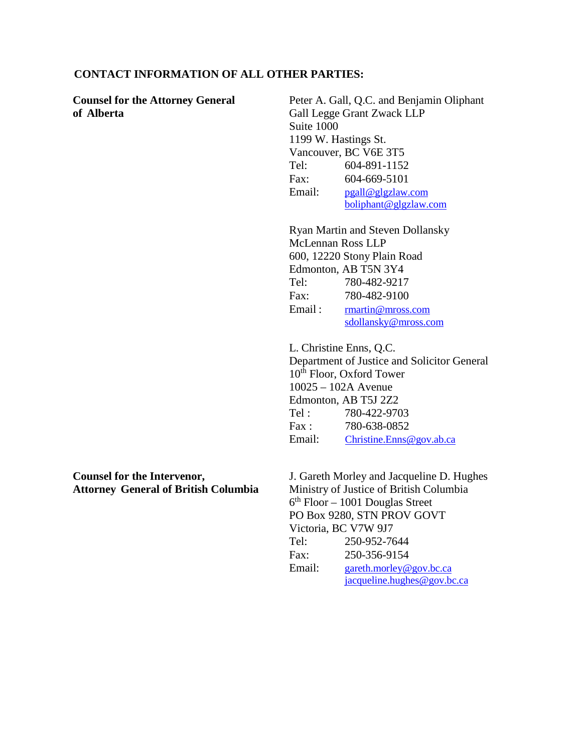**CONTACT INFORMATION OF ALL OTHER PARTIES:**

| | |
|---|---|
| **Counsel for the Attorney General of Alberta** | Peter A. Gall, Q.C. and Benjamin Oliphant<br>Gall Legge Grant Zwack LLP<br>Suite 1000<br>1199 W. Hastings St.<br>Vancouver, BC V6E 3T5<br>Tel: 604-891-1152<br>Fax: 604-669-5101<br>Email: pgall@glgzlaw.com<br>boliphant@glgzlaw.com |
| | Ryan Martin and Steven Dollansky<br>McLennan Ross LLP<br>600, 12220 Stony Plain Road<br>Edmonton, AB T5N 3Y4<br>Tel: 780-482-9217<br>Fax: 780-482-9100<br>Email : rmartin@mross.com<br>sdollansky@mross.com |
| | L. Christine Enns, Q.C.<br>Department of Justice and Solicitor General<br>10th Floor, Oxford Tower<br>10025 – 102A Avenue<br>Edmonton, AB T5J 2Z2<br>Tel : 780-422-9703<br>Fax : 780-638-0852<br>Email: Christine.Enns@gov.ab.ca |
| **Counsel for the Intervenor, Attorney General of British Columbia** | J. Gareth Morley and Jacqueline D. Hughes<br>Ministry of Justice of British Columbia<br>6th Floor – 1001 Douglas Street<br>PO Box 9280, STN PROV GOVT<br>Victoria, BC V7W 9J7<br>Tel: 250-952-7644<br>Fax: 250-356-9154<br>Email: gareth.morley@gov.bc.ca<br>jacqueline.hughes@gov.bc.ca |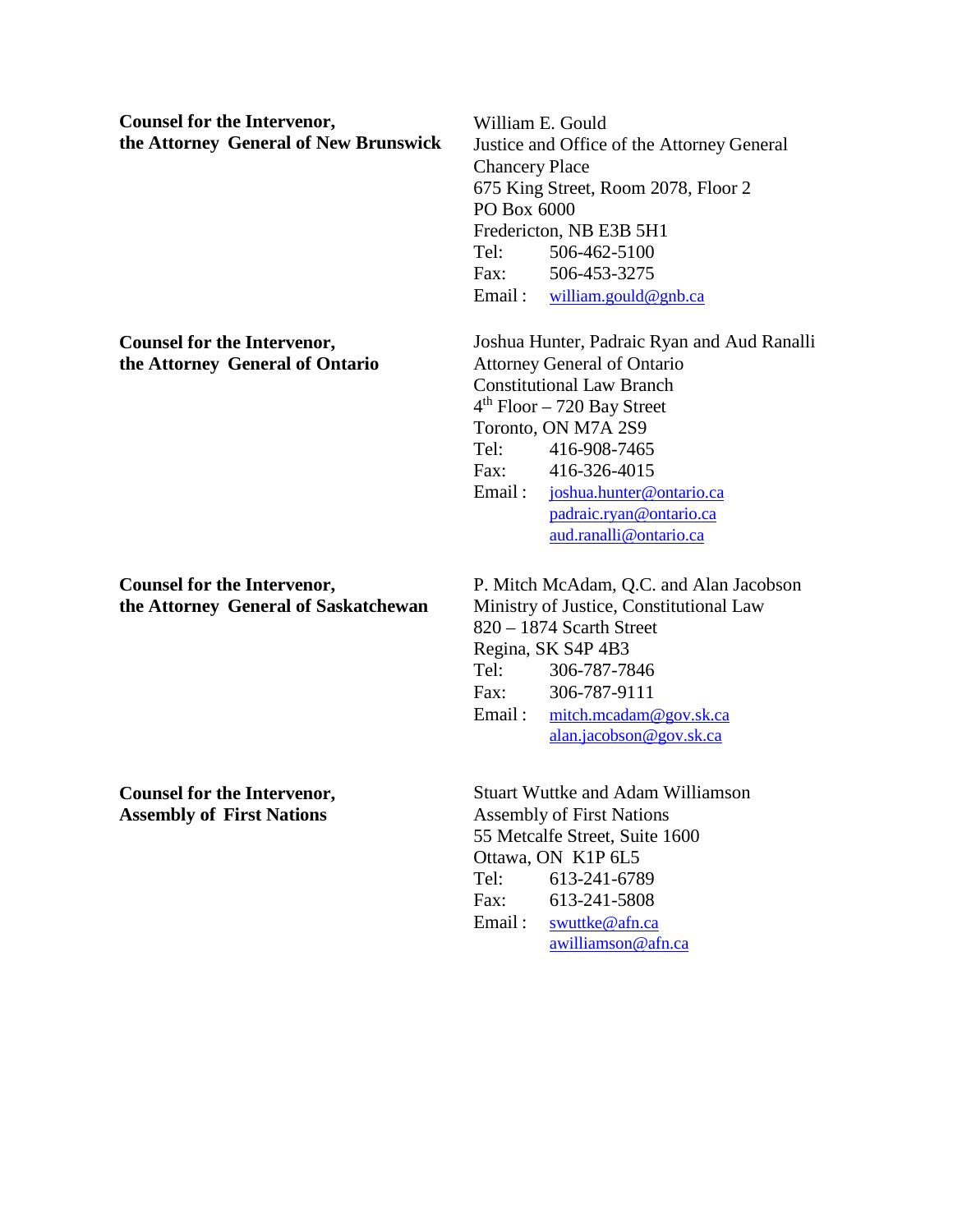| | |
|---|---|
| **Counsel for the Intervenor, the Attorney General of New Brunswick** | William E. Gould<br>Justice and Office of the Attorney General<br>Chancery Place<br>675 King Street, Room 2078, Floor 2<br>PO Box 6000<br>Fredericton, NB E3B 5H1<br>Tel: 506-462-5100<br>Fax: 506-453-3275<br>Email : william.gould@gnb.ca |
| **Counsel for the Intervenor, the Attorney General of Ontario** | Joshua Hunter, Padraic Ryan and Aud Ranalli<br>Attorney General of Ontario<br>Constitutional Law Branch<br>4th Floor – 720 Bay Street<br>Toronto, ON M7A 2S9<br>Tel: 416-908-7465<br>Fax: 416-326-4015<br>Email : joshua.hunter@ontario.ca<br>padraic.ryan@ontario.ca<br>aud.ranalli@ontario.ca |
| **Counsel for the Intervenor, the Attorney General of Saskatchewan** | P. Mitch McAdam, Q.C. and Alan Jacobson<br>Ministry of Justice, Constitutional Law<br>820 – 1874 Scarth Street<br>Regina, SK S4P 4B3<br>Tel: 306-787-7846<br>Fax: 306-787-9111<br>Email : mitch.mcadam@gov.sk.ca<br>alan.jacobson@gov.sk.ca |
| **Counsel for the Intervenor, Assembly of First Nations** | Stuart Wuttke and Adam Williamson<br>Assembly of First Nations<br>55 Metcalfe Street, Suite 1600<br>Ottawa, ON K1P 6L5<br>Tel: 613-241-6789<br>Fax: 613-241-5808<br>Email : swuttke@afn.ca<br>awilliamson@afn.ca |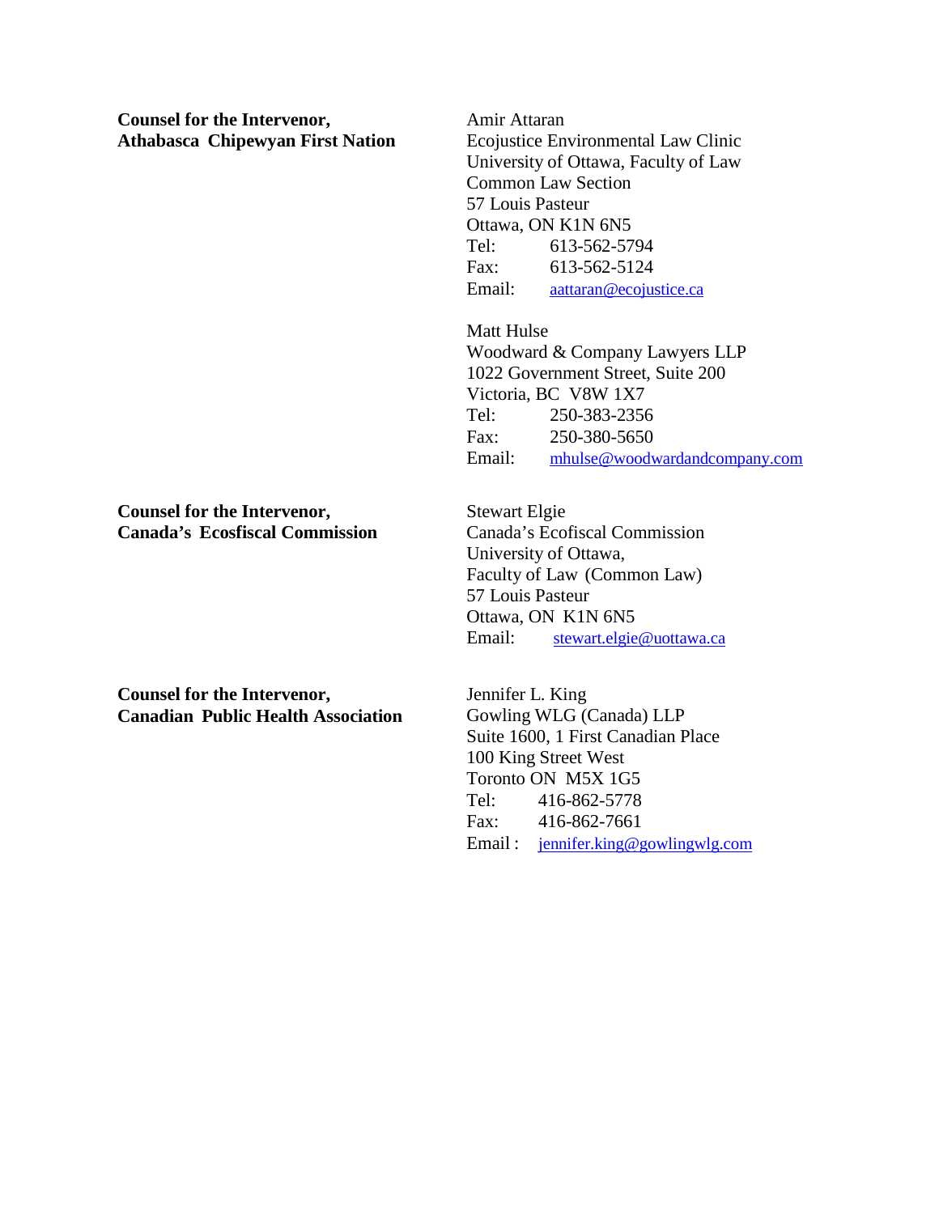**Counsel for the Intervenor,**
**Athabasca Chipewyan First Nation**

Amir Attaran
Ecojustice Environmental Law Clinic
University of Ottawa, Faculty of Law
Common Law Section
57 Louis Pasteur
Ottawa, ON K1N 6N5
Tel: 613-562-5794
Fax: 613-562-5124
Email: aattaran@ecojustice.ca

Matt Hulse
Woodward & Company Lawyers LLP
1022 Government Street, Suite 200
Victoria, BC V8W 1X7
Tel: 250-383-2356
Fax: 250-380-5650
Email: mhulse@woodwardandcompany.com

**Counsel for the Intervenor,**
**Canada's Ecosfiscal Commission**

Stewart Elgie
Canada's Ecofiscal Commission
University of Ottawa,
Faculty of Law (Common Law)
57 Louis Pasteur
Ottawa, ON K1N 6N5
Email: stewart.elgie@uottawa.ca

**Counsel for the Intervenor,**
**Canadian Public Health Association**

Jennifer L. King
Gowling WLG (Canada) LLP
Suite 1600, 1 First Canadian Place
100 King Street West
Toronto ON M5X 1G5
Tel: 416-862-5778
Fax: 416-862-7661
Email : jennifer.king@gowlingwlg.com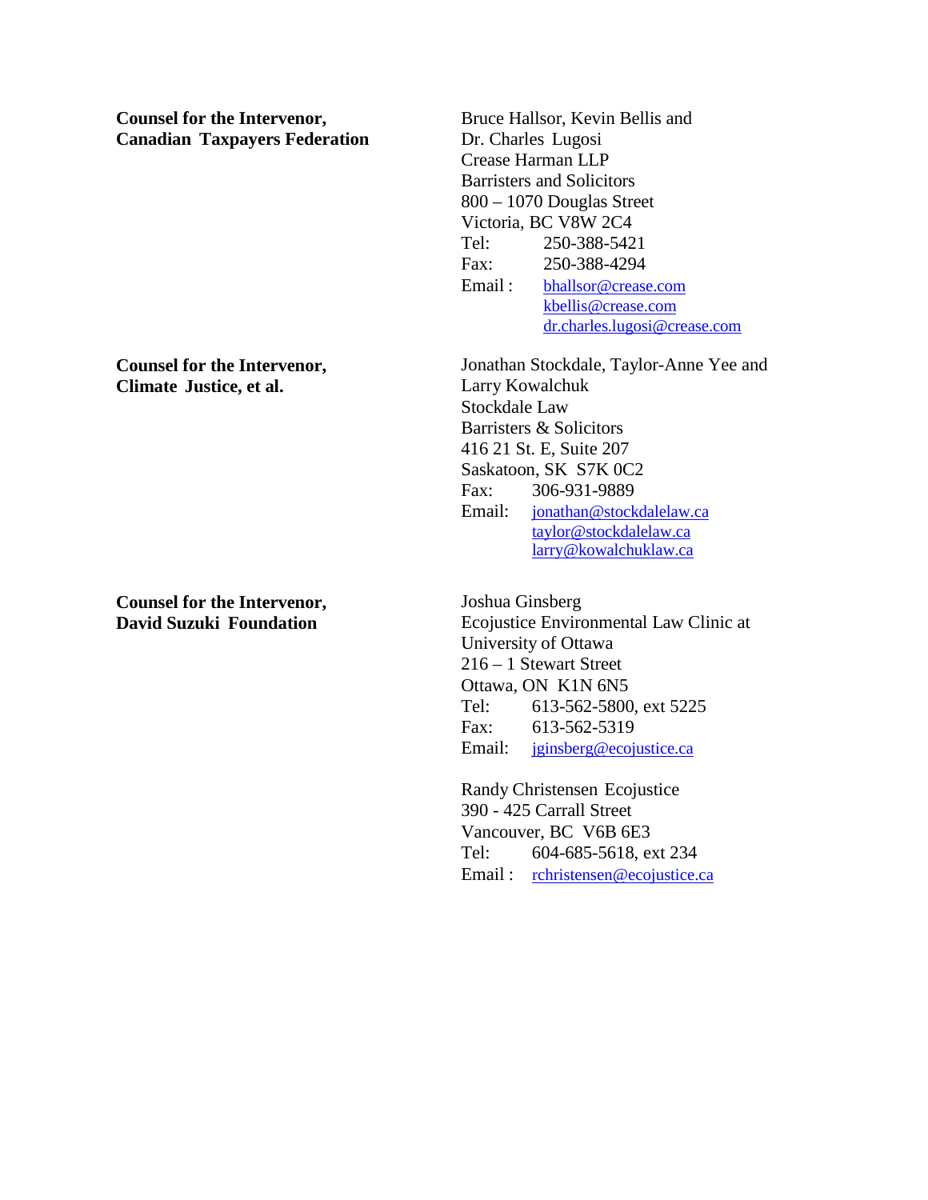**Counsel for the Intervenor, Canadian Taxpayers Federation**

Bruce Hallsor, Kevin Bellis and Dr. Charles Lugosi
Crease Harman LLP
Barristers and Solicitors
800 – 1070 Douglas Street
Victoria, BC V8W 2C4
Tel: 250-388-5421
Fax: 250-388-4294
Email : bhallsor@crease.com
kbellis@crease.com
dr.charles.lugosi@crease.com

**Counsel for the Intervenor, Climate Justice, et al.**

Jonathan Stockdale, Taylor-Anne Yee and Larry Kowalchuk
Stockdale Law
Barristers & Solicitors
416 21 St. E, Suite 207
Saskatoon, SK S7K 0C2
Fax: 306-931-9889
Email: jonathan@stockdalelaw.ca
taylor@stockdalelaw.ca
larry@kowalchuklaw.ca

**Counsel for the Intervenor, David Suzuki Foundation**

Joshua Ginsberg
Ecojustice Environmental Law Clinic at University of Ottawa
216 – 1 Stewart Street
Ottawa, ON K1N 6N5
Tel: 613-562-5800, ext 5225
Fax: 613-562-5319
Email: jginsberg@ecojustice.ca

Randy Christensen Ecojustice
390 - 425 Carrall Street
Vancouver, BC V6B 6E3
Tel: 604-685-5618, ext 234
Email : rchristensen@ecojustice.ca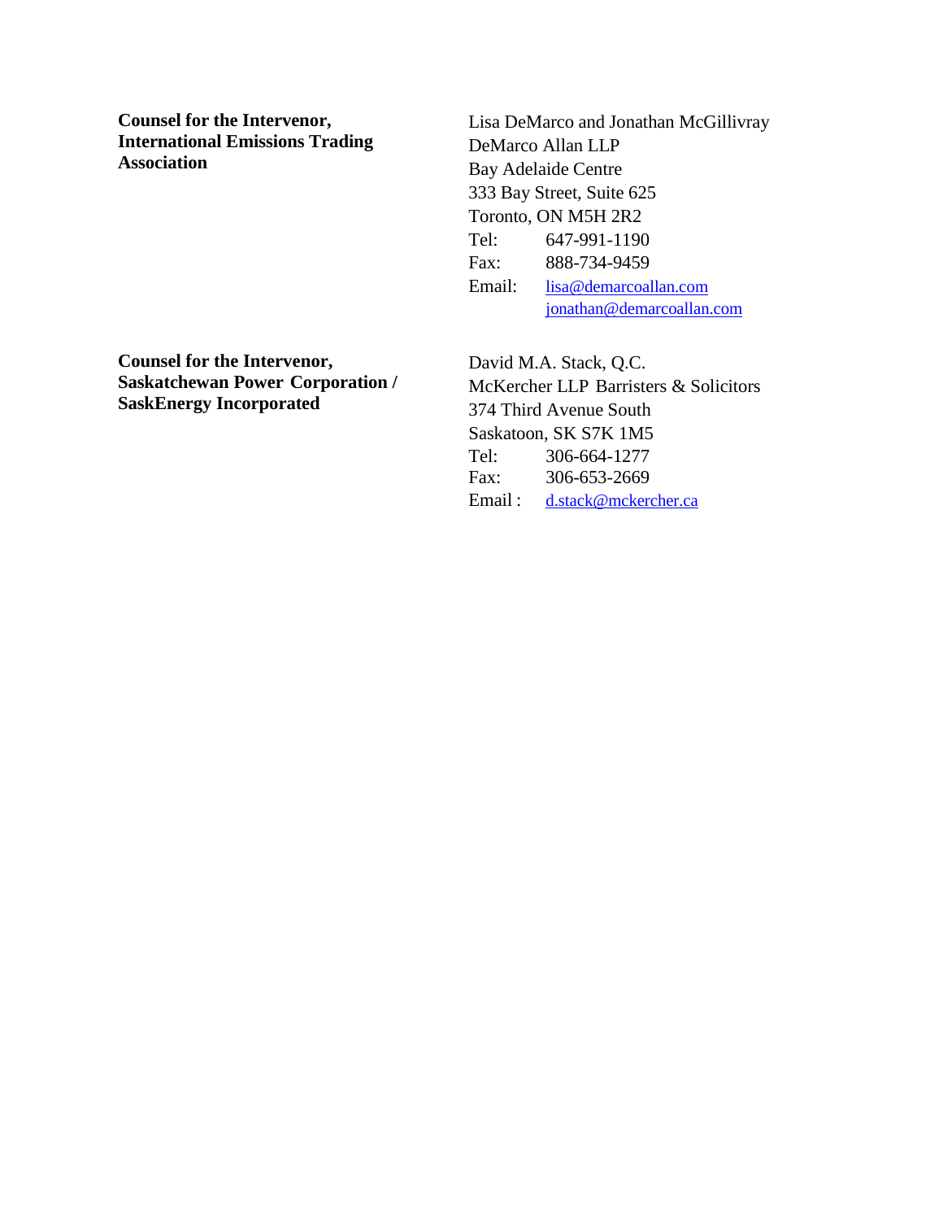**Counsel for the Intervenor, International Emissions Trading Association**

Lisa DeMarco and Jonathan McGillivray
DeMarco Allan LLP
Bay Adelaide Centre
333 Bay Street, Suite 625
Toronto, ON M5H 2R2
Tel: 647-991-1190
Fax: 888-734-9459
Email: lisa@demarcoallan.com
jonathan@demarcoallan.com

**Counsel for the Intervenor, Saskatchewan Power Corporation / SaskEnergy Incorporated**

David M.A. Stack, Q.C.
McKercher LLP Barristers & Solicitors
374 Third Avenue South
Saskatoon, SK S7K 1M5
Tel: 306-664-1277
Fax: 306-653-2669
Email : d.stack@mckercher.ca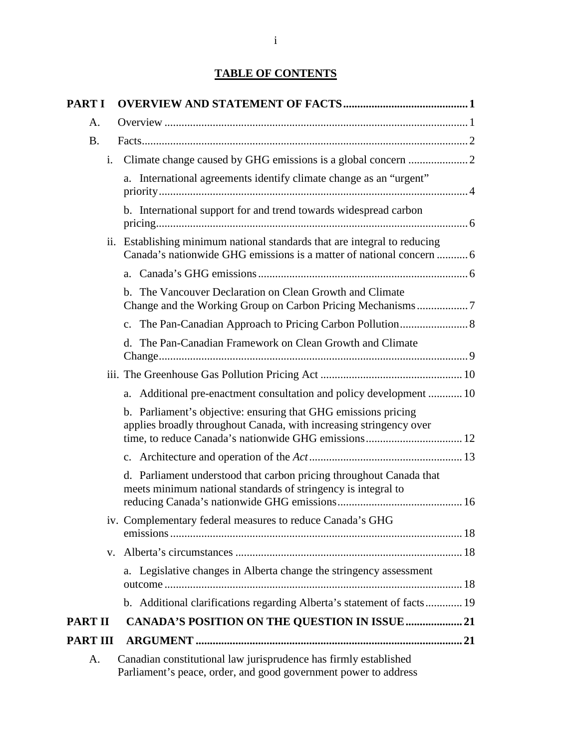## TABLE OF CONTENTS

**PART I OVERVIEW AND STATEMENT OF FACTS ........................................... 1**

A. Overview ........................................................................................................... 1

B. Facts.................................................................................................................. 2

i. Climate change caused by GHG emissions is a global concern ..................... 2

a. International agreements identify climate change as an "urgent" priority............................................................................................................ 4

b. International support for and trend towards widespread carbon pricing............................................................................................................. 6

ii. Establishing minimum national standards that are integral to reducing Canada's nationwide GHG emissions is a matter of national concern ........... 6

a. Canada's GHG emissions.......................................................................... 6

b. The Vancouver Declaration on Clean Growth and Climate Change and the Working Group on Carbon Pricing Mechanisms.................. 7

c. The Pan-Canadian Approach to Pricing Carbon Pollution........................ 8

d. The Pan-Canadian Framework on Clean Growth and Climate Change............................................................................................................ 9

iii. The Greenhouse Gas Pollution Pricing Act .................................................. 10

a. Additional pre-enactment consultation and policy development ............ 10

b. Parliament's objective: ensuring that GHG emissions pricing applies broadly throughout Canada, with increasing stringency over time, to reduce Canada's nationwide GHG emissions.................................. 12

c. Architecture and operation of the *Act*...................................................... 13

d. Parliament understood that carbon pricing throughout Canada that meets minimum national standards of stringency is integral to reducing Canada's nationwide GHG emissions............................................ 16

iv. Complementary federal measures to reduce Canada's GHG emissions....................................................................................................... 18

v. Alberta's circumstances ................................................................................ 18

a. Legislative changes in Alberta change the stringency assessment outcome......................................................................................................... 18

b. Additional clarifications regarding Alberta's statement of facts............. 19

**PART II CANADA'S POSITION ON THE QUESTION IN ISSUE.................... 21**

**PART III ARGUMENT ............................................................................................. 21**

A. Canadian constitutional law jurisprudence has firmly established Parliament's peace, order, and good government power to address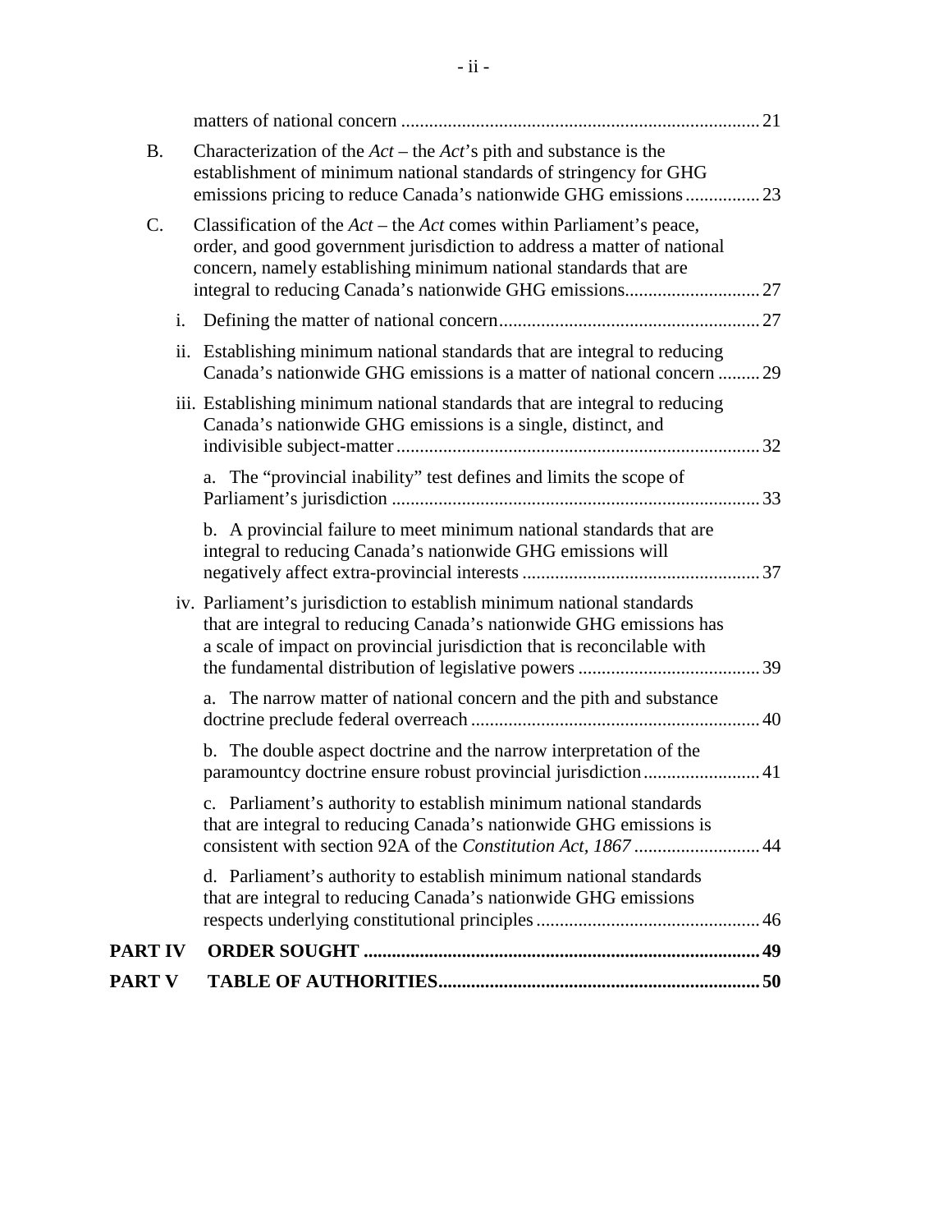matters of national concern ............................................................................ 21

B. Characterization of the *Act* – the *Act*'s pith and substance is the establishment of minimum national standards of stringency for GHG emissions pricing to reduce Canada's nationwide GHG emissions ................ 23

C. Classification of the *Act* – the *Act* comes within Parliament's peace, order, and good government jurisdiction to address a matter of national concern, namely establishing minimum national standards that are integral to reducing Canada's nationwide GHG emissions............................. 27

i. Defining the matter of national concern........................................................ 27

ii. Establishing minimum national standards that are integral to reducing Canada's nationwide GHG emissions is a matter of national concern ......... 29

iii. Establishing minimum national standards that are integral to reducing Canada's nationwide GHG emissions is a single, distinct, and indivisible subject-matter ............................................................................. 32

a. The "provincial inability" test defines and limits the scope of Parliament's jurisdiction .............................................................................. 33

b. A provincial failure to meet minimum national standards that are integral to reducing Canada's nationwide GHG emissions will negatively affect extra-provincial interests .................................................. 37

iv. Parliament's jurisdiction to establish minimum national standards that are integral to reducing Canada's nationwide GHG emissions has a scale of impact on provincial jurisdiction that is reconcilable with the fundamental distribution of legislative powers ....................................... 39

a. The narrow matter of national concern and the pith and substance doctrine preclude federal overreach .............................................................. 40

b. The double aspect doctrine and the narrow interpretation of the paramountcy doctrine ensure robust provincial jurisdiction......................... 41

c. Parliament's authority to establish minimum national standards that are integral to reducing Canada's nationwide GHG emissions is consistent with section 92A of the *Constitution Act, 1867* ........................... 44

d. Parliament's authority to establish minimum national standards that are integral to reducing Canada's nationwide GHG emissions respects underlying constitutional principles ................................................ 46

**PART IV ORDER SOUGHT ..................................................................................... 49**

**PART V TABLE OF AUTHORITIES..................................................................... 50**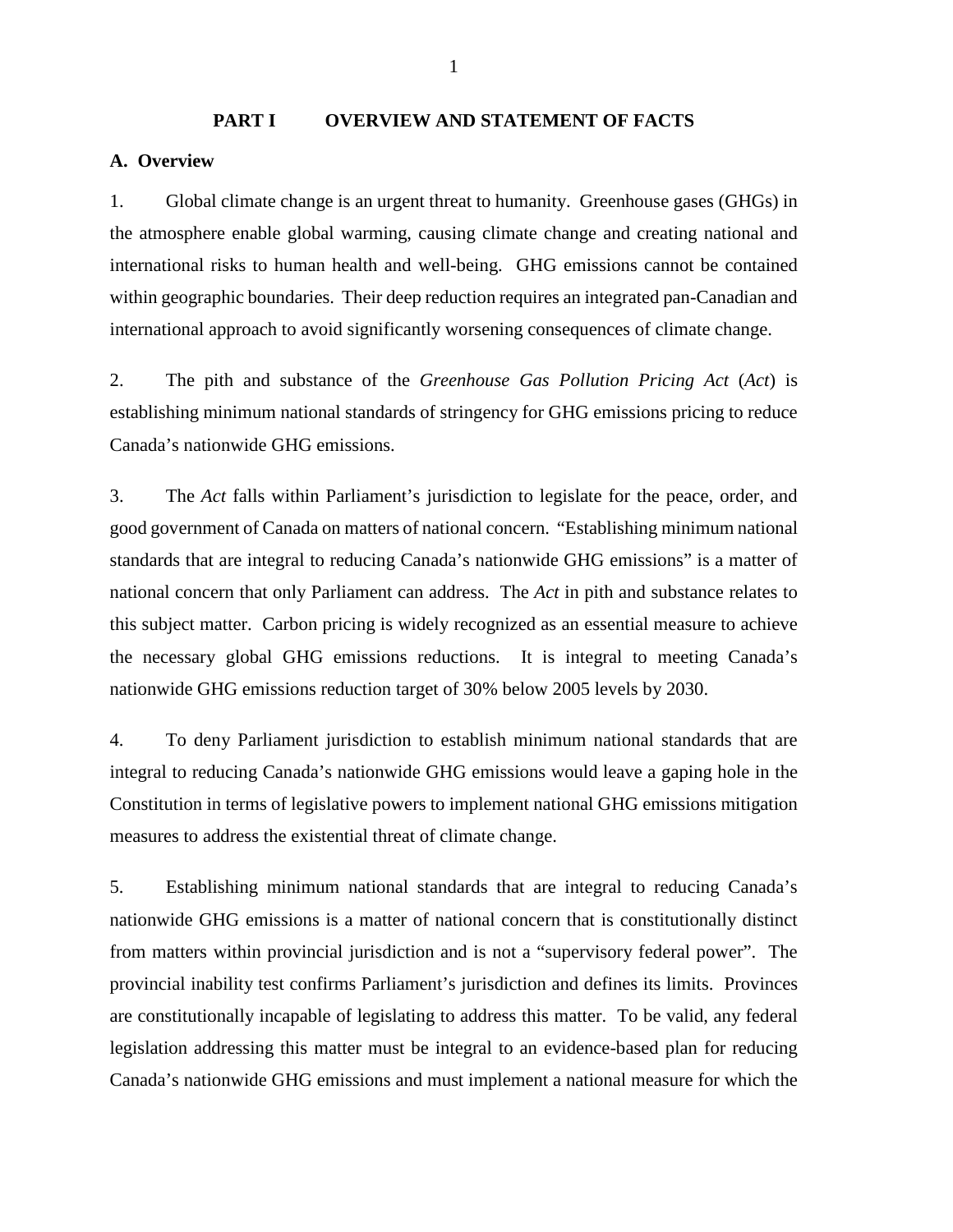## PART I OVERVIEW AND STATEMENT OF FACTS

### A. Overview

1. Global climate change is an urgent threat to humanity. Greenhouse gases (GHGs) in the atmosphere enable global warming, causing climate change and creating national and international risks to human health and well-being. GHG emissions cannot be contained within geographic boundaries. Their deep reduction requires an integrated pan-Canadian and international approach to avoid significantly worsening consequences of climate change.

2. The pith and substance of the *Greenhouse Gas Pollution Pricing Act* (*Act*) is establishing minimum national standards of stringency for GHG emissions pricing to reduce Canada's nationwide GHG emissions.

3. The *Act* falls within Parliament's jurisdiction to legislate for the peace, order, and good government of Canada on matters of national concern. "Establishing minimum national standards that are integral to reducing Canada's nationwide GHG emissions" is a matter of national concern that only Parliament can address. The *Act* in pith and substance relates to this subject matter. Carbon pricing is widely recognized as an essential measure to achieve the necessary global GHG emissions reductions. It is integral to meeting Canada's nationwide GHG emissions reduction target of 30% below 2005 levels by 2030.

4. To deny Parliament jurisdiction to establish minimum national standards that are integral to reducing Canada's nationwide GHG emissions would leave a gaping hole in the Constitution in terms of legislative powers to implement national GHG emissions mitigation measures to address the existential threat of climate change.

5. Establishing minimum national standards that are integral to reducing Canada's nationwide GHG emissions is a matter of national concern that is constitutionally distinct from matters within provincial jurisdiction and is not a "supervisory federal power". The provincial inability test confirms Parliament's jurisdiction and defines its limits. Provinces are constitutionally incapable of legislating to address this matter. To be valid, any federal legislation addressing this matter must be integral to an evidence-based plan for reducing Canada's nationwide GHG emissions and must implement a national measure for which the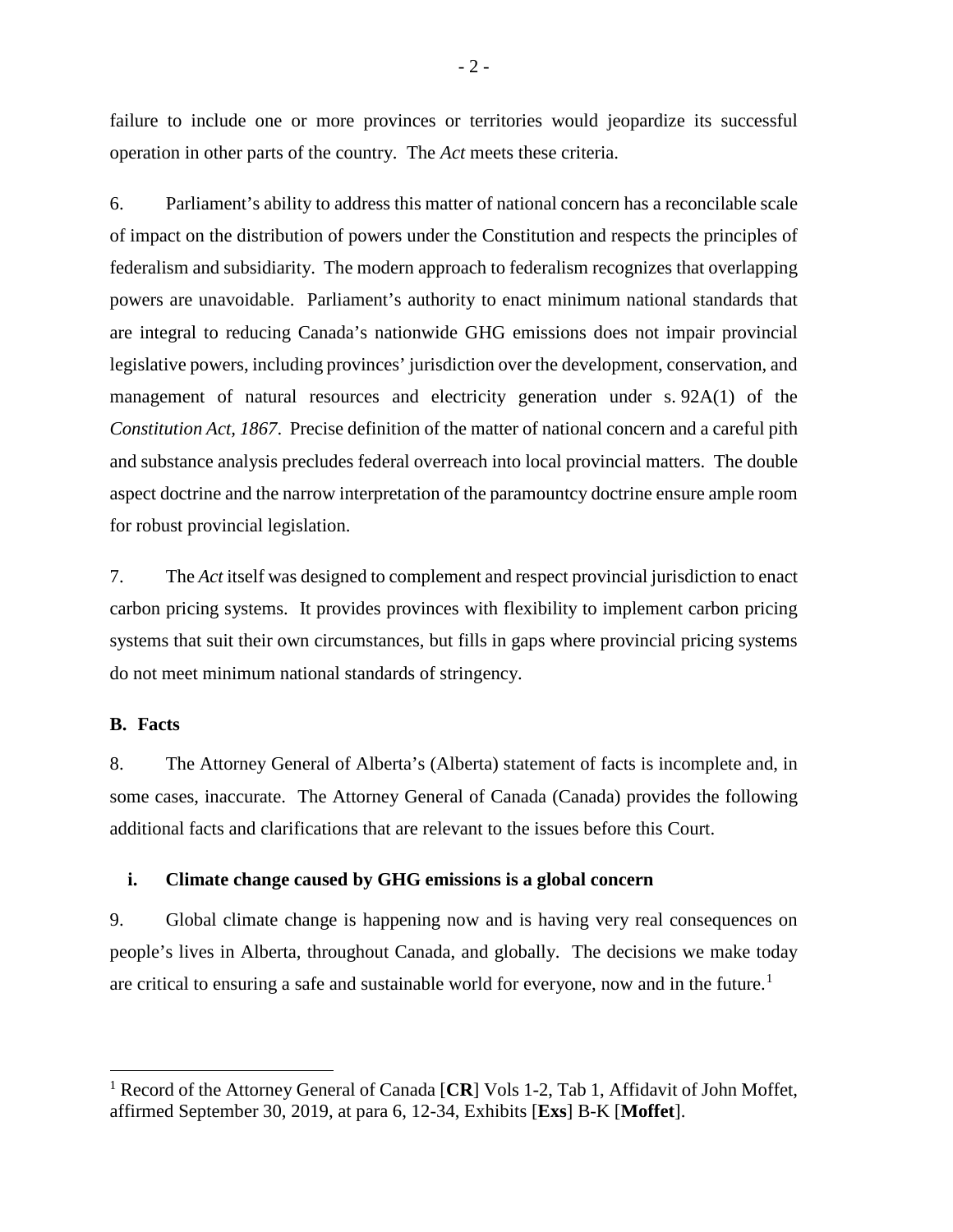failure to include one or more provinces or territories would jeopardize its successful operation in other parts of the country. The *Act* meets these criteria.

6. Parliament's ability to address this matter of national concern has a reconcilable scale of impact on the distribution of powers under the Constitution and respects the principles of federalism and subsidiarity. The modern approach to federalism recognizes that overlapping powers are unavoidable. Parliament's authority to enact minimum national standards that are integral to reducing Canada's nationwide GHG emissions does not impair provincial legislative powers, including provinces' jurisdiction over the development, conservation, and management of natural resources and electricity generation under s. 92A(1) of the *Constitution Act, 1867*. Precise definition of the matter of national concern and a careful pith and substance analysis precludes federal overreach into local provincial matters. The double aspect doctrine and the narrow interpretation of the paramountcy doctrine ensure ample room for robust provincial legislation.

7. The *Act* itself was designed to complement and respect provincial jurisdiction to enact carbon pricing systems. It provides provinces with flexibility to implement carbon pricing systems that suit their own circumstances, but fills in gaps where provincial pricing systems do not meet minimum national standards of stringency.

### B. Facts

8. The Attorney General of Alberta's (Alberta) statement of facts is incomplete and, in some cases, inaccurate. The Attorney General of Canada (Canada) provides the following additional facts and clarifications that are relevant to the issues before this Court.

#### i. Climate change caused by GHG emissions is a global concern

9. Global climate change is happening now and is having very real consequences on people's lives in Alberta, throughout Canada, and globally. The decisions we make today are critical to ensuring a safe and sustainable world for everyone, now and in the future.[1]

---

[1] Record of the Attorney General of Canada [**CR**] Vols 1-2, Tab 1, Affidavit of John Moffet, affirmed September 30, 2019, at para 6, 12-34, Exhibits [**Exs**] B-K [**Moffet**].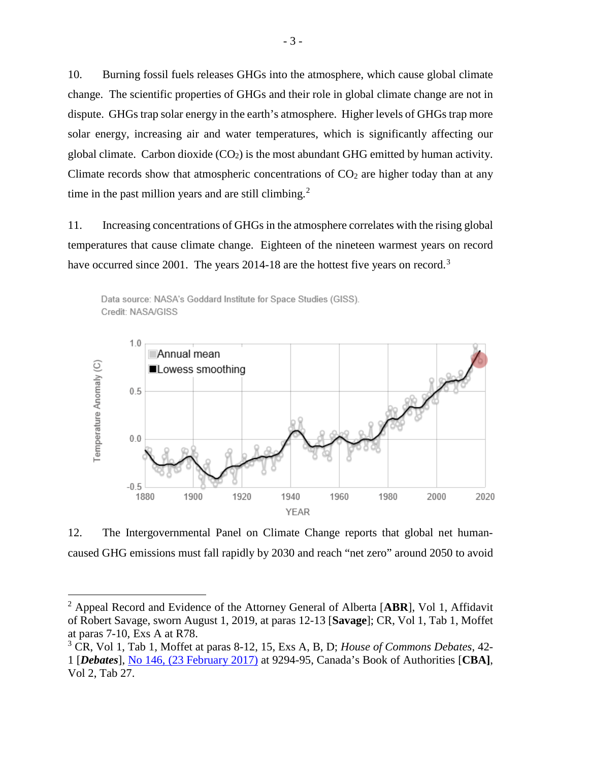10. Burning fossil fuels releases GHGs into the atmosphere, which cause global climate change. The scientific properties of GHGs and their role in global climate change are not in dispute. GHGs trap solar energy in the earth's atmosphere. Higher levels of GHGs trap more solar energy, increasing air and water temperatures, which is significantly affecting our global climate. Carbon dioxide ($CO_2$) is the most abundant GHG emitted by human activity. Climate records show that atmospheric concentrations of $CO_2$ are higher today than at any time in the past million years and are still climbing.[2]

11. Increasing concentrations of GHGs in the atmosphere correlates with the rising global temperatures that cause climate change. Eighteen of the nineteen warmest years on record have occurred since 2001. The years 2014-18 are the hottest five years on record.[3]

Data source: NASA's Goddard Institute for Space Studies (GISS).
Credit: NASA/GISS

12. The Intergovernmental Panel on Climate Change reports that global net human-caused GHG emissions must fall rapidly by 2030 and reach "net zero" around 2050 to avoid

---

[2] Appeal Record and Evidence of the Attorney General of Alberta [**ABR**], Vol 1, Affidavit of Robert Savage, sworn August 1, 2019, at paras 12-13 [**Savage**]; CR, Vol 1, Tab 1, Moffet at paras 7-10, Exs A at R78.

[3] CR, Vol 1, Tab 1, Moffet at paras 8-12, 15, Exs A, B, D; *House of Commons Debates*, 42-1 [***Debates***], No 146, (23 February 2017) at 9294-95, Canada's Book of Authorities [**CBA]**, Vol 2, Tab 27.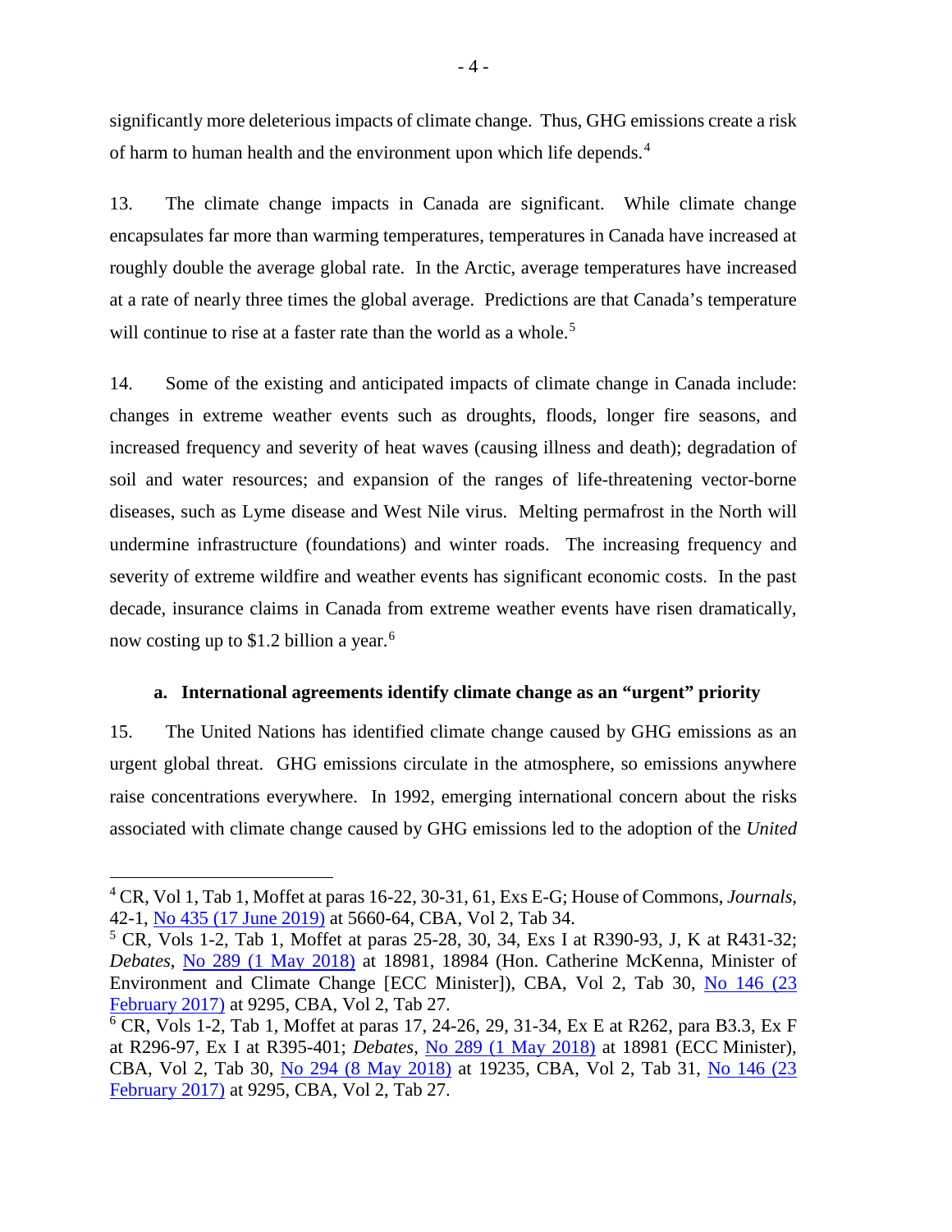significantly more deleterious impacts of climate change. Thus, GHG emissions create a risk of harm to human health and the environment upon which life depends.[4]

13. The climate change impacts in Canada are significant. While climate change encapsulates far more than warming temperatures, temperatures in Canada have increased at roughly double the average global rate. In the Arctic, average temperatures have increased at a rate of nearly three times the global average. Predictions are that Canada's temperature will continue to rise at a faster rate than the world as a whole.[5]

14. Some of the existing and anticipated impacts of climate change in Canada include: changes in extreme weather events such as droughts, floods, longer fire seasons, and increased frequency and severity of heat waves (causing illness and death); degradation of soil and water resources; and expansion of the ranges of life-threatening vector-borne diseases, such as Lyme disease and West Nile virus. Melting permafrost in the North will undermine infrastructure (foundations) and winter roads. The increasing frequency and severity of extreme wildfire and weather events has significant economic costs. In the past decade, insurance claims in Canada from extreme weather events have risen dramatically, now costing up to $1.2 billion a year.[6]

#### a. International agreements identify climate change as an "urgent" priority

15. The United Nations has identified climate change caused by GHG emissions as an urgent global threat. GHG emissions circulate in the atmosphere, so emissions anywhere raise concentrations everywhere. In 1992, emerging international concern about the risks associated with climate change caused by GHG emissions led to the adoption of the *United*

---

[4] CR, Vol 1, Tab 1, Moffet at paras 16-22, 30-31, 61, Exs E-G; House of Commons, *Journals*, 42-1, No 435 (17 June 2019) at 5660-64, CBA, Vol 2, Tab 34.

[5] CR, Vols 1-2, Tab 1, Moffet at paras 25-28, 30, 34, Exs I at R390-93, J, K at R431-32; *Debates*, No 289 (1 May 2018) at 18981, 18984 (Hon. Catherine McKenna, Minister of Environment and Climate Change [ECC Minister]), CBA, Vol 2, Tab 30, No 146 (23 February 2017) at 9295, CBA, Vol 2, Tab 27.

[6] CR, Vols 1-2, Tab 1, Moffet at paras 17, 24-26, 29, 31-34, Ex E at R262, para B3.3, Ex F at R296-97, Ex I at R395-401; *Debates*, No 289 (1 May 2018) at 18981 (ECC Minister), CBA, Vol 2, Tab 30, No 294 (8 May 2018) at 19235, CBA, Vol 2, Tab 31, No 146 (23 February 2017) at 9295, CBA, Vol 2, Tab 27.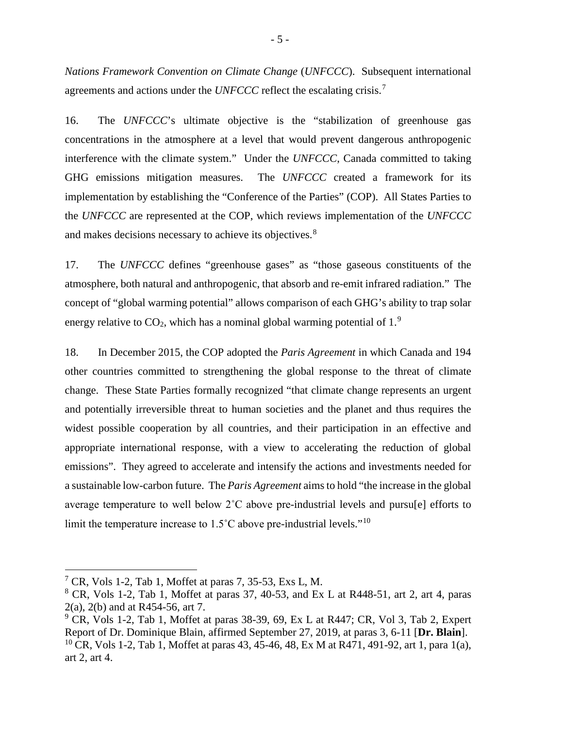*Nations Framework Convention on Climate Change* (*UNFCCC*). Subsequent international agreements and actions under the *UNFCCC* reflect the escalating crisis.[7]

16. The *UNFCCC*'s ultimate objective is the "stabilization of greenhouse gas concentrations in the atmosphere at a level that would prevent dangerous anthropogenic interference with the climate system." Under the *UNFCCC*, Canada committed to taking GHG emissions mitigation measures. The *UNFCCC* created a framework for its implementation by establishing the "Conference of the Parties" (COP). All States Parties to the *UNFCCC* are represented at the COP, which reviews implementation of the *UNFCCC* and makes decisions necessary to achieve its objectives.[8]

17. The *UNFCCC* defines "greenhouse gases" as "those gaseous constituents of the atmosphere, both natural and anthropogenic, that absorb and re-emit infrared radiation." The concept of "global warming potential" allows comparison of each GHG's ability to trap solar energy relative to $CO_2$, which has a nominal global warming potential of 1.[9]

18. In December 2015, the COP adopted the *Paris Agreement* in which Canada and 194 other countries committed to strengthening the global response to the threat of climate change. These State Parties formally recognized "that climate change represents an urgent and potentially irreversible threat to human societies and the planet and thus requires the widest possible cooperation by all countries, and their participation in an effective and appropriate international response, with a view to accelerating the reduction of global emissions". They agreed to accelerate and intensify the actions and investments needed for a sustainable low-carbon future. The *Paris Agreement* aims to hold "the increase in the global average temperature to well below 2˚C above pre-industrial levels and pursu[e] efforts to limit the temperature increase to 1.5˚C above pre-industrial levels."[10]

---

[7] CR, Vols 1-2, Tab 1, Moffet at paras 7, 35-53, Exs L, M.

[8] CR, Vols 1-2, Tab 1, Moffet at paras 37, 40-53, and Ex L at R448-51, art 2, art 4, paras 2(a), 2(b) and at R454-56, art 7.

[9] CR, Vols 1-2, Tab 1, Moffet at paras 38-39, 69, Ex L at R447; CR, Vol 3, Tab 2, Expert Report of Dr. Dominique Blain, affirmed September 27, 2019, at paras 3, 6-11 [**Dr. Blain**].

[10] CR, Vols 1-2, Tab 1, Moffet at paras 43, 45-46, 48, Ex M at R471, 491-92, art 1, para 1(a), art 2, art 4.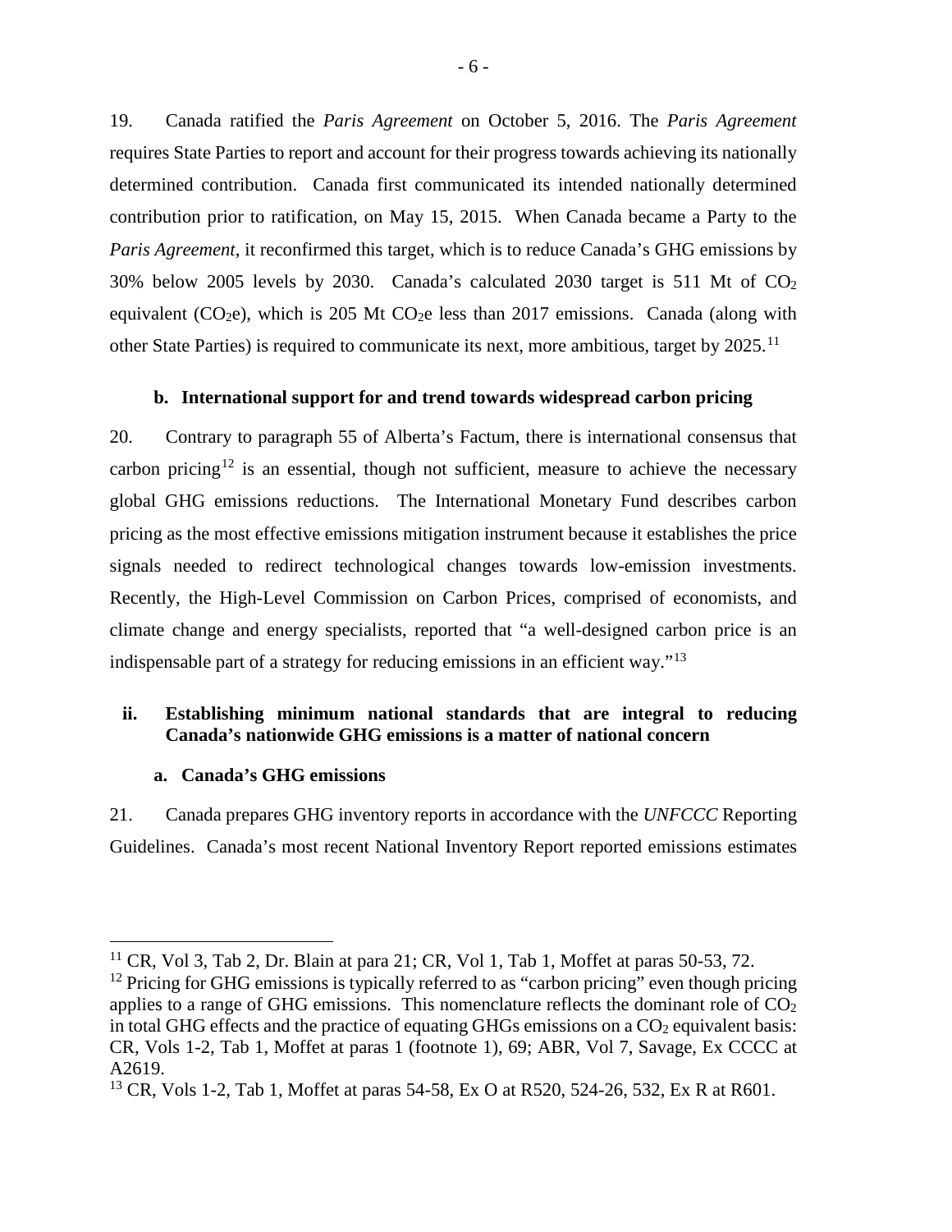19. Canada ratified the *Paris Agreement* on October 5, 2016. The *Paris Agreement* requires State Parties to report and account for their progress towards achieving its nationally determined contribution. Canada first communicated its intended nationally determined contribution prior to ratification, on May 15, 2015. When Canada became a Party to the *Paris Agreement*, it reconfirmed this target, which is to reduce Canada's GHG emissions by 30% below 2005 levels by 2030. Canada's calculated 2030 target is 511 Mt of $CO_2$ equivalent ($CO_2$e), which is 205 Mt $CO_2$e less than 2017 emissions. Canada (along with other State Parties) is required to communicate its next, more ambitious, target by 2025.[11]

#### b. International support for and trend towards widespread carbon pricing

20. Contrary to paragraph 55 of Alberta's Factum, there is international consensus that carbon pricing[12] is an essential, though not sufficient, measure to achieve the necessary global GHG emissions reductions. The International Monetary Fund describes carbon pricing as the most effective emissions mitigation instrument because it establishes the price signals needed to redirect technological changes towards low-emission investments. Recently, the High-Level Commission on Carbon Prices, comprised of economists, and climate change and energy specialists, reported that "a well-designed carbon price is an indispensable part of a strategy for reducing emissions in an efficient way."[13]

### ii. Establishing minimum national standards that are integral to reducing Canada's nationwide GHG emissions is a matter of national concern

#### a. Canada's GHG emissions

21. Canada prepares GHG inventory reports in accordance with the *UNFCCC* Reporting Guidelines. Canada's most recent National Inventory Report reported emissions estimates

---

[11] CR, Vol 3, Tab 2, Dr. Blain at para 21; CR, Vol 1, Tab 1, Moffet at paras 50-53, 72.

[12] Pricing for GHG emissions is typically referred to as "carbon pricing" even though pricing applies to a range of GHG emissions. This nomenclature reflects the dominant role of $CO_2$ in total GHG effects and the practice of equating GHGs emissions on a $CO_2$ equivalent basis: CR, Vols 1-2, Tab 1, Moffet at paras 1 (footnote 1), 69; ABR, Vol 7, Savage, Ex CCCC at A2619.

[13] CR, Vols 1-2, Tab 1, Moffet at paras 54-58, Ex O at R520, 524-26, 532, Ex R at R601.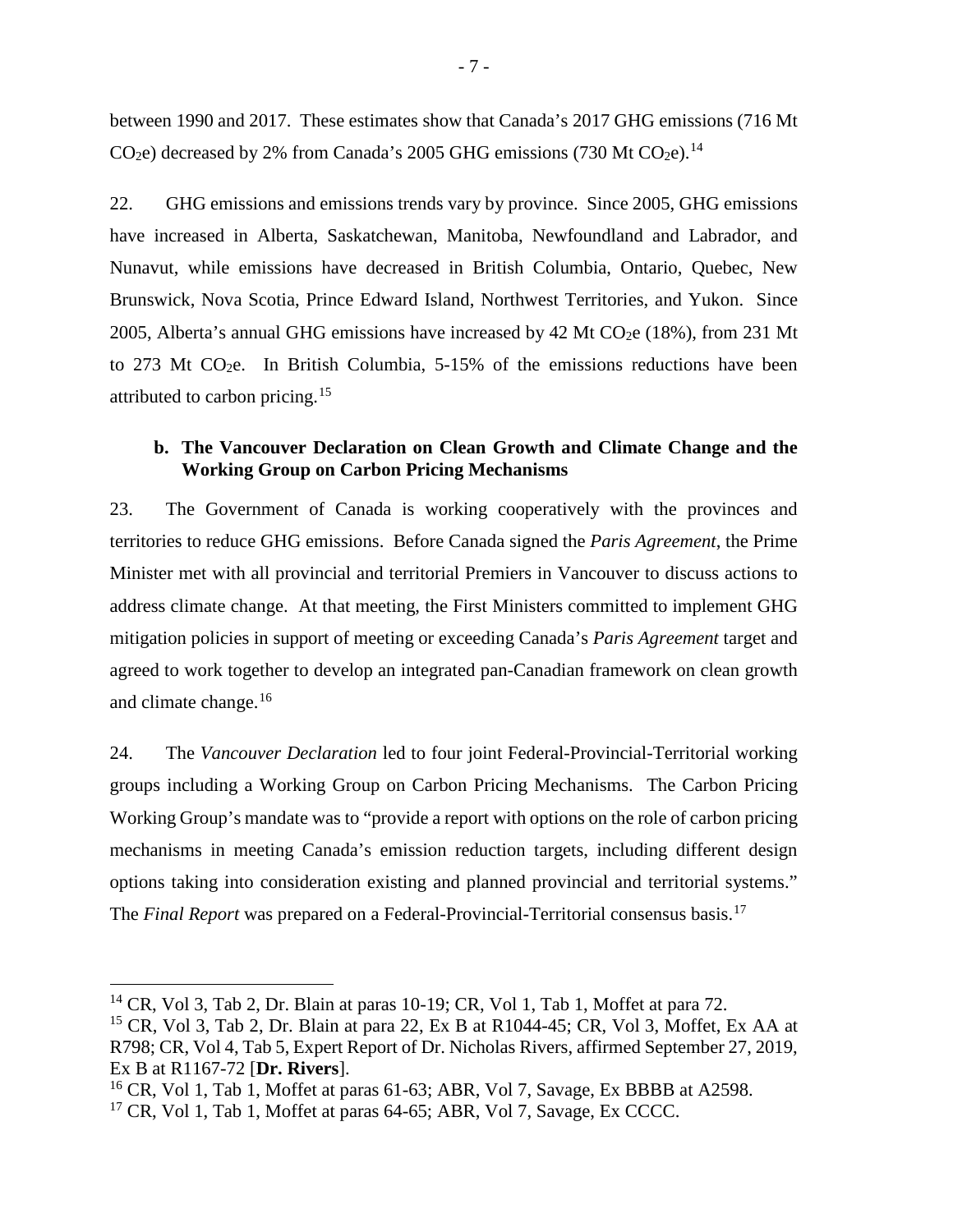between 1990 and 2017. These estimates show that Canada's 2017 GHG emissions (716 Mt $CO_2$e) decreased by 2% from Canada's 2005 GHG emissions (730 Mt $CO_2$e).[14]

22. GHG emissions and emissions trends vary by province. Since 2005, GHG emissions have increased in Alberta, Saskatchewan, Manitoba, Newfoundland and Labrador, and Nunavut, while emissions have decreased in British Columbia, Ontario, Quebec, New Brunswick, Nova Scotia, Prince Edward Island, Northwest Territories, and Yukon. Since 2005, Alberta's annual GHG emissions have increased by 42 Mt $CO_2$e (18%), from 231 Mt to 273 Mt $CO_2$e. In British Columbia, 5-15% of the emissions reductions have been attributed to carbon pricing.[15]

### b. The Vancouver Declaration on Clean Growth and Climate Change and the Working Group on Carbon Pricing Mechanisms

23. The Government of Canada is working cooperatively with the provinces and territories to reduce GHG emissions. Before Canada signed the *Paris Agreement*, the Prime Minister met with all provincial and territorial Premiers in Vancouver to discuss actions to address climate change. At that meeting, the First Ministers committed to implement GHG mitigation policies in support of meeting or exceeding Canada's *Paris Agreement* target and agreed to work together to develop an integrated pan-Canadian framework on clean growth and climate change.[16]

24. The *Vancouver Declaration* led to four joint Federal-Provincial-Territorial working groups including a Working Group on Carbon Pricing Mechanisms. The Carbon Pricing Working Group's mandate was to "provide a report with options on the role of carbon pricing mechanisms in meeting Canada's emission reduction targets, including different design options taking into consideration existing and planned provincial and territorial systems." The *Final Report* was prepared on a Federal-Provincial-Territorial consensus basis.[17]

---

[14] CR, Vol 3, Tab 2, Dr. Blain at paras 10-19; CR, Vol 1, Tab 1, Moffet at para 72.

[15] CR, Vol 3, Tab 2, Dr. Blain at para 22, Ex B at R1044-45; CR, Vol 3, Moffet, Ex AA at R798; CR, Vol 4, Tab 5, Expert Report of Dr. Nicholas Rivers, affirmed September 27, 2019, Ex B at R1167-72 [**Dr. Rivers**].

[16] CR, Vol 1, Tab 1, Moffet at paras 61-63; ABR, Vol 7, Savage, Ex BBBB at A2598.

[17] CR, Vol 1, Tab 1, Moffet at paras 64-65; ABR, Vol 7, Savage, Ex CCCC.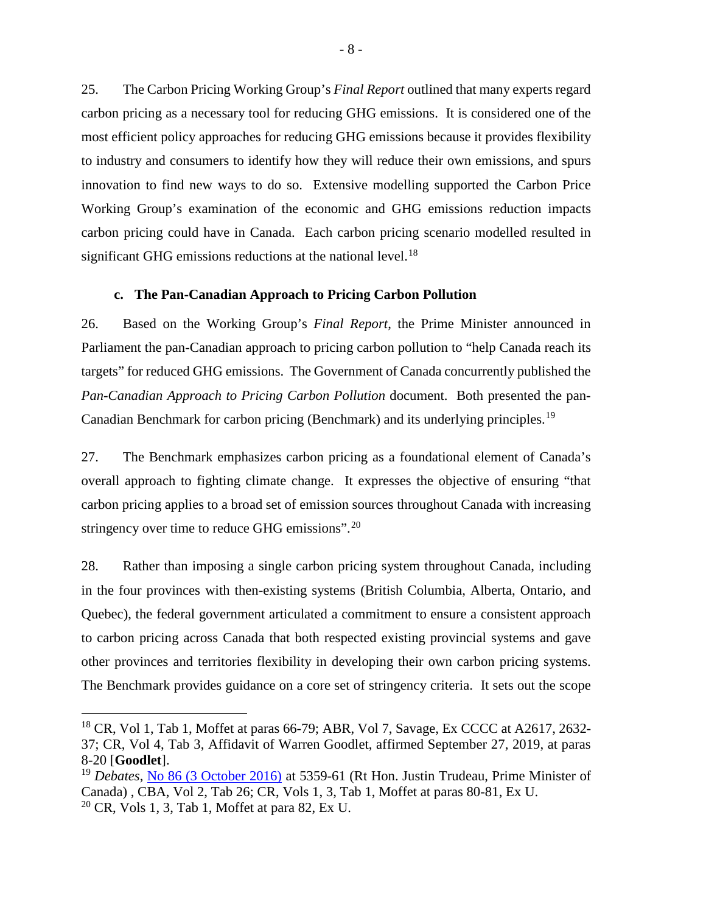25. The Carbon Pricing Working Group's *Final Report* outlined that many experts regard carbon pricing as a necessary tool for reducing GHG emissions. It is considered one of the most efficient policy approaches for reducing GHG emissions because it provides flexibility to industry and consumers to identify how they will reduce their own emissions, and spurs innovation to find new ways to do so. Extensive modelling supported the Carbon Price Working Group's examination of the economic and GHG emissions reduction impacts carbon pricing could have in Canada. Each carbon pricing scenario modelled resulted in significant GHG emissions reductions at the national level.[18]

### c. The Pan-Canadian Approach to Pricing Carbon Pollution

26. Based on the Working Group's *Final Report*, the Prime Minister announced in Parliament the pan-Canadian approach to pricing carbon pollution to "help Canada reach its targets" for reduced GHG emissions. The Government of Canada concurrently published the *Pan-Canadian Approach to Pricing Carbon Pollution* document. Both presented the pan-Canadian Benchmark for carbon pricing (Benchmark) and its underlying principles.[19]

27. The Benchmark emphasizes carbon pricing as a foundational element of Canada's overall approach to fighting climate change. It expresses the objective of ensuring "that carbon pricing applies to a broad set of emission sources throughout Canada with increasing stringency over time to reduce GHG emissions".[20]

28. Rather than imposing a single carbon pricing system throughout Canada, including in the four provinces with then-existing systems (British Columbia, Alberta, Ontario, and Quebec), the federal government articulated a commitment to ensure a consistent approach to carbon pricing across Canada that both respected existing provincial systems and gave other provinces and territories flexibility in developing their own carbon pricing systems. The Benchmark provides guidance on a core set of stringency criteria. It sets out the scope

---

[18] CR, Vol 1, Tab 1, Moffet at paras 66-79; ABR, Vol 7, Savage, Ex CCCC at A2617, 2632-37; CR, Vol 4, Tab 3, Affidavit of Warren Goodlet, affirmed September 27, 2019, at paras 8-20 [**Goodlet**].

[19] *Debates*, No 86 (3 October 2016) at 5359-61 (Rt Hon. Justin Trudeau, Prime Minister of Canada) , CBA, Vol 2, Tab 26; CR, Vols 1, 3, Tab 1, Moffet at paras 80-81, Ex U.

[20] CR, Vols 1, 3, Tab 1, Moffet at para 82, Ex U.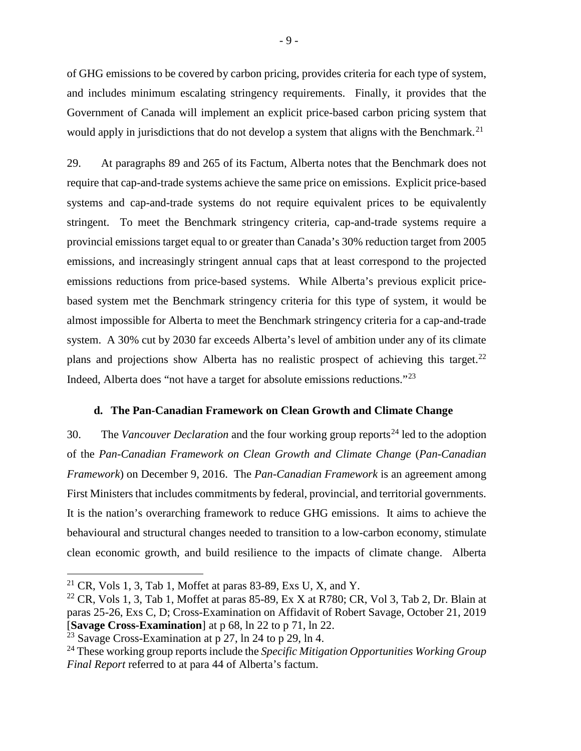of GHG emissions to be covered by carbon pricing, provides criteria for each type of system, and includes minimum escalating stringency requirements. Finally, it provides that the Government of Canada will implement an explicit price-based carbon pricing system that would apply in jurisdictions that do not develop a system that aligns with the Benchmark.[21]

29. At paragraphs 89 and 265 of its Factum, Alberta notes that the Benchmark does not require that cap-and-trade systems achieve the same price on emissions. Explicit price-based systems and cap-and-trade systems do not require equivalent prices to be equivalently stringent. To meet the Benchmark stringency criteria, cap-and-trade systems require a provincial emissions target equal to or greater than Canada's 30% reduction target from 2005 emissions, and increasingly stringent annual caps that at least correspond to the projected emissions reductions from price-based systems. While Alberta's previous explicit price-based system met the Benchmark stringency criteria for this type of system, it would be almost impossible for Alberta to meet the Benchmark stringency criteria for a cap-and-trade system. A 30% cut by 2030 far exceeds Alberta's level of ambition under any of its climate plans and projections show Alberta has no realistic prospect of achieving this target.[22] Indeed, Alberta does "not have a target for absolute emissions reductions."[23]

### d. The Pan-Canadian Framework on Clean Growth and Climate Change

30. The *Vancouver Declaration* and the four working group reports[24] led to the adoption of the *Pan-Canadian Framework on Clean Growth and Climate Change* (*Pan-Canadian Framework*) on December 9, 2016. The *Pan-Canadian Framework* is an agreement among First Ministers that includes commitments by federal, provincial, and territorial governments. It is the nation's overarching framework to reduce GHG emissions. It aims to achieve the behavioural and structural changes needed to transition to a low-carbon economy, stimulate clean economic growth, and build resilience to the impacts of climate change. Alberta

---

[21] CR, Vols 1, 3, Tab 1, Moffet at paras 83-89, Exs U, X, and Y.

[22] CR, Vols 1, 3, Tab 1, Moffet at paras 85-89, Ex X at R780; CR, Vol 3, Tab 2, Dr. Blain at paras 25-26, Exs C, D; Cross-Examination on Affidavit of Robert Savage, October 21, 2019 [**Savage Cross-Examination**] at p 68, ln 22 to p 71, ln 22.

[23] Savage Cross-Examination at p 27, ln 24 to p 29, ln 4.

[24] These working group reports include the *Specific Mitigation Opportunities Working Group Final Report* referred to at para 44 of Alberta's factum.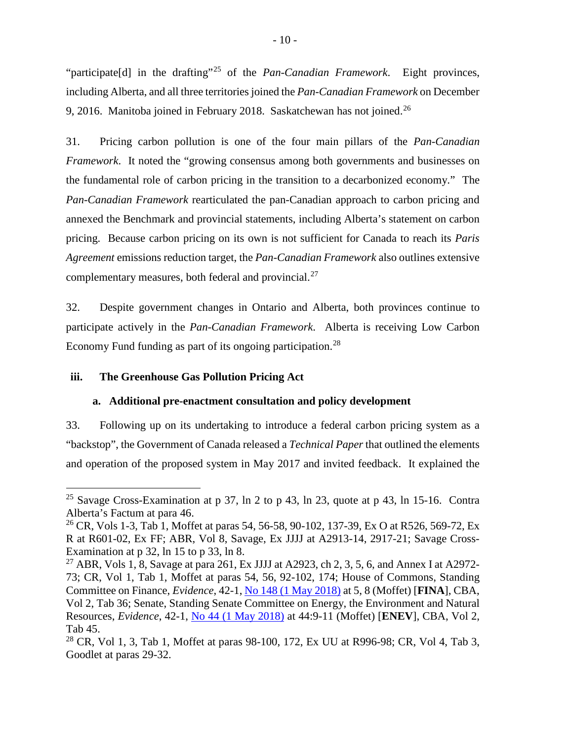"participate[d] in the drafting"[25] of the *Pan-Canadian Framework*. Eight provinces, including Alberta, and all three territories joined the *Pan-Canadian Framework* on December 9, 2016. Manitoba joined in February 2018. Saskatchewan has not joined.[26]

31. Pricing carbon pollution is one of the four main pillars of the *Pan-Canadian Framework*. It noted the "growing consensus among both governments and businesses on the fundamental role of carbon pricing in the transition to a decarbonized economy." The *Pan-Canadian Framework* rearticulated the pan-Canadian approach to carbon pricing and annexed the Benchmark and provincial statements, including Alberta's statement on carbon pricing. Because carbon pricing on its own is not sufficient for Canada to reach its *Paris Agreement* emissions reduction target, the *Pan-Canadian Framework* also outlines extensive complementary measures, both federal and provincial.[27]

32. Despite government changes in Ontario and Alberta, both provinces continue to participate actively in the *Pan-Canadian Framework*. Alberta is receiving Low Carbon Economy Fund funding as part of its ongoing participation.[28]

### iii. The Greenhouse Gas Pollution Pricing Act

#### a. Additional pre-enactment consultation and policy development

33. Following up on its undertaking to introduce a federal carbon pricing system as a "backstop", the Government of Canada released a *Technical Paper* that outlined the elements and operation of the proposed system in May 2017 and invited feedback. It explained the

---

[25] Savage Cross-Examination at p 37, ln 2 to p 43, ln 23, quote at p 43, ln 15-16. Contra Alberta's Factum at para 46.

[26] CR, Vols 1-3, Tab 1, Moffet at paras 54, 56-58, 90-102, 137-39, Ex O at R526, 569-72, Ex R at R601-02, Ex FF; ABR, Vol 8, Savage, Ex JJJJ at A2913-14, 2917-21; Savage Cross-Examination at p 32, ln 15 to p 33, ln 8.

[27] ABR, Vols 1, 8, Savage at para 261, Ex JJJJ at A2923, ch 2, 3, 5, 6, and Annex I at A2972-73; CR, Vol 1, Tab 1, Moffet at paras 54, 56, 92-102, 174; House of Commons, Standing Committee on Finance, *Evidence*, 42-1, No 148 (1 May 2018) at 5, 8 (Moffet) [**FINA**], CBA, Vol 2, Tab 36; Senate, Standing Senate Committee on Energy, the Environment and Natural Resources, *Evidence*, 42-1, No 44 (1 May 2018) at 44:9-11 (Moffet) [**ENEV**], CBA, Vol 2, Tab 45.

[28] CR, Vol 1, 3, Tab 1, Moffet at paras 98-100, 172, Ex UU at R996-98; CR, Vol 4, Tab 3, Goodlet at paras 29-32.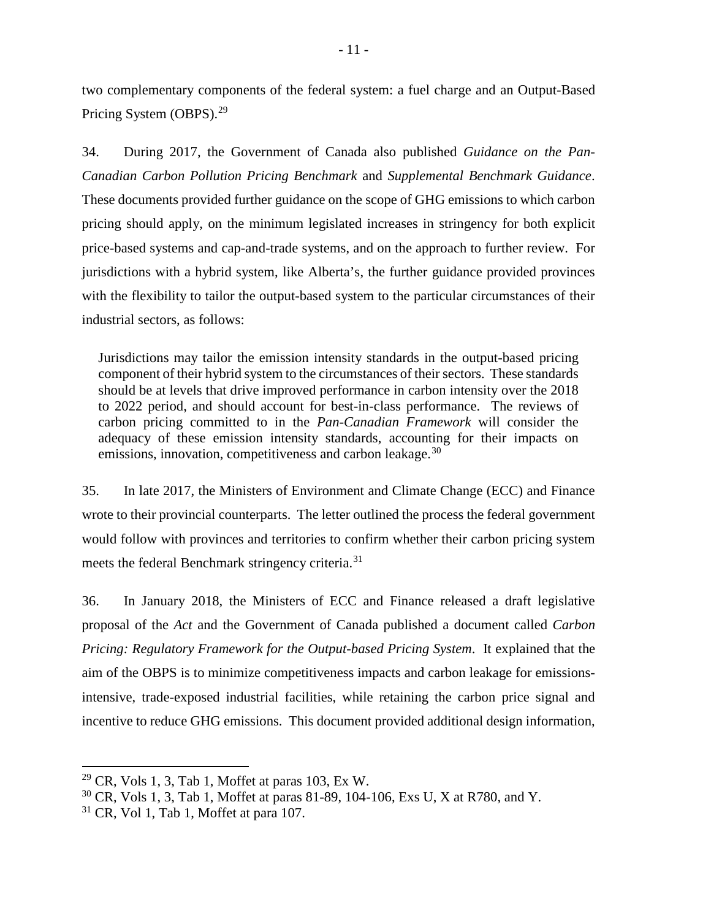two complementary components of the federal system: a fuel charge and an Output-Based Pricing System (OBPS).[29]

34. During 2017, the Government of Canada also published *Guidance on the Pan-Canadian Carbon Pollution Pricing Benchmark* and *Supplemental Benchmark Guidance*. These documents provided further guidance on the scope of GHG emissions to which carbon pricing should apply, on the minimum legislated increases in stringency for both explicit price-based systems and cap-and-trade systems, and on the approach to further review. For jurisdictions with a hybrid system, like Alberta's, the further guidance provided provinces with the flexibility to tailor the output-based system to the particular circumstances of their industrial sectors, as follows:

> Jurisdictions may tailor the emission intensity standards in the output-based pricing component of their hybrid system to the circumstances of their sectors. These standards should be at levels that drive improved performance in carbon intensity over the 2018 to 2022 period, and should account for best-in-class performance. The reviews of carbon pricing committed to in the *Pan-Canadian Framework* will consider the adequacy of these emission intensity standards, accounting for their impacts on emissions, innovation, competitiveness and carbon leakage.[30]

35. In late 2017, the Ministers of Environment and Climate Change (ECC) and Finance wrote to their provincial counterparts. The letter outlined the process the federal government would follow with provinces and territories to confirm whether their carbon pricing system meets the federal Benchmark stringency criteria.[31]

36. In January 2018, the Ministers of ECC and Finance released a draft legislative proposal of the *Act* and the Government of Canada published a document called *Carbon Pricing: Regulatory Framework for the Output-based Pricing System*. It explained that the aim of the OBPS is to minimize competitiveness impacts and carbon leakage for emissions-intensive, trade-exposed industrial facilities, while retaining the carbon price signal and incentive to reduce GHG emissions. This document provided additional design information,

---

[29] CR, Vols 1, 3, Tab 1, Moffet at paras 103, Ex W.

[30] CR, Vols 1, 3, Tab 1, Moffet at paras 81-89, 104-106, Exs U, X at R780, and Y.

[31] CR, Vol 1, Tab 1, Moffet at para 107.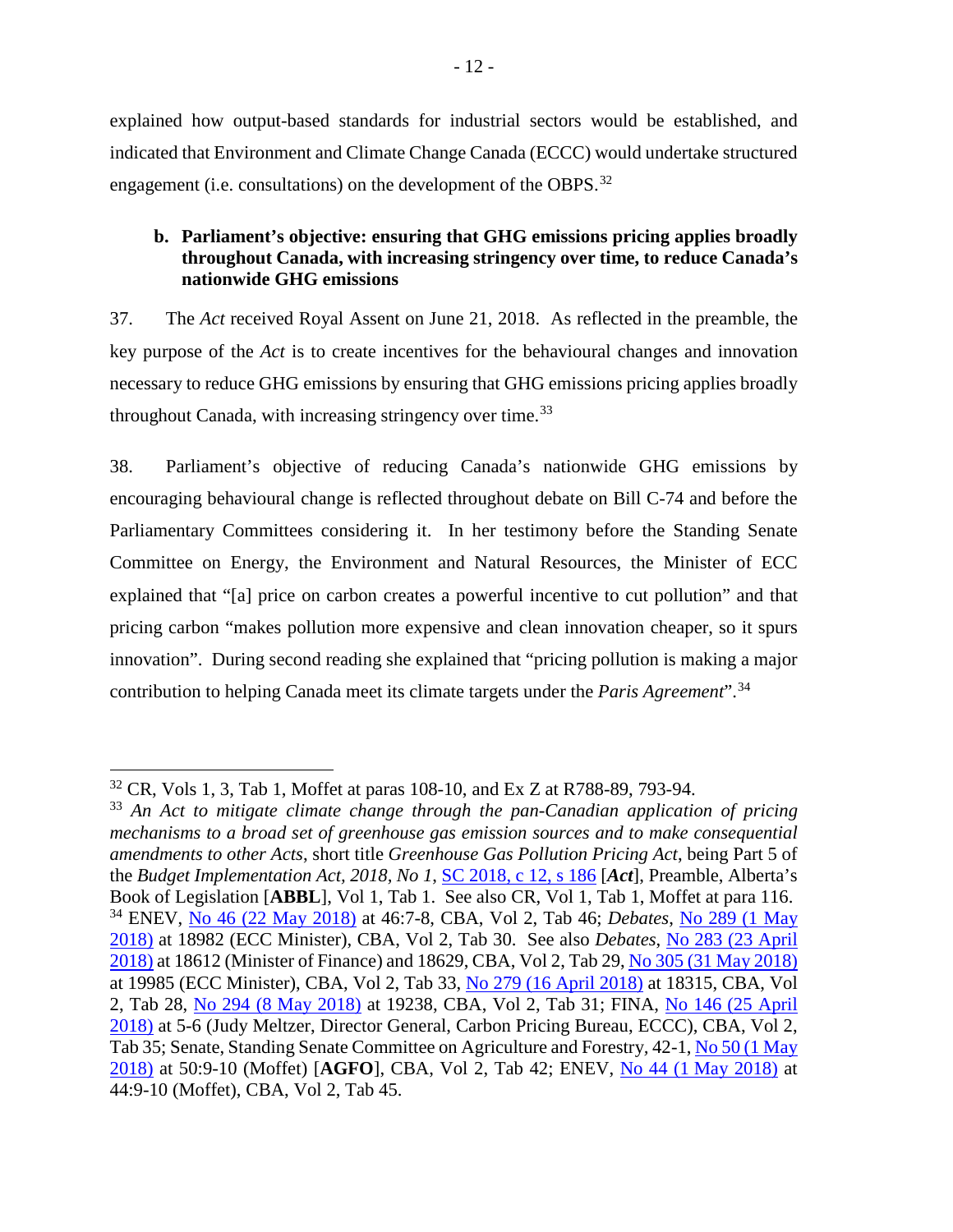explained how output-based standards for industrial sectors would be established, and indicated that Environment and Climate Change Canada (ECCC) would undertake structured engagement (i.e. consultations) on the development of the OBPS.[32]

**b. Parliament's objective: ensuring that GHG emissions pricing applies broadly throughout Canada, with increasing stringency over time, to reduce Canada's nationwide GHG emissions**

37. The *Act* received Royal Assent on June 21, 2018. As reflected in the preamble, the key purpose of the *Act* is to create incentives for the behavioural changes and innovation necessary to reduce GHG emissions by ensuring that GHG emissions pricing applies broadly throughout Canada, with increasing stringency over time.[33]

38. Parliament's objective of reducing Canada's nationwide GHG emissions by encouraging behavioural change is reflected throughout debate on Bill C-74 and before the Parliamentary Committees considering it. In her testimony before the Standing Senate Committee on Energy, the Environment and Natural Resources, the Minister of ECC explained that "[a] price on carbon creates a powerful incentive to cut pollution" and that pricing carbon "makes pollution more expensive and clean innovation cheaper, so it spurs innovation". During second reading she explained that "pricing pollution is making a major contribution to helping Canada meet its climate targets under the *Paris Agreement*".[34]

---

[32] CR, Vols 1, 3, Tab 1, Moffet at paras 108-10, and Ex Z at R788-89, 793-94.

[33] *An Act to mitigate climate change through the pan-Canadian application of pricing mechanisms to a broad set of greenhouse gas emission sources and to make consequential amendments to other Acts*, short title *Greenhouse Gas Pollution Pricing Act*, being Part 5 of the *Budget Implementation Act, 2018, No 1*, SC 2018, c 12, s 186 [***Act***], Preamble, Alberta's Book of Legislation [**ABBL**], Vol 1, Tab 1. See also CR, Vol 1, Tab 1, Moffet at para 116.

[34] ENEV, No 46 (22 May 2018) at 46:7-8, CBA, Vol 2, Tab 46; *Debates*, No 289 (1 May 2018) at 18982 (ECC Minister), CBA, Vol 2, Tab 30. See also *Debates*, No 283 (23 April 2018) at 18612 (Minister of Finance) and 18629, CBA, Vol 2, Tab 29, No 305 (31 May 2018) at 19985 (ECC Minister), CBA, Vol 2, Tab 33, No 279 (16 April 2018) at 18315, CBA, Vol 2, Tab 28, No 294 (8 May 2018) at 19238, CBA, Vol 2, Tab 31; FINA, No 146 (25 April 2018) at 5-6 (Judy Meltzer, Director General, Carbon Pricing Bureau, ECCC), CBA, Vol 2, Tab 35; Senate, Standing Senate Committee on Agriculture and Forestry, 42-1, No 50 (1 May 2018) at 50:9-10 (Moffet) [**AGFO**], CBA, Vol 2, Tab 42; ENEV, No 44 (1 May 2018) at 44:9-10 (Moffet), CBA, Vol 2, Tab 45.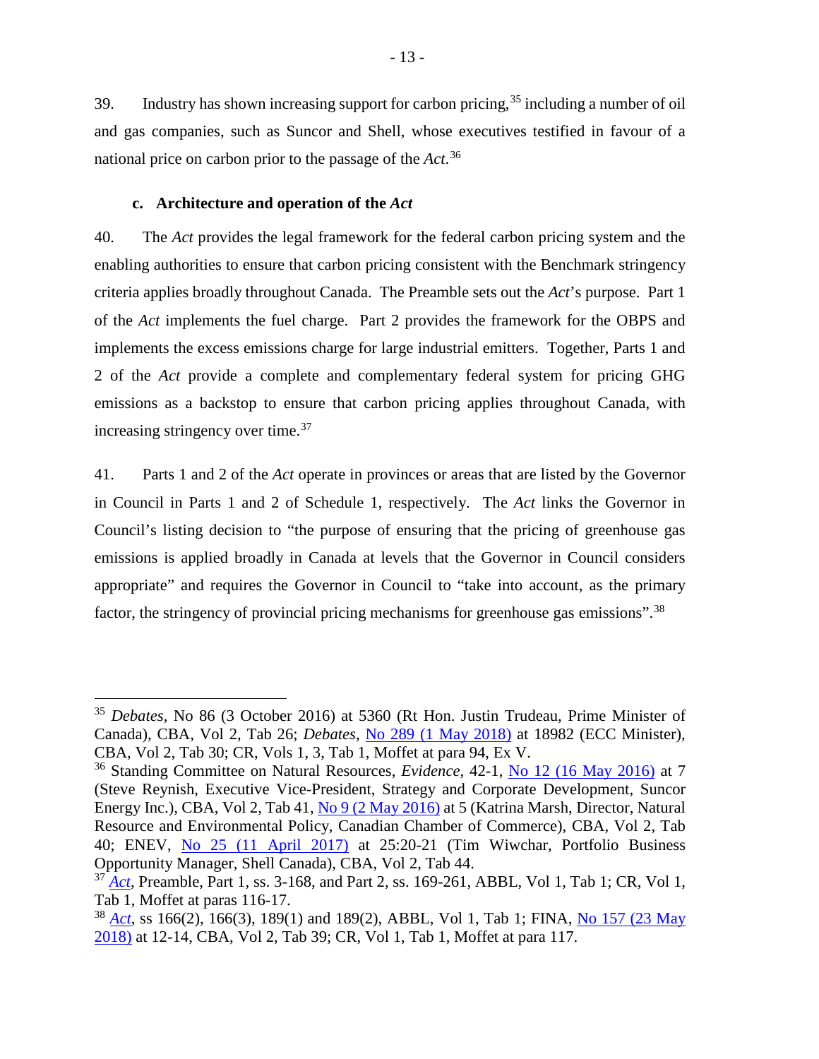39. Industry has shown increasing support for carbon pricing,[35] including a number of oil and gas companies, such as Suncor and Shell, whose executives testified in favour of a national price on carbon prior to the passage of the *Act*.[36]

**c. Architecture and operation of the *Act***

40. The *Act* provides the legal framework for the federal carbon pricing system and the enabling authorities to ensure that carbon pricing consistent with the Benchmark stringency criteria applies broadly throughout Canada. The Preamble sets out the *Act*'s purpose. Part 1 of the *Act* implements the fuel charge. Part 2 provides the framework for the OBPS and implements the excess emissions charge for large industrial emitters. Together, Parts 1 and 2 of the *Act* provide a complete and complementary federal system for pricing GHG emissions as a backstop to ensure that carbon pricing applies throughout Canada, with increasing stringency over time.[37]

41. Parts 1 and 2 of the *Act* operate in provinces or areas that are listed by the Governor in Council in Parts 1 and 2 of Schedule 1, respectively. The *Act* links the Governor in Council's listing decision to "the purpose of ensuring that the pricing of greenhouse gas emissions is applied broadly in Canada at levels that the Governor in Council considers appropriate" and requires the Governor in Council to "take into account, as the primary factor, the stringency of provincial pricing mechanisms for greenhouse gas emissions".[38]

---

[35] *Debates*, No 86 (3 October 2016) at 5360 (Rt Hon. Justin Trudeau, Prime Minister of Canada), CBA, Vol 2, Tab 26; *Debates*, No 289 (1 May 2018) at 18982 (ECC Minister), CBA, Vol 2, Tab 30; CR, Vols 1, 3, Tab 1, Moffet at para 94, Ex V.

[36] Standing Committee on Natural Resources, *Evidence*, 42-1, No 12 (16 May 2016) at 7 (Steve Reynish, Executive Vice-President, Strategy and Corporate Development, Suncor Energy Inc.), CBA, Vol 2, Tab 41, No 9 (2 May 2016) at 5 (Katrina Marsh, Director, Natural Resource and Environmental Policy, Canadian Chamber of Commerce), CBA, Vol 2, Tab 40; ENEV, No 25 (11 April 2017) at 25:20-21 (Tim Wiwchar, Portfolio Business Opportunity Manager, Shell Canada), CBA, Vol 2, Tab 44.

[37] *Act*, Preamble, Part 1, ss. 3-168, and Part 2, ss. 169-261, ABBL, Vol 1, Tab 1; CR, Vol 1, Tab 1, Moffet at paras 116-17.

[38] *Act*, ss 166(2), 166(3), 189(1) and 189(2), ABBL, Vol 1, Tab 1; FINA, No 157 (23 May 2018) at 12-14, CBA, Vol 2, Tab 39; CR, Vol 1, Tab 1, Moffet at para 117.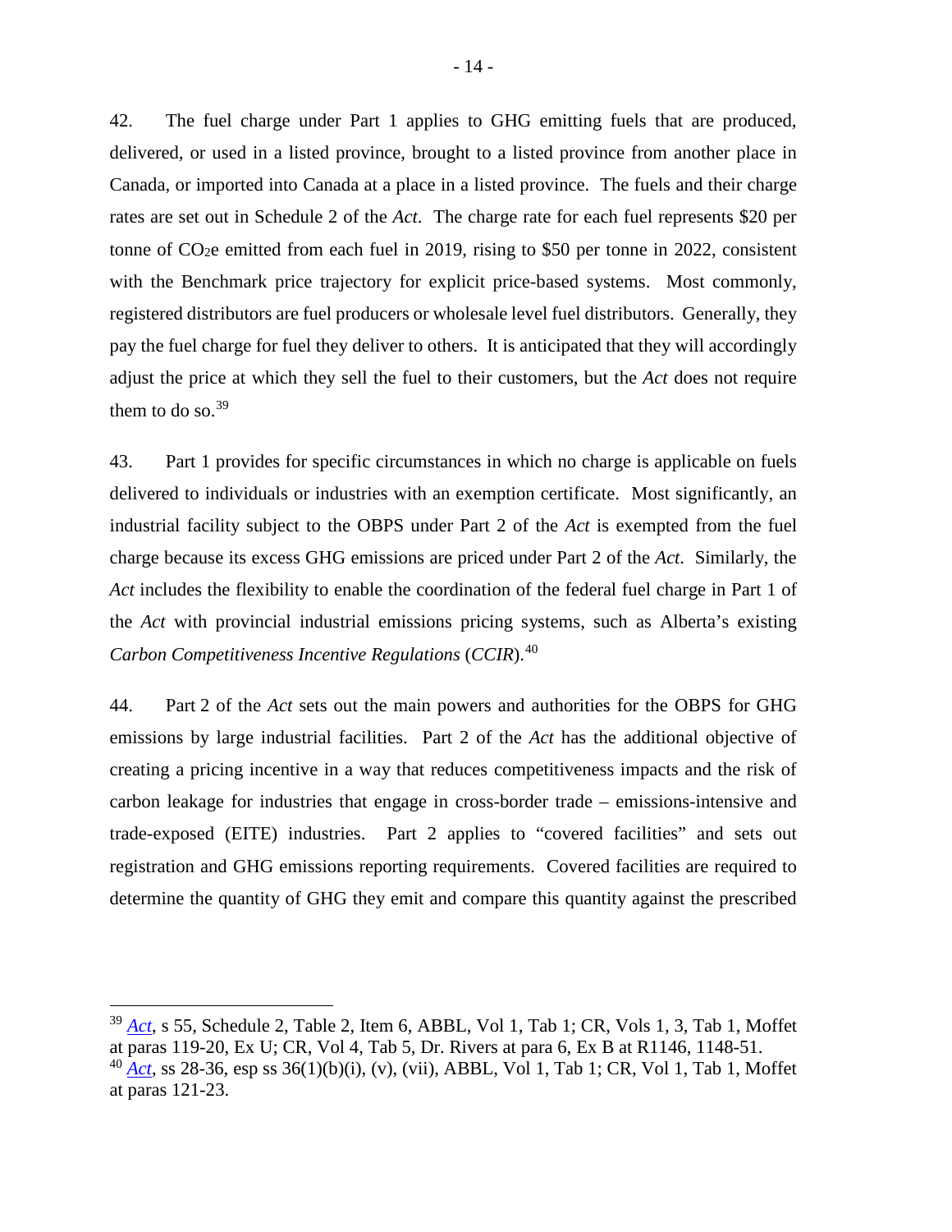42. The fuel charge under Part 1 applies to GHG emitting fuels that are produced, delivered, or used in a listed province, brought to a listed province from another place in Canada, or imported into Canada at a place in a listed province. The fuels and their charge rates are set out in Schedule 2 of the *Act*. The charge rate for each fuel represents \$20 per tonne of $CO_2e$ emitted from each fuel in 2019, rising to \$50 per tonne in 2022, consistent with the Benchmark price trajectory for explicit price-based systems. Most commonly, registered distributors are fuel producers or wholesale level fuel distributors. Generally, they pay the fuel charge for fuel they deliver to others. It is anticipated that they will accordingly adjust the price at which they sell the fuel to their customers, but the *Act* does not require them to do so.[39]

43. Part 1 provides for specific circumstances in which no charge is applicable on fuels delivered to individuals or industries with an exemption certificate. Most significantly, an industrial facility subject to the OBPS under Part 2 of the *Act* is exempted from the fuel charge because its excess GHG emissions are priced under Part 2 of the *Act*. Similarly, the *Act* includes the flexibility to enable the coordination of the federal fuel charge in Part 1 of the *Act* with provincial industrial emissions pricing systems, such as Alberta's existing *Carbon Competitiveness Incentive Regulations* (*CCIR*).[40]

44. Part 2 of the *Act* sets out the main powers and authorities for the OBPS for GHG emissions by large industrial facilities. Part 2 of the *Act* has the additional objective of creating a pricing incentive in a way that reduces competitiveness impacts and the risk of carbon leakage for industries that engage in cross-border trade – emissions-intensive and trade-exposed (EITE) industries. Part 2 applies to "covered facilities" and sets out registration and GHG emissions reporting requirements. Covered facilities are required to determine the quantity of GHG they emit and compare this quantity against the prescribed

---

[39] *Act*, s 55, Schedule 2, Table 2, Item 6, ABBL, Vol 1, Tab 1; CR, Vols 1, 3, Tab 1, Moffet at paras 119-20, Ex U; CR, Vol 4, Tab 5, Dr. Rivers at para 6, Ex B at R1146, 1148-51.

[40] *Act*, ss 28-36, esp ss 36(1)(b)(i), (v), (vii), ABBL, Vol 1, Tab 1; CR, Vol 1, Tab 1, Moffet at paras 121-23.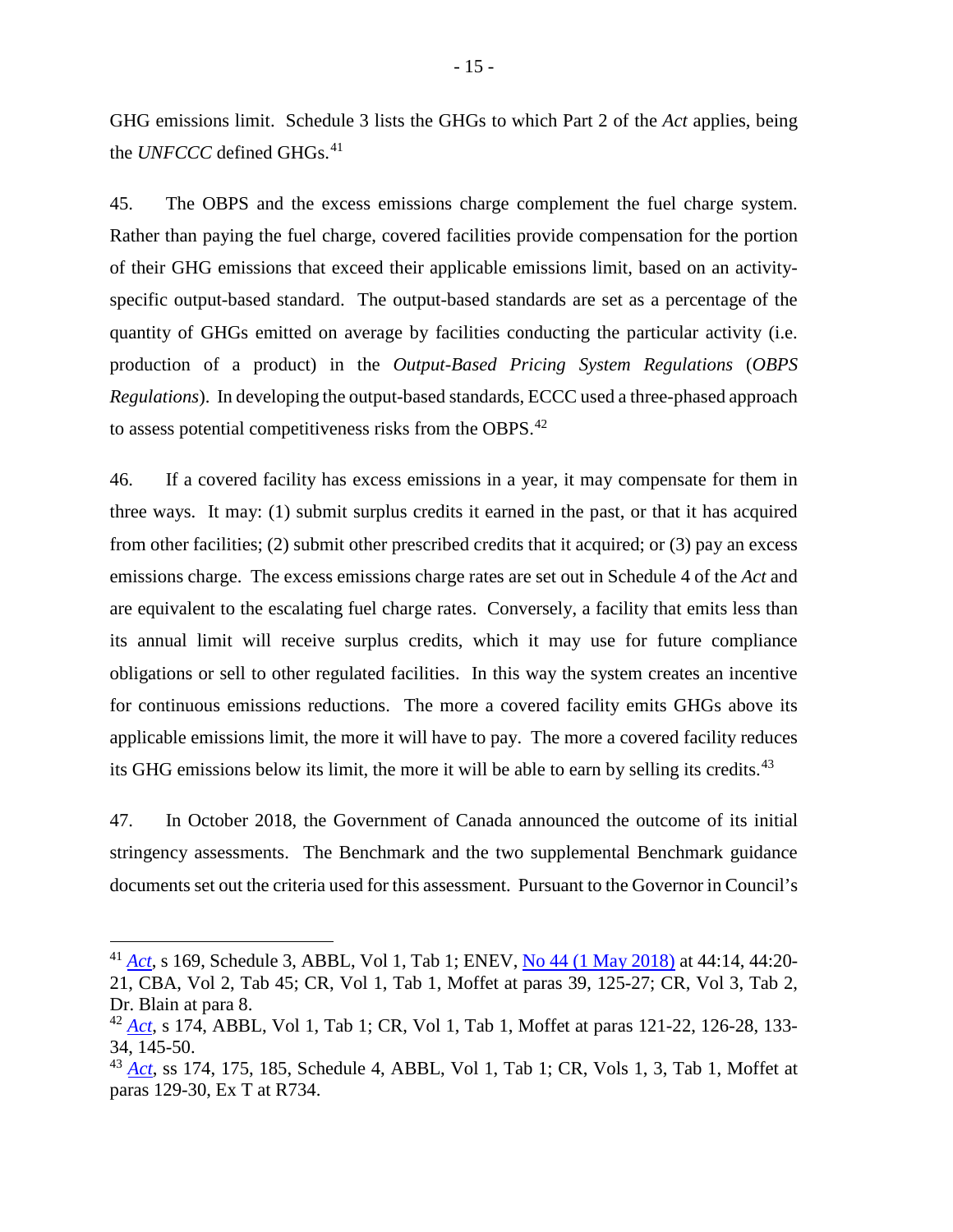GHG emissions limit. Schedule 3 lists the GHGs to which Part 2 of the *Act* applies, being the *UNFCCC* defined GHGs.[41]

45. The OBPS and the excess emissions charge complement the fuel charge system. Rather than paying the fuel charge, covered facilities provide compensation for the portion of their GHG emissions that exceed their applicable emissions limit, based on an activity-specific output-based standard. The output-based standards are set as a percentage of the quantity of GHGs emitted on average by facilities conducting the particular activity (i.e. production of a product) in the *Output-Based Pricing System Regulations* (*OBPS Regulations*). In developing the output-based standards, ECCC used a three-phased approach to assess potential competitiveness risks from the OBPS.[42]

46. If a covered facility has excess emissions in a year, it may compensate for them in three ways. It may: (1) submit surplus credits it earned in the past, or that it has acquired from other facilities; (2) submit other prescribed credits that it acquired; or (3) pay an excess emissions charge. The excess emissions charge rates are set out in Schedule 4 of the *Act* and are equivalent to the escalating fuel charge rates. Conversely, a facility that emits less than its annual limit will receive surplus credits, which it may use for future compliance obligations or sell to other regulated facilities. In this way the system creates an incentive for continuous emissions reductions. The more a covered facility emits GHGs above its applicable emissions limit, the more it will have to pay. The more a covered facility reduces its GHG emissions below its limit, the more it will be able to earn by selling its credits.[43]

47. In October 2018, the Government of Canada announced the outcome of its initial stringency assessments. The Benchmark and the two supplemental Benchmark guidance documents set out the criteria used for this assessment. Pursuant to the Governor in Council's

---

[41] *Act*, s 169, Schedule 3, ABBL, Vol 1, Tab 1; ENEV, No 44 (1 May 2018) at 44:14, 44:20-21, CBA, Vol 2, Tab 45; CR, Vol 1, Tab 1, Moffet at paras 39, 125-27; CR, Vol 3, Tab 2, Dr. Blain at para 8.

[42] *Act*, s 174, ABBL, Vol 1, Tab 1; CR, Vol 1, Tab 1, Moffet at paras 121-22, 126-28, 133-34, 145-50.

[43] *Act*, ss 174, 175, 185, Schedule 4, ABBL, Vol 1, Tab 1; CR, Vols 1, 3, Tab 1, Moffet at paras 129-30, Ex T at R734.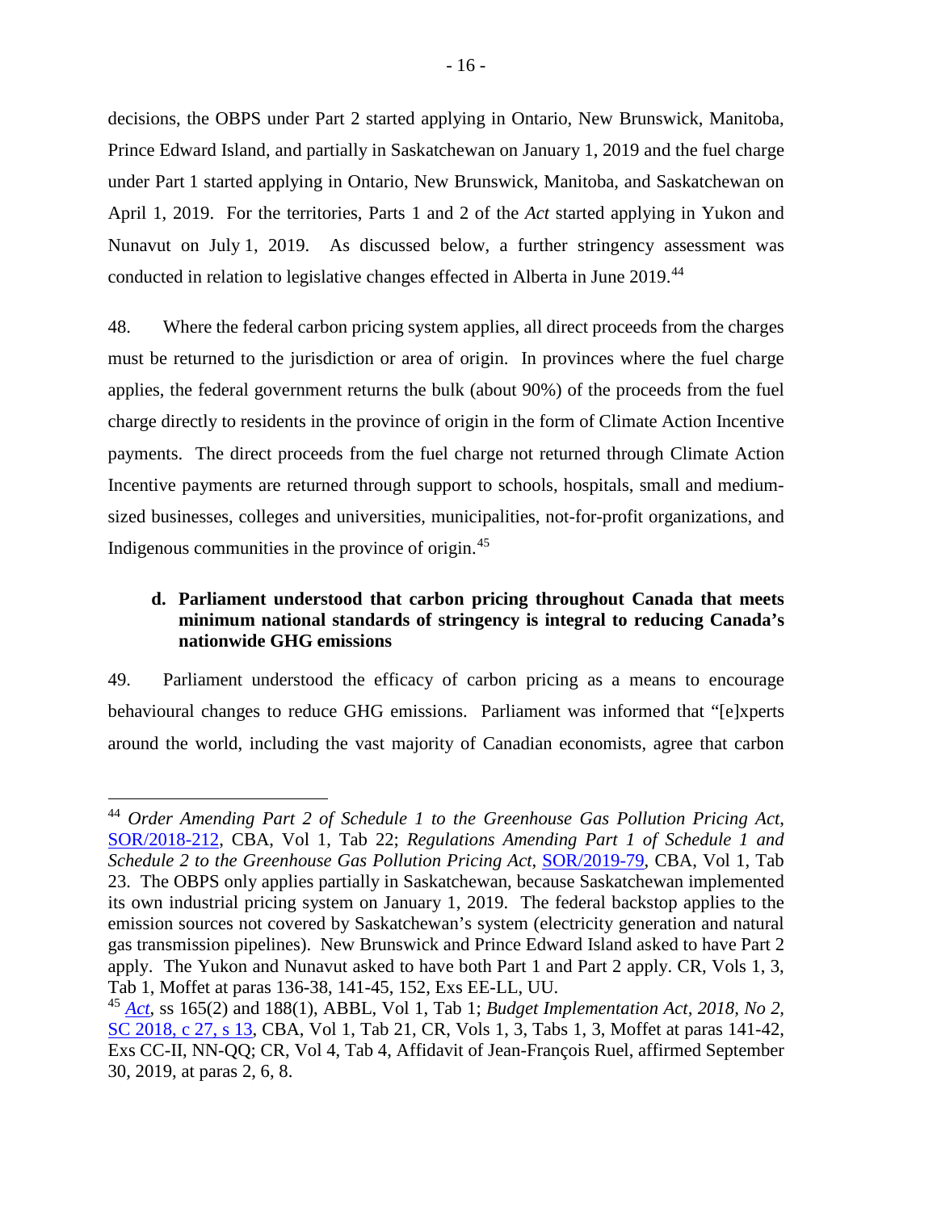decisions, the OBPS under Part 2 started applying in Ontario, New Brunswick, Manitoba, Prince Edward Island, and partially in Saskatchewan on January 1, 2019 and the fuel charge under Part 1 started applying in Ontario, New Brunswick, Manitoba, and Saskatchewan on April 1, 2019. For the territories, Parts 1 and 2 of the *Act* started applying in Yukon and Nunavut on July 1, 2019. As discussed below, a further stringency assessment was conducted in relation to legislative changes effected in Alberta in June 2019.[44]

48. Where the federal carbon pricing system applies, all direct proceeds from the charges must be returned to the jurisdiction or area of origin. In provinces where the fuel charge applies, the federal government returns the bulk (about 90%) of the proceeds from the fuel charge directly to residents in the province of origin in the form of Climate Action Incentive payments. The direct proceeds from the fuel charge not returned through Climate Action Incentive payments are returned through support to schools, hospitals, small and medium-sized businesses, colleges and universities, municipalities, not-for-profit organizations, and Indigenous communities in the province of origin.[45]

**d. Parliament understood that carbon pricing throughout Canada that meets minimum national standards of stringency is integral to reducing Canada's nationwide GHG emissions**

49. Parliament understood the efficacy of carbon pricing as a means to encourage behavioural changes to reduce GHG emissions. Parliament was informed that "[e]xperts around the world, including the vast majority of Canadian economists, agree that carbon

---

[44] *Order Amending Part 2 of Schedule 1 to the Greenhouse Gas Pollution Pricing Act*, SOR/2018-212, CBA, Vol 1, Tab 22; *Regulations Amending Part 1 of Schedule 1 and Schedule 2 to the Greenhouse Gas Pollution Pricing Act*, SOR/2019-79, CBA, Vol 1, Tab 23. The OBPS only applies partially in Saskatchewan, because Saskatchewan implemented its own industrial pricing system on January 1, 2019. The federal backstop applies to the emission sources not covered by Saskatchewan's system (electricity generation and natural gas transmission pipelines). New Brunswick and Prince Edward Island asked to have Part 2 apply. The Yukon and Nunavut asked to have both Part 1 and Part 2 apply. CR, Vols 1, 3, Tab 1, Moffet at paras 136-38, 141-45, 152, Exs EE-LL, UU.

[45] *Act*, ss 165(2) and 188(1), ABBL, Vol 1, Tab 1; *Budget Implementation Act, 2018, No 2*, SC 2018, c 27, s 13, CBA, Vol 1, Tab 21, CR, Vols 1, 3, Tabs 1, 3, Moffet at paras 141-42, Exs CC-II, NN-QQ; CR, Vol 4, Tab 4, Affidavit of Jean-François Ruel, affirmed September 30, 2019, at paras 2, 6, 8.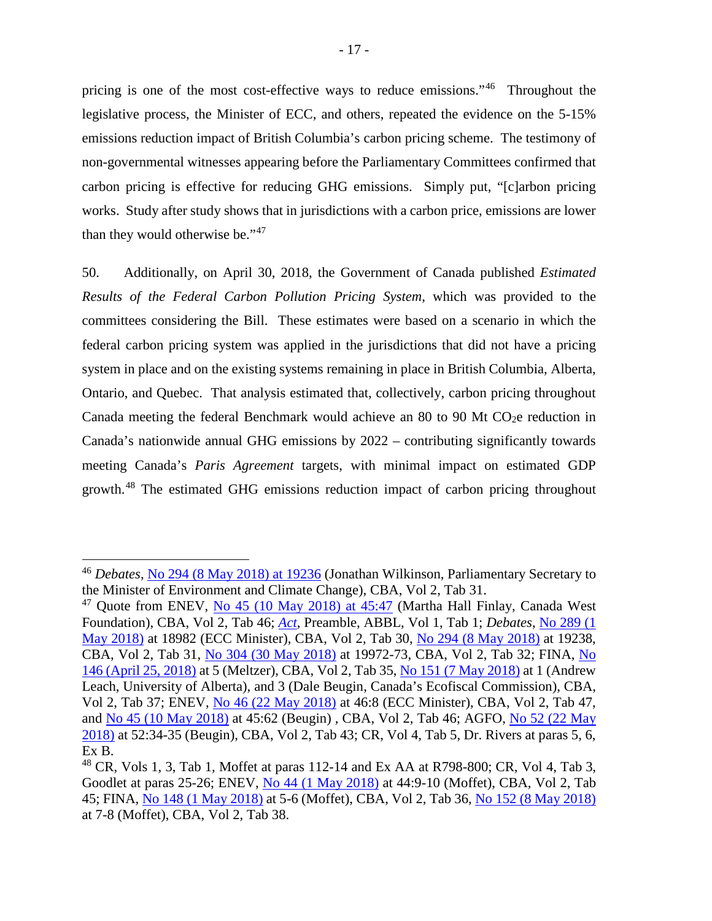pricing is one of the most cost-effective ways to reduce emissions."[46] Throughout the legislative process, the Minister of ECC, and others, repeated the evidence on the 5-15% emissions reduction impact of British Columbia's carbon pricing scheme. The testimony of non-governmental witnesses appearing before the Parliamentary Committees confirmed that carbon pricing is effective for reducing GHG emissions. Simply put, "[c]arbon pricing works. Study after study shows that in jurisdictions with a carbon price, emissions are lower than they would otherwise be."[47]

50. Additionally, on April 30, 2018, the Government of Canada published *Estimated Results of the Federal Carbon Pollution Pricing System*, which was provided to the committees considering the Bill. These estimates were based on a scenario in which the federal carbon pricing system was applied in the jurisdictions that did not have a pricing system in place and on the existing systems remaining in place in British Columbia, Alberta, Ontario, and Quebec. That analysis estimated that, collectively, carbon pricing throughout Canada meeting the federal Benchmark would achieve an 80 to 90 Mt $CO_2$e reduction in Canada's nationwide annual GHG emissions by 2022 – contributing significantly towards meeting Canada's *Paris Agreement* targets, with minimal impact on estimated GDP growth.[48] The estimated GHG emissions reduction impact of carbon pricing throughout

---

[46] *Debates*, No 294 (8 May 2018) at 19236 (Jonathan Wilkinson, Parliamentary Secretary to the Minister of Environment and Climate Change), CBA, Vol 2, Tab 31.

[47] Quote from ENEV, No 45 (10 May 2018) at 45:47 (Martha Hall Finlay, Canada West Foundation), CBA, Vol 2, Tab 46; *Act*, Preamble, ABBL, Vol 1, Tab 1; *Debates*, No 289 (1 May 2018) at 18982 (ECC Minister), CBA, Vol 2, Tab 30, No 294 (8 May 2018) at 19238, CBA, Vol 2, Tab 31, No 304 (30 May 2018) at 19972-73, CBA, Vol 2, Tab 32; FINA, No 146 (April 25, 2018) at 5 (Meltzer), CBA, Vol 2, Tab 35, No 151 (7 May 2018) at 1 (Andrew Leach, University of Alberta), and 3 (Dale Beugin, Canada's Ecofiscal Commission), CBA, Vol 2, Tab 37; ENEV, No 46 (22 May 2018) at 46:8 (ECC Minister), CBA, Vol 2, Tab 47, and No 45 (10 May 2018) at 45:62 (Beugin) , CBA, Vol 2, Tab 46; AGFO, No 52 (22 May 2018) at 52:34-35 (Beugin), CBA, Vol 2, Tab 43; CR, Vol 4, Tab 5, Dr. Rivers at paras 5, 6, Ex B.

[48] CR, Vols 1, 3, Tab 1, Moffet at paras 112-14 and Ex AA at R798-800; CR, Vol 4, Tab 3, Goodlet at paras 25-26; ENEV, No 44 (1 May 2018) at 44:9-10 (Moffet), CBA, Vol 2, Tab 45; FINA, No 148 (1 May 2018) at 5-6 (Moffet), CBA, Vol 2, Tab 36, No 152 (8 May 2018) at 7-8 (Moffet), CBA, Vol 2, Tab 38.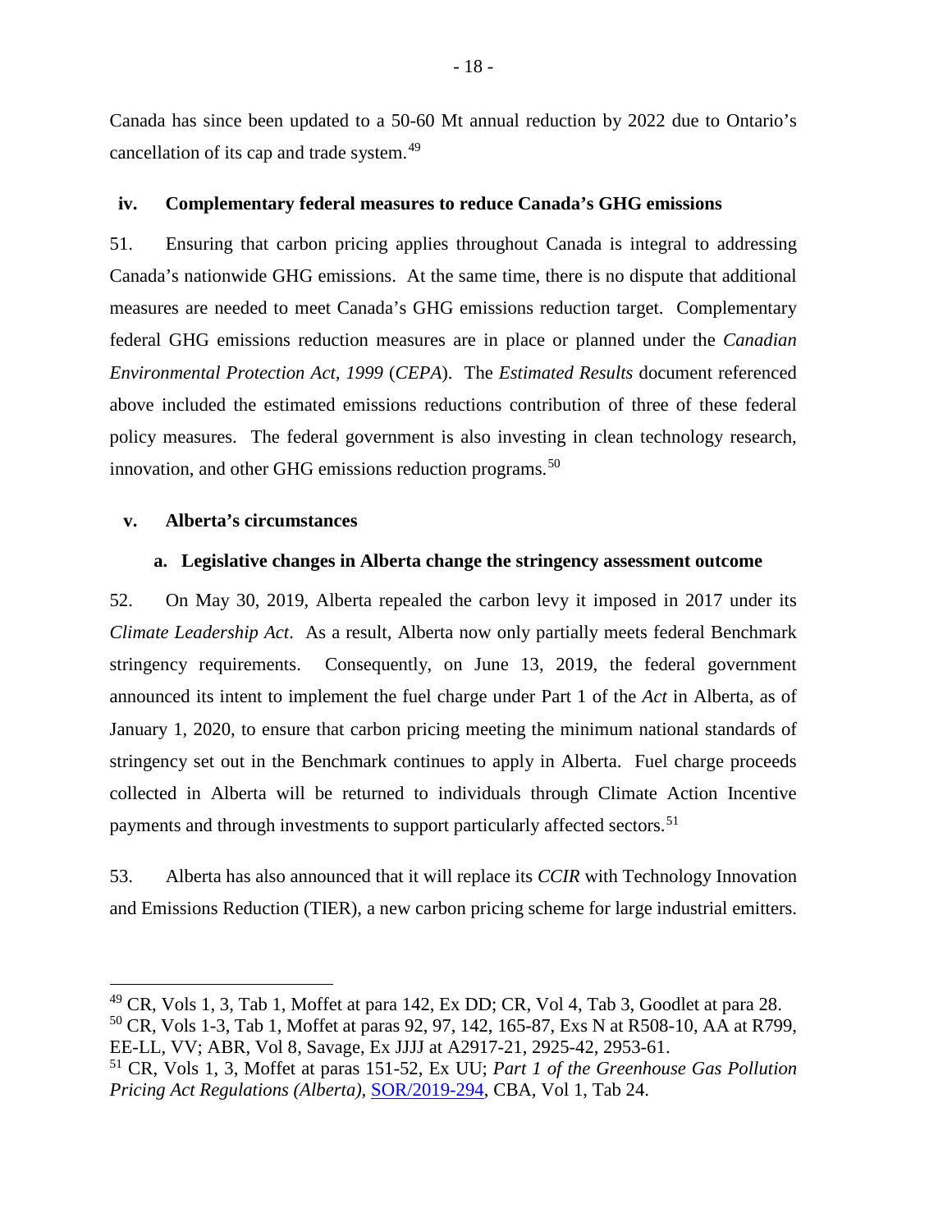Canada has since been updated to a 50-60 Mt annual reduction by 2022 due to Ontario's cancellation of its cap and trade system.[49]

### iv. Complementary federal measures to reduce Canada's GHG emissions

51. Ensuring that carbon pricing applies throughout Canada is integral to addressing Canada's nationwide GHG emissions. At the same time, there is no dispute that additional measures are needed to meet Canada's GHG emissions reduction target. Complementary federal GHG emissions reduction measures are in place or planned under the *Canadian Environmental Protection Act, 1999* (*CEPA*). The *Estimated Results* document referenced above included the estimated emissions reductions contribution of three of these federal policy measures. The federal government is also investing in clean technology research, innovation, and other GHG emissions reduction programs.[50]

### v. Alberta's circumstances

#### a. Legislative changes in Alberta change the stringency assessment outcome

52. On May 30, 2019, Alberta repealed the carbon levy it imposed in 2017 under its *Climate Leadership Act*. As a result, Alberta now only partially meets federal Benchmark stringency requirements. Consequently, on June 13, 2019, the federal government announced its intent to implement the fuel charge under Part 1 of the *Act* in Alberta, as of January 1, 2020, to ensure that carbon pricing meeting the minimum national standards of stringency set out in the Benchmark continues to apply in Alberta. Fuel charge proceeds collected in Alberta will be returned to individuals through Climate Action Incentive payments and through investments to support particularly affected sectors.[51]

53. Alberta has also announced that it will replace its *CCIR* with Technology Innovation and Emissions Reduction (TIER), a new carbon pricing scheme for large industrial emitters.

---

[49] CR, Vols 1, 3, Tab 1, Moffet at para 142, Ex DD; CR, Vol 4, Tab 3, Goodlet at para 28.

[50] CR, Vols 1-3, Tab 1, Moffet at paras 92, 97, 142, 165-87, Exs N at R508-10, AA at R799, EE-LL, VV; ABR, Vol 8, Savage, Ex JJJJ at A2917-21, 2925-42, 2953-61.

[51] CR, Vols 1, 3, Moffet at paras 151-52, Ex UU; *Part 1 of the Greenhouse Gas Pollution Pricing Act Regulations (Alberta)*, SOR/2019-294, CBA, Vol 1, Tab 24.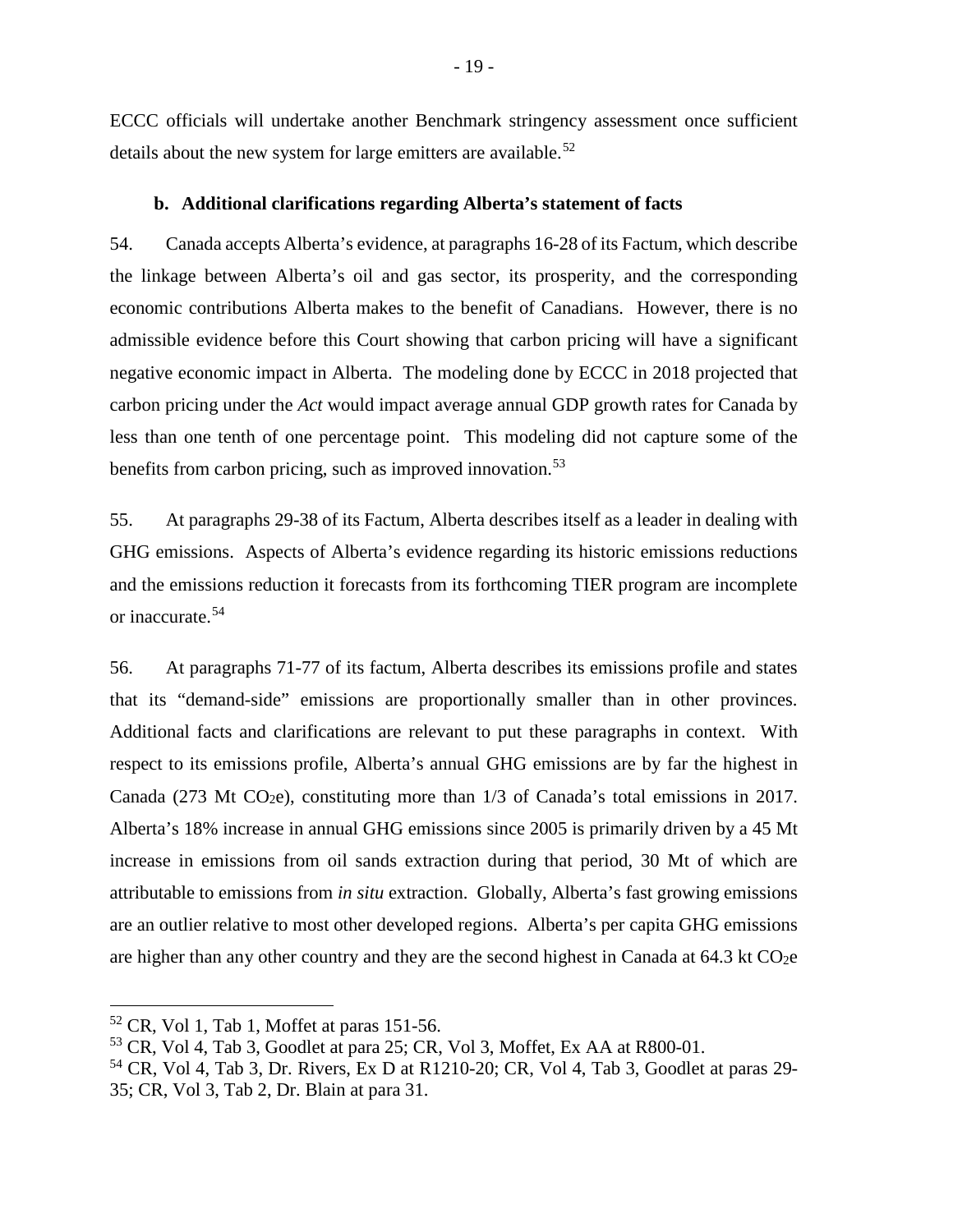ECCC officials will undertake another Benchmark stringency assessment once sufficient details about the new system for large emitters are available.[52]

#### b. Additional clarifications regarding Alberta's statement of facts

54. Canada accepts Alberta's evidence, at paragraphs 16-28 of its Factum, which describe the linkage between Alberta's oil and gas sector, its prosperity, and the corresponding economic contributions Alberta makes to the benefit of Canadians. However, there is no admissible evidence before this Court showing that carbon pricing will have a significant negative economic impact in Alberta. The modeling done by ECCC in 2018 projected that carbon pricing under the *Act* would impact average annual GDP growth rates for Canada by less than one tenth of one percentage point. This modeling did not capture some of the benefits from carbon pricing, such as improved innovation.[53]

55. At paragraphs 29-38 of its Factum, Alberta describes itself as a leader in dealing with GHG emissions. Aspects of Alberta's evidence regarding its historic emissions reductions and the emissions reduction it forecasts from its forthcoming TIER program are incomplete or inaccurate.[54]

56. At paragraphs 71-77 of its factum, Alberta describes its emissions profile and states that its "demand-side" emissions are proportionally smaller than in other provinces. Additional facts and clarifications are relevant to put these paragraphs in context. With respect to its emissions profile, Alberta's annual GHG emissions are by far the highest in Canada (273 Mt $CO_2$e), constituting more than 1/3 of Canada's total emissions in 2017. Alberta's 18% increase in annual GHG emissions since 2005 is primarily driven by a 45 Mt increase in emissions from oil sands extraction during that period, 30 Mt of which are attributable to emissions from *in situ* extraction. Globally, Alberta's fast growing emissions are an outlier relative to most other developed regions. Alberta's per capita GHG emissions are higher than any other country and they are the second highest in Canada at 64.3 kt $CO_2$e

---

[52] CR, Vol 1, Tab 1, Moffet at paras 151-56.

[53] CR, Vol 4, Tab 3, Goodlet at para 25; CR, Vol 3, Moffet, Ex AA at R800-01.

[54] CR, Vol 4, Tab 3, Dr. Rivers, Ex D at R1210-20; CR, Vol 4, Tab 3, Goodlet at paras 29-35; CR, Vol 3, Tab 2, Dr. Blain at para 31.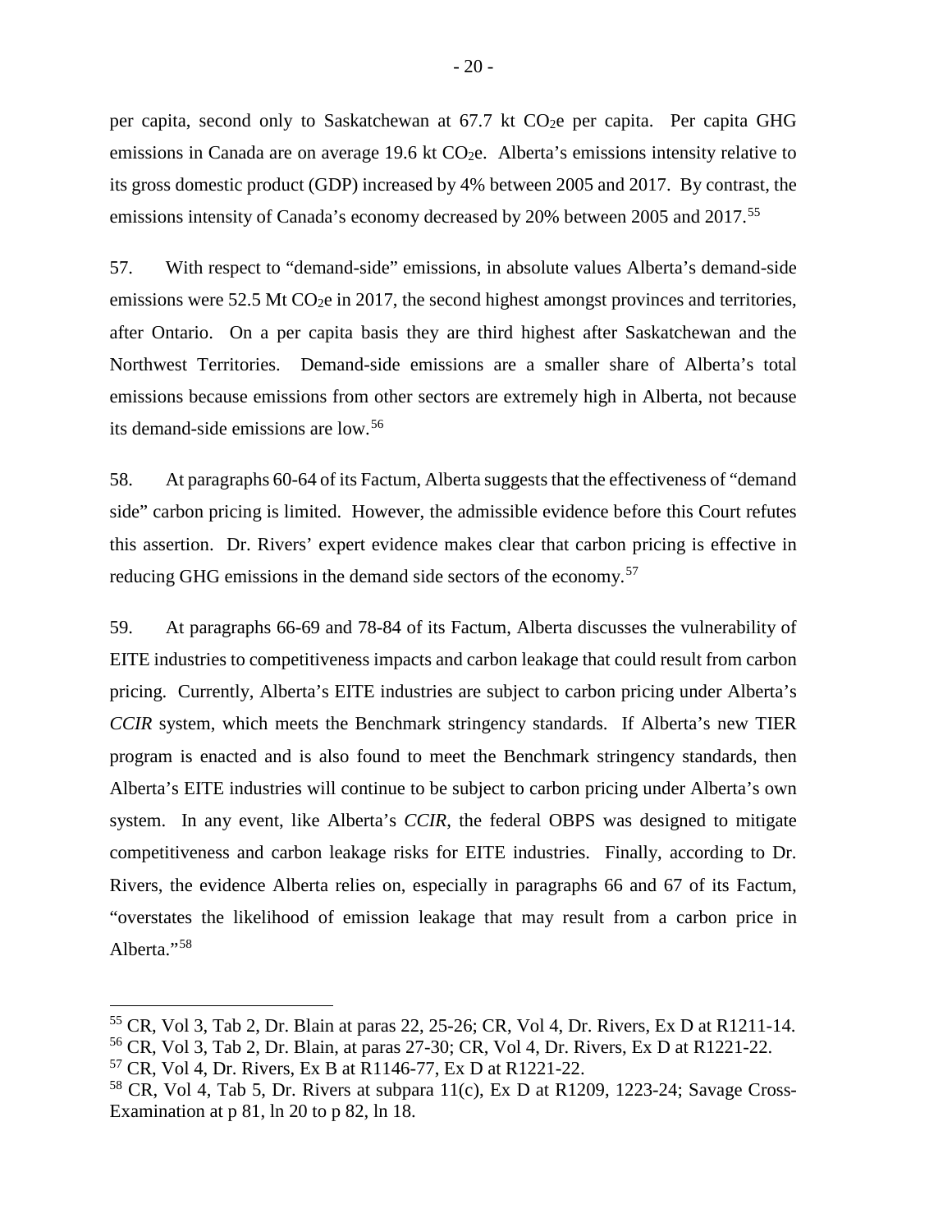per capita, second only to Saskatchewan at 67.7 kt $CO_2e$ per capita. Per capita GHG emissions in Canada are on average 19.6 kt $CO_2e$. Alberta's emissions intensity relative to its gross domestic product (GDP) increased by 4% between 2005 and 2017. By contrast, the emissions intensity of Canada's economy decreased by 20% between 2005 and 2017.[55]

57. With respect to "demand-side" emissions, in absolute values Alberta's demand-side emissions were 52.5 Mt $CO_2e$ in 2017, the second highest amongst provinces and territories, after Ontario. On a per capita basis they are third highest after Saskatchewan and the Northwest Territories. Demand-side emissions are a smaller share of Alberta's total emissions because emissions from other sectors are extremely high in Alberta, not because its demand-side emissions are low.[56]

58. At paragraphs 60-64 of its Factum, Alberta suggests that the effectiveness of "demand side" carbon pricing is limited. However, the admissible evidence before this Court refutes this assertion. Dr. Rivers' expert evidence makes clear that carbon pricing is effective in reducing GHG emissions in the demand side sectors of the economy.[57]

59. At paragraphs 66-69 and 78-84 of its Factum, Alberta discusses the vulnerability of EITE industries to competitiveness impacts and carbon leakage that could result from carbon pricing. Currently, Alberta's EITE industries are subject to carbon pricing under Alberta's *CCIR* system, which meets the Benchmark stringency standards. If Alberta's new TIER program is enacted and is also found to meet the Benchmark stringency standards, then Alberta's EITE industries will continue to be subject to carbon pricing under Alberta's own system. In any event, like Alberta's *CCIR*, the federal OBPS was designed to mitigate competitiveness and carbon leakage risks for EITE industries. Finally, according to Dr. Rivers, the evidence Alberta relies on, especially in paragraphs 66 and 67 of its Factum, "overstates the likelihood of emission leakage that may result from a carbon price in Alberta."[58]

---

[55] CR, Vol 3, Tab 2, Dr. Blain at paras 22, 25-26; CR, Vol 4, Dr. Rivers, Ex D at R1211-14.

[56] CR, Vol 3, Tab 2, Dr. Blain, at paras 27-30; CR, Vol 4, Dr. Rivers, Ex D at R1221-22.

[57] CR, Vol 4, Dr. Rivers, Ex B at R1146-77, Ex D at R1221-22.

[58] CR, Vol 4, Tab 5, Dr. Rivers at subpara 11(c), Ex D at R1209, 1223-24; Savage Cross-Examination at p 81, ln 20 to p 82, ln 18.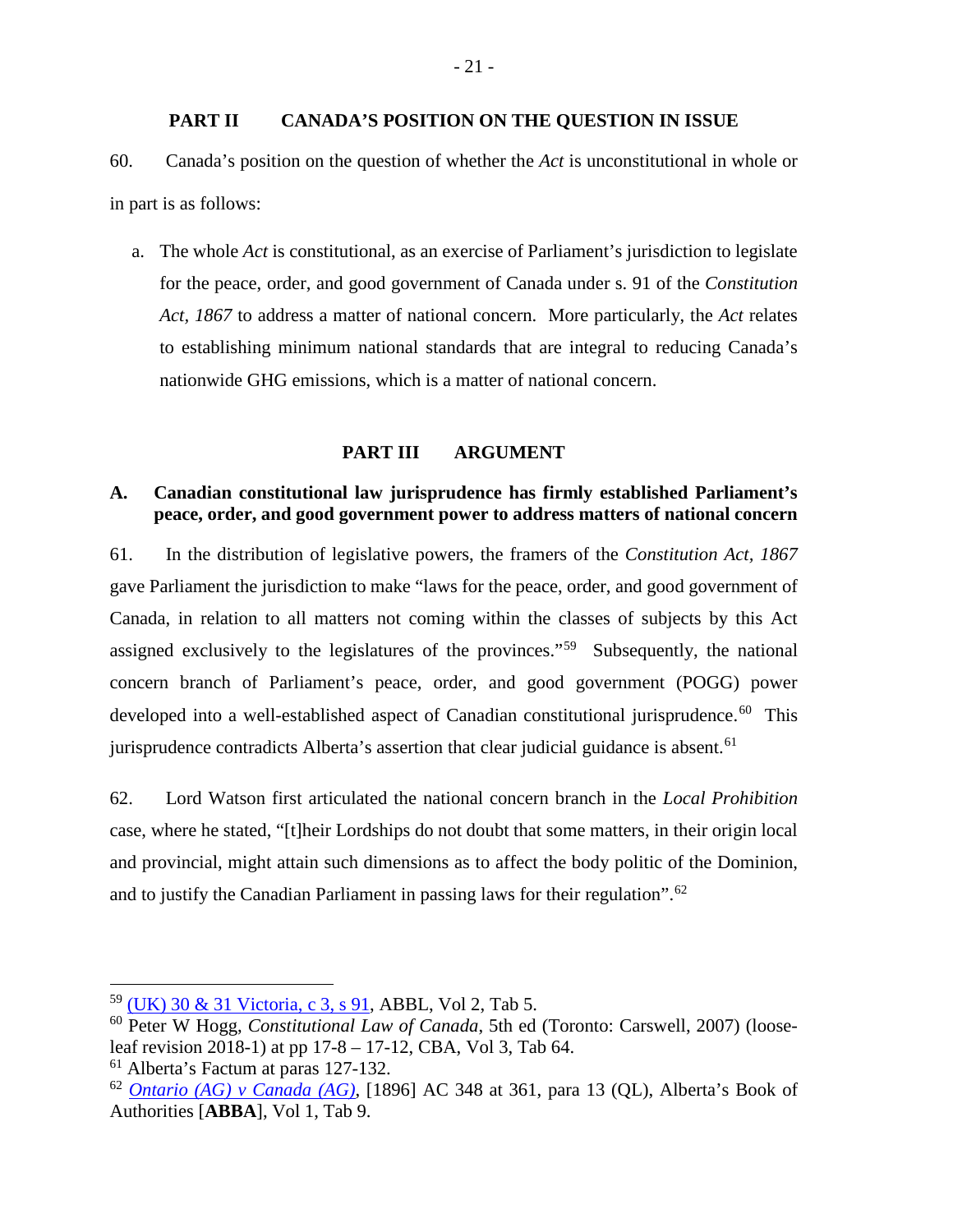## PART II CANADA'S POSITION ON THE QUESTION IN ISSUE

60. Canada's position on the question of whether the *Act* is unconstitutional in whole or in part is as follows:

a. The whole *Act* is constitutional, as an exercise of Parliament's jurisdiction to legislate for the peace, order, and good government of Canada under s. 91 of the *Constitution Act, 1867* to address a matter of national concern. More particularly, the *Act* relates to establishing minimum national standards that are integral to reducing Canada's nationwide GHG emissions, which is a matter of national concern.

## PART III ARGUMENT

### A. Canadian constitutional law jurisprudence has firmly established Parliament's peace, order, and good government power to address matters of national concern

61. In the distribution of legislative powers, the framers of the *Constitution Act, 1867* gave Parliament the jurisdiction to make "laws for the peace, order, and good government of Canada, in relation to all matters not coming within the classes of subjects by this Act assigned exclusively to the legislatures of the provinces."[59] Subsequently, the national concern branch of Parliament's peace, order, and good government (POGG) power developed into a well-established aspect of Canadian constitutional jurisprudence.[60] This jurisprudence contradicts Alberta's assertion that clear judicial guidance is absent.[61]

62. Lord Watson first articulated the national concern branch in the *Local Prohibition* case, where he stated, "[t]heir Lordships do not doubt that some matters, in their origin local and provincial, might attain such dimensions as to affect the body politic of the Dominion, and to justify the Canadian Parliament in passing laws for their regulation".[62]

---

[59] (UK) 30 & 31 Victoria, c 3, s 91, ABBL, Vol 2, Tab 5.

[60] Peter W Hogg, *Constitutional Law of Canada*, 5th ed (Toronto: Carswell, 2007) (loose-leaf revision 2018-1) at pp 17-8 – 17-12, CBA, Vol 3, Tab 64.

[61] Alberta's Factum at paras 127-132.

[62] *Ontario (AG) v Canada (AG)*, [1896] AC 348 at 361, para 13 (QL), Alberta's Book of Authorities [**ABBA**], Vol 1, Tab 9.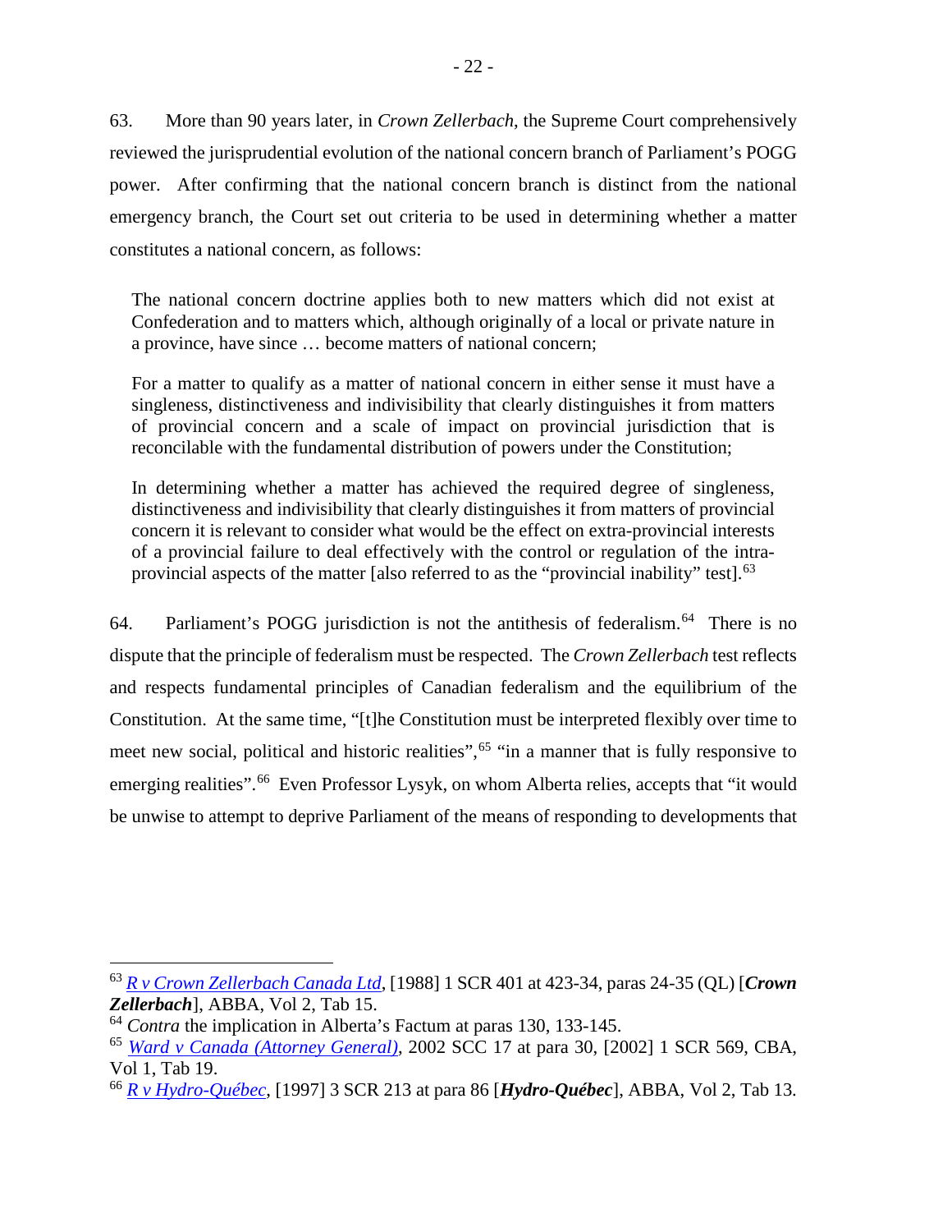63. More than 90 years later, in *Crown Zellerbach*, the Supreme Court comprehensively reviewed the jurisprudential evolution of the national concern branch of Parliament's POGG power. After confirming that the national concern branch is distinct from the national emergency branch, the Court set out criteria to be used in determining whether a matter constitutes a national concern, as follows:

> The national concern doctrine applies both to new matters which did not exist at Confederation and to matters which, although originally of a local or private nature in a province, have since … become matters of national concern;
>
> For a matter to qualify as a matter of national concern in either sense it must have a singleness, distinctiveness and indivisibility that clearly distinguishes it from matters of provincial concern and a scale of impact on provincial jurisdiction that is reconcilable with the fundamental distribution of powers under the Constitution;
>
> In determining whether a matter has achieved the required degree of singleness, distinctiveness and indivisibility that clearly distinguishes it from matters of provincial concern it is relevant to consider what would be the effect on extra-provincial interests of a provincial failure to deal effectively with the control or regulation of the intra-provincial aspects of the matter [also referred to as the "provincial inability" test].[63]

64. Parliament's POGG jurisdiction is not the antithesis of federalism.[64] There is no dispute that the principle of federalism must be respected. The *Crown Zellerbach* test reflects and respects fundamental principles of Canadian federalism and the equilibrium of the Constitution. At the same time, "[t]he Constitution must be interpreted flexibly over time to meet new social, political and historic realities",[65] "in a manner that is fully responsive to emerging realities".[66] Even Professor Lysyk, on whom Alberta relies, accepts that "it would be unwise to attempt to deprive Parliament of the means of responding to developments that

---

[63] *R v Crown Zellerbach Canada Ltd*, [1988] 1 SCR 401 at 423-34, paras 24-35 (QL) [***Crown Zellerbach***], ABBA, Vol 2, Tab 15.

[64] *Contra* the implication in Alberta's Factum at paras 130, 133-145.

[65] *Ward v Canada (Attorney General)*, 2002 SCC 17 at para 30, [2002] 1 SCR 569, CBA, Vol 1, Tab 19.

[66] *R v Hydro-Québec*, [1997] 3 SCR 213 at para 86 [***Hydro-Québec***], ABBA, Vol 2, Tab 13.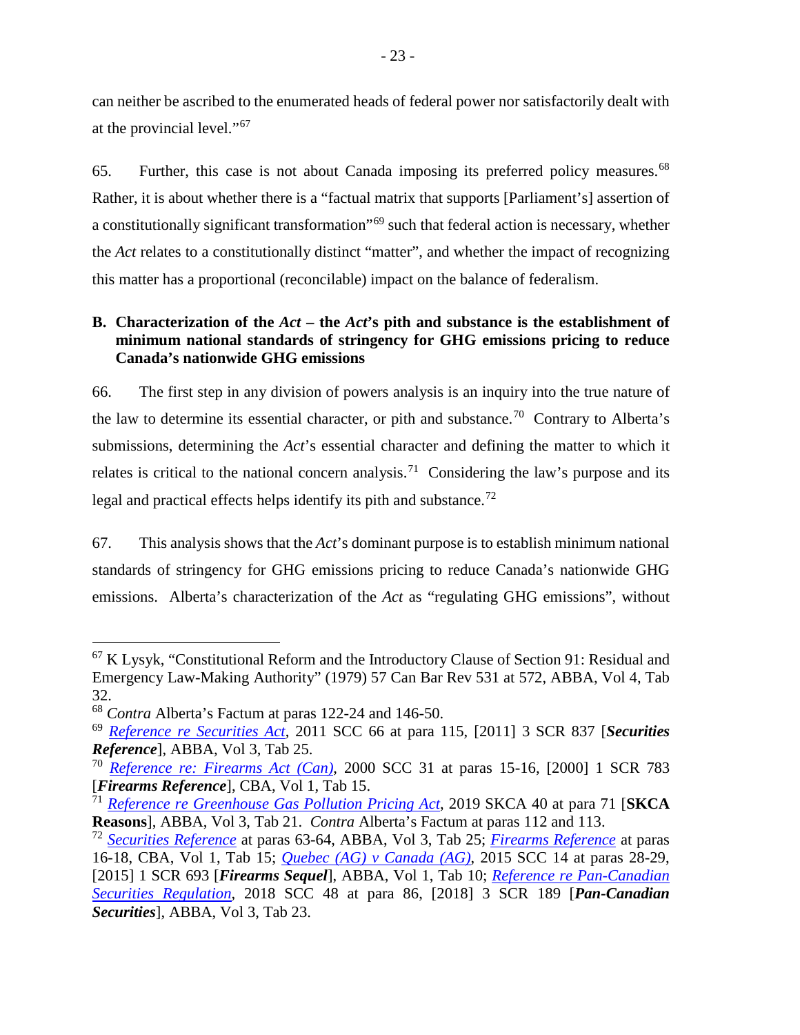can neither be ascribed to the enumerated heads of federal power nor satisfactorily dealt with at the provincial level."[67]

65. Further, this case is not about Canada imposing its preferred policy measures.[68] Rather, it is about whether there is a "factual matrix that supports [Parliament's] assertion of a constitutionally significant transformation"[69] such that federal action is necessary, whether the *Act* relates to a constitutionally distinct "matter", and whether the impact of recognizing this matter has a proportional (reconcilable) impact on the balance of federalism.

### B. Characterization of the *Act* – the *Act*'s pith and substance is the establishment of minimum national standards of stringency for GHG emissions pricing to reduce Canada's nationwide GHG emissions

66. The first step in any division of powers analysis is an inquiry into the true nature of the law to determine its essential character, or pith and substance.[70] Contrary to Alberta's submissions, determining the *Act*'s essential character and defining the matter to which it relates is critical to the national concern analysis.[71] Considering the law's purpose and its legal and practical effects helps identify its pith and substance.[72]

67. This analysis shows that the *Act*'s dominant purpose is to establish minimum national standards of stringency for GHG emissions pricing to reduce Canada's nationwide GHG emissions. Alberta's characterization of the *Act* as "regulating GHG emissions", without

---

[67] K Lysyk, "Constitutional Reform and the Introductory Clause of Section 91: Residual and Emergency Law-Making Authority" (1979) 57 Can Bar Rev 531 at 572, ABBA, Vol 4, Tab 32.

[68] *Contra* Alberta's Factum at paras 122-24 and 146-50.

[69] *Reference re Securities Act*, 2011 SCC 66 at para 115, [2011] 3 SCR 837 [***Securities Reference***], ABBA, Vol 3, Tab 25.

[70] *Reference re: Firearms Act (Can)*, 2000 SCC 31 at paras 15-16, [2000] 1 SCR 783 [***Firearms Reference***], CBA, Vol 1, Tab 15.

[71] *Reference re Greenhouse Gas Pollution Pricing Act*, 2019 SKCA 40 at para 71 [**SKCA Reasons**], ABBA, Vol 3, Tab 21. *Contra* Alberta's Factum at paras 112 and 113.

[72] *Securities Reference* at paras 63-64, ABBA, Vol 3, Tab 25; *Firearms Reference* at paras 16-18, CBA, Vol 1, Tab 15; *Quebec (AG) v Canada (AG)*, 2015 SCC 14 at paras 28-29, [2015] 1 SCR 693 [***Firearms Sequel***], ABBA, Vol 1, Tab 10; *Reference re Pan-Canadian Securities Regulation*, 2018 SCC 48 at para 86, [2018] 3 SCR 189 [***Pan-Canadian Securities***], ABBA, Vol 3, Tab 23.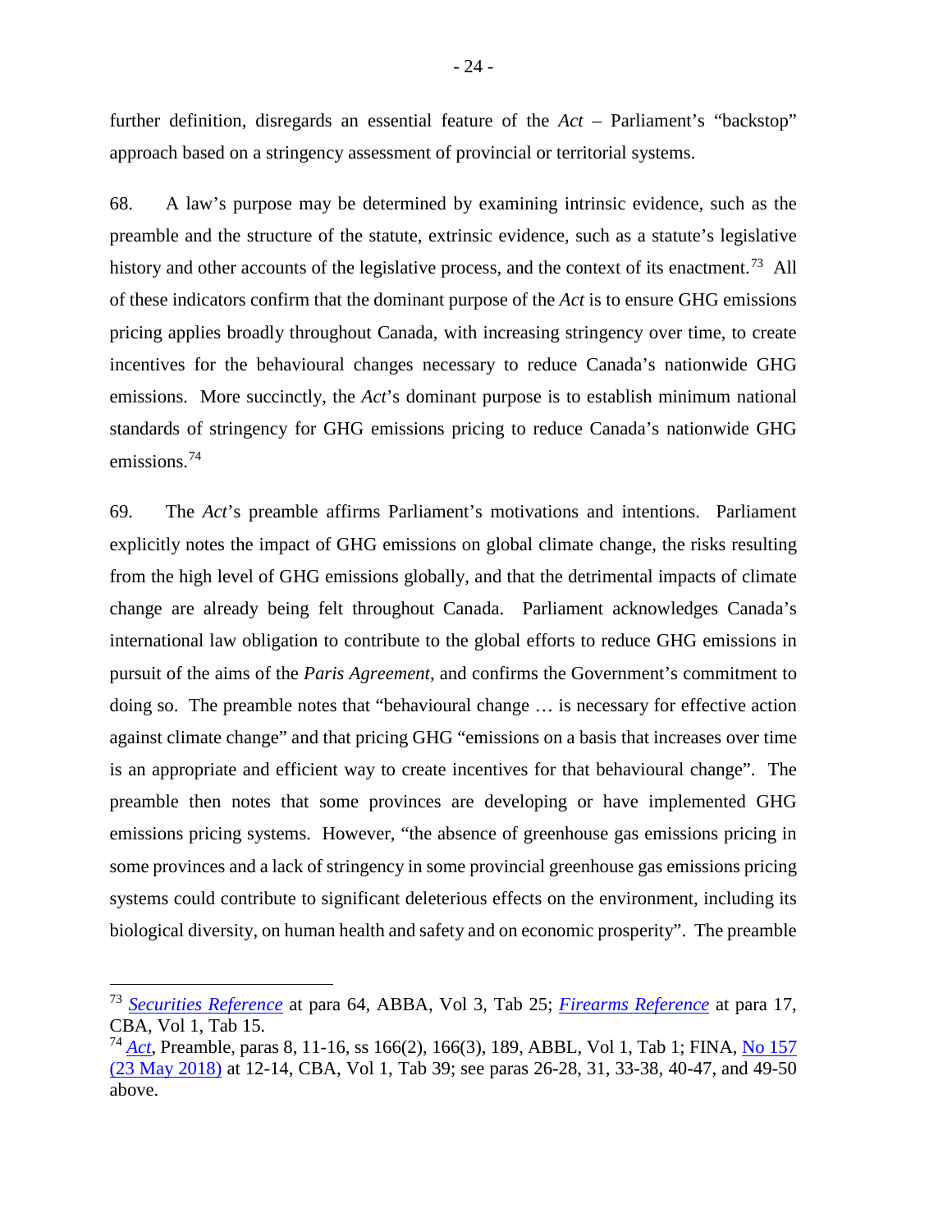further definition, disregards an essential feature of the *Act* – Parliament's "backstop" approach based on a stringency assessment of provincial or territorial systems.

68. A law's purpose may be determined by examining intrinsic evidence, such as the preamble and the structure of the statute, extrinsic evidence, such as a statute's legislative history and other accounts of the legislative process, and the context of its enactment.[73] All of these indicators confirm that the dominant purpose of the *Act* is to ensure GHG emissions pricing applies broadly throughout Canada, with increasing stringency over time, to create incentives for the behavioural changes necessary to reduce Canada's nationwide GHG emissions. More succinctly, the *Act*'s dominant purpose is to establish minimum national standards of stringency for GHG emissions pricing to reduce Canada's nationwide GHG emissions.[74]

69. The *Act*'s preamble affirms Parliament's motivations and intentions. Parliament explicitly notes the impact of GHG emissions on global climate change, the risks resulting from the high level of GHG emissions globally, and that the detrimental impacts of climate change are already being felt throughout Canada. Parliament acknowledges Canada's international law obligation to contribute to the global efforts to reduce GHG emissions in pursuit of the aims of the *Paris Agreement*, and confirms the Government's commitment to doing so. The preamble notes that "behavioural change … is necessary for effective action against climate change" and that pricing GHG "emissions on a basis that increases over time is an appropriate and efficient way to create incentives for that behavioural change". The preamble then notes that some provinces are developing or have implemented GHG emissions pricing systems. However, "the absence of greenhouse gas emissions pricing in some provinces and a lack of stringency in some provincial greenhouse gas emissions pricing systems could contribute to significant deleterious effects on the environment, including its biological diversity, on human health and safety and on economic prosperity". The preamble

---

[73] *Securities Reference* at para 64, ABBA, Vol 3, Tab 25; *Firearms Reference* at para 17, CBA, Vol 1, Tab 15.

[74] *Act*, Preamble, paras 8, 11-16, ss 166(2), 166(3), 189, ABBL, Vol 1, Tab 1; FINA, No 157 (23 May 2018) at 12-14, CBA, Vol 1, Tab 39; see paras 26-28, 31, 33-38, 40-47, and 49-50 above.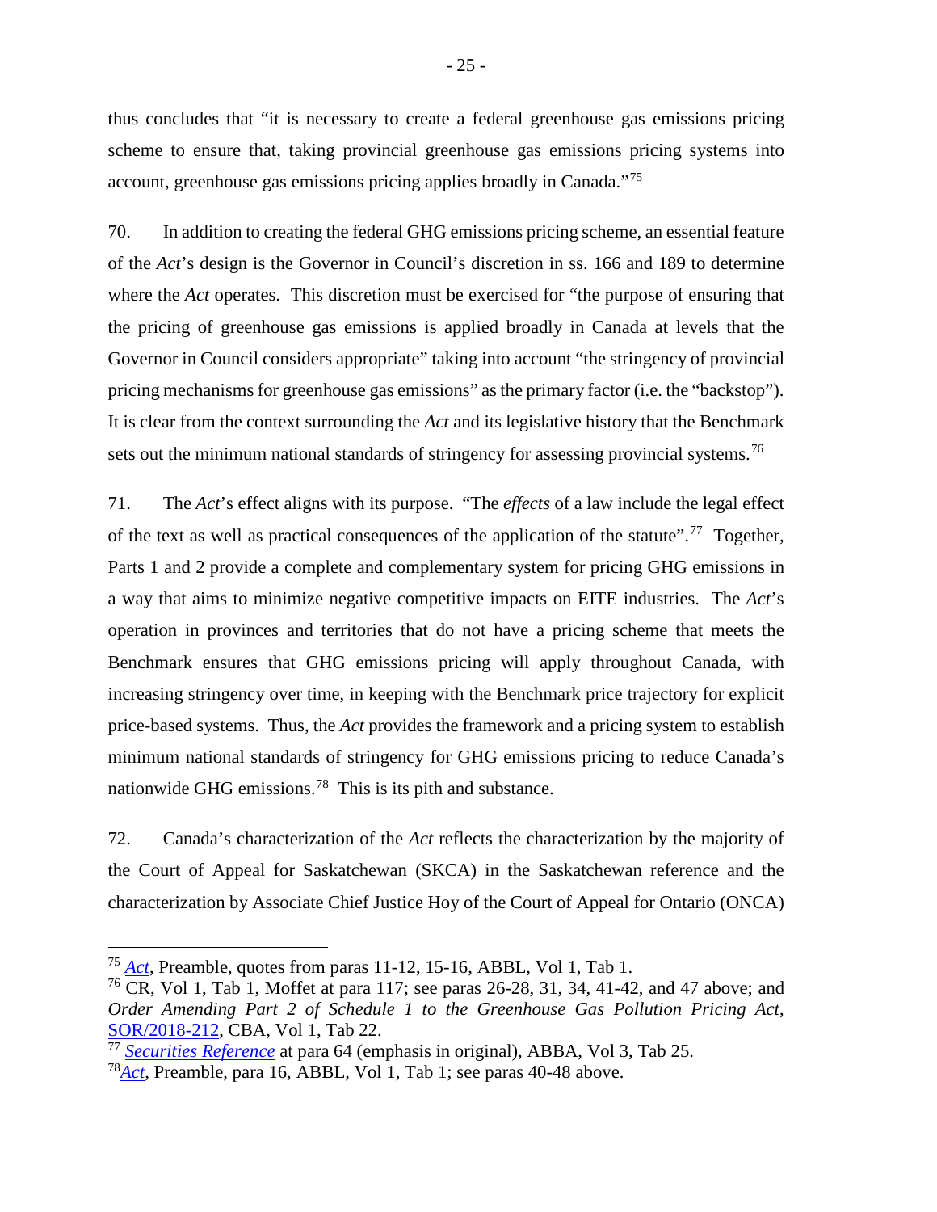thus concludes that "it is necessary to create a federal greenhouse gas emissions pricing scheme to ensure that, taking provincial greenhouse gas emissions pricing systems into account, greenhouse gas emissions pricing applies broadly in Canada."[75]

70. In addition to creating the federal GHG emissions pricing scheme, an essential feature of the *Act*'s design is the Governor in Council's discretion in ss. 166 and 189 to determine where the *Act* operates. This discretion must be exercised for "the purpose of ensuring that the pricing of greenhouse gas emissions is applied broadly in Canada at levels that the Governor in Council considers appropriate" taking into account "the stringency of provincial pricing mechanisms for greenhouse gas emissions" as the primary factor (i.e. the "backstop"). It is clear from the context surrounding the *Act* and its legislative history that the Benchmark sets out the minimum national standards of stringency for assessing provincial systems.[76]

71. The *Act*'s effect aligns with its purpose. "The *effects* of a law include the legal effect of the text as well as practical consequences of the application of the statute".[77] Together, Parts 1 and 2 provide a complete and complementary system for pricing GHG emissions in a way that aims to minimize negative competitive impacts on EITE industries. The *Act*'s operation in provinces and territories that do not have a pricing scheme that meets the Benchmark ensures that GHG emissions pricing will apply throughout Canada, with increasing stringency over time, in keeping with the Benchmark price trajectory for explicit price-based systems. Thus, the *Act* provides the framework and a pricing system to establish minimum national standards of stringency for GHG emissions pricing to reduce Canada's nationwide GHG emissions.[78] This is its pith and substance.

72. Canada's characterization of the *Act* reflects the characterization by the majority of the Court of Appeal for Saskatchewan (SKCA) in the Saskatchewan reference and the characterization by Associate Chief Justice Hoy of the Court of Appeal for Ontario (ONCA)

---

[75] *Act*, Preamble, quotes from paras 11-12, 15-16, ABBL, Vol 1, Tab 1.

[76] CR, Vol 1, Tab 1, Moffet at para 117; see paras 26-28, 31, 34, 41-42, and 47 above; and *Order Amending Part 2 of Schedule 1 to the Greenhouse Gas Pollution Pricing Act*, SOR/2018-212, CBA, Vol 1, Tab 22.

[77] *Securities Reference* at para 64 (emphasis in original), ABBA, Vol 3, Tab 25.

[78] *Act*, Preamble, para 16, ABBL, Vol 1, Tab 1; see paras 40-48 above.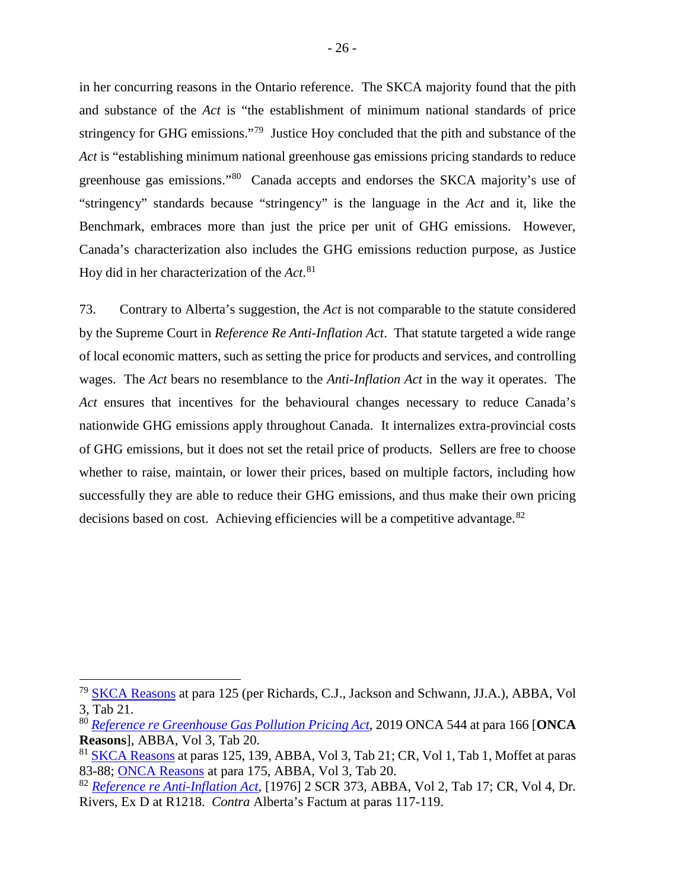in her concurring reasons in the Ontario reference. The SKCA majority found that the pith and substance of the *Act* is "the establishment of minimum national standards of price stringency for GHG emissions."[79] Justice Hoy concluded that the pith and substance of the *Act* is "establishing minimum national greenhouse gas emissions pricing standards to reduce greenhouse gas emissions."[80] Canada accepts and endorses the SKCA majority's use of "stringency" standards because "stringency" is the language in the *Act* and it, like the Benchmark, embraces more than just the price per unit of GHG emissions. However, Canada's characterization also includes the GHG emissions reduction purpose, as Justice Hoy did in her characterization of the *Act*.[81]

73. Contrary to Alberta's suggestion, the *Act* is not comparable to the statute considered by the Supreme Court in *Reference Re Anti-Inflation Act*. That statute targeted a wide range of local economic matters, such as setting the price for products and services, and controlling wages. The *Act* bears no resemblance to the *Anti-Inflation Act* in the way it operates. The *Act* ensures that incentives for the behavioural changes necessary to reduce Canada's nationwide GHG emissions apply throughout Canada. It internalizes extra-provincial costs of GHG emissions, but it does not set the retail price of products. Sellers are free to choose whether to raise, maintain, or lower their prices, based on multiple factors, including how successfully they are able to reduce their GHG emissions, and thus make their own pricing decisions based on cost. Achieving efficiencies will be a competitive advantage.[82]

---

[79] SKCA Reasons at para 125 (per Richards, C.J., Jackson and Schwann, JJ.A.), ABBA, Vol 3, Tab 21.

[80] *Reference re Greenhouse Gas Pollution Pricing Act*, 2019 ONCA 544 at para 166 [**ONCA Reasons**], ABBA, Vol 3, Tab 20.

[81] SKCA Reasons at paras 125, 139, ABBA, Vol 3, Tab 21; CR, Vol 1, Tab 1, Moffet at paras 83-88; ONCA Reasons at para 175, ABBA, Vol 3, Tab 20.

[82] *Reference re Anti-Inflation Act*, [1976] 2 SCR 373, ABBA, Vol 2, Tab 17; CR, Vol 4, Dr. Rivers, Ex D at R1218. *Contra* Alberta's Factum at paras 117-119.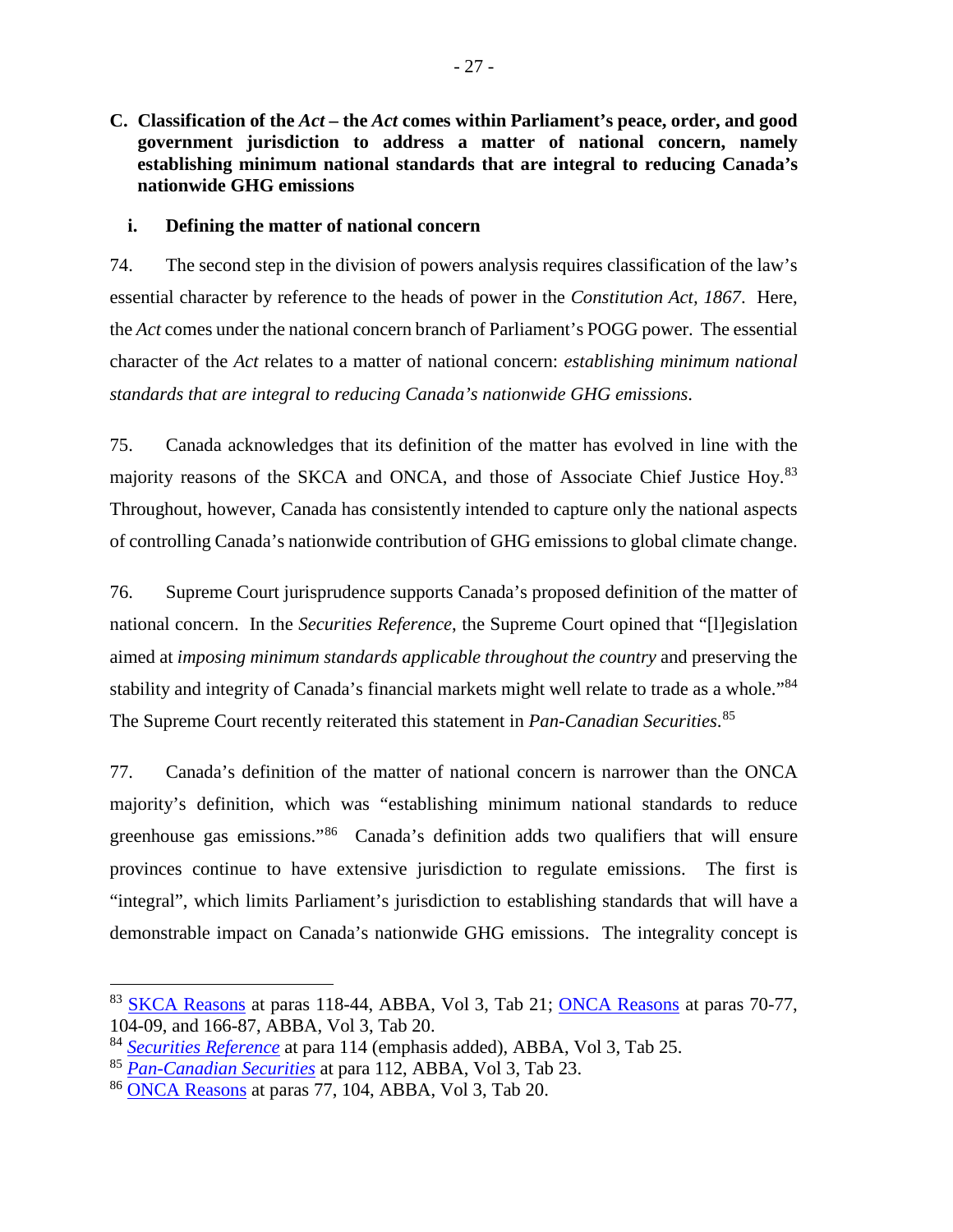## C. Classification of the *Act* – the *Act* comes within Parliament's peace, order, and good government jurisdiction to address a matter of national concern, namely establishing minimum national standards that are integral to reducing Canada's nationwide GHG emissions

### i. Defining the matter of national concern

74. The second step in the division of powers analysis requires classification of the law's essential character by reference to the heads of power in the *Constitution Act, 1867*. Here, the *Act* comes under the national concern branch of Parliament's POGG power. The essential character of the *Act* relates to a matter of national concern: *establishing minimum national standards that are integral to reducing Canada's nationwide GHG emissions*.

75. Canada acknowledges that its definition of the matter has evolved in line with the majority reasons of the SKCA and ONCA, and those of Associate Chief Justice Hoy.[83] Throughout, however, Canada has consistently intended to capture only the national aspects of controlling Canada's nationwide contribution of GHG emissions to global climate change.

76. Supreme Court jurisprudence supports Canada's proposed definition of the matter of national concern. In the *Securities Reference*, the Supreme Court opined that "[l]egislation aimed at *imposing minimum standards applicable throughout the country* and preserving the stability and integrity of Canada's financial markets might well relate to trade as a whole."[84] The Supreme Court recently reiterated this statement in *Pan-Canadian Securities*.[85]

77. Canada's definition of the matter of national concern is narrower than the ONCA majority's definition, which was "establishing minimum national standards to reduce greenhouse gas emissions."[86] Canada's definition adds two qualifiers that will ensure provinces continue to have extensive jurisdiction to regulate emissions. The first is "integral", which limits Parliament's jurisdiction to establishing standards that will have a demonstrable impact on Canada's nationwide GHG emissions. The integrality concept is

---

[83] SKCA Reasons at paras 118-44, ABBA, Vol 3, Tab 21; ONCA Reasons at paras 70-77, 104-09, and 166-87, ABBA, Vol 3, Tab 20.

[84] *Securities Reference* at para 114 (emphasis added), ABBA, Vol 3, Tab 25.

[85] *Pan-Canadian Securities* at para 112, ABBA, Vol 3, Tab 23.

[86] ONCA Reasons at paras 77, 104, ABBA, Vol 3, Tab 20.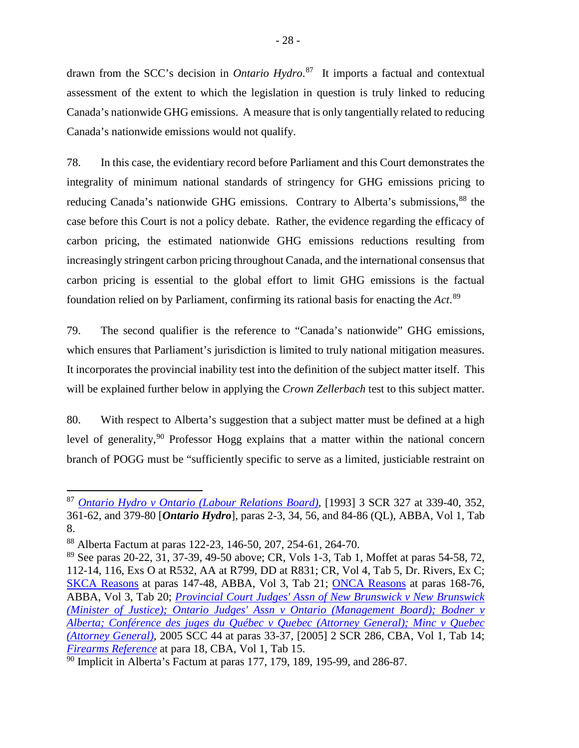drawn from the SCC's decision in *Ontario Hydro*.[87] It imports a factual and contextual assessment of the extent to which the legislation in question is truly linked to reducing Canada's nationwide GHG emissions. A measure that is only tangentially related to reducing Canada's nationwide emissions would not qualify.

78. In this case, the evidentiary record before Parliament and this Court demonstrates the integrality of minimum national standards of stringency for GHG emissions pricing to reducing Canada's nationwide GHG emissions. Contrary to Alberta's submissions,[88] the case before this Court is not a policy debate. Rather, the evidence regarding the efficacy of carbon pricing, the estimated nationwide GHG emissions reductions resulting from increasingly stringent carbon pricing throughout Canada, and the international consensus that carbon pricing is essential to the global effort to limit GHG emissions is the factual foundation relied on by Parliament, confirming its rational basis for enacting the *Act*.[89]

79. The second qualifier is the reference to "Canada's nationwide" GHG emissions, which ensures that Parliament's jurisdiction is limited to truly national mitigation measures. It incorporates the provincial inability test into the definition of the subject matter itself. This will be explained further below in applying the *Crown Zellerbach* test to this subject matter.

80. With respect to Alberta's suggestion that a subject matter must be defined at a high level of generality,[90] Professor Hogg explains that a matter within the national concern branch of POGG must be "sufficiently specific to serve as a limited, justiciable restraint on

---

[87] *Ontario Hydro v Ontario (Labour Relations Board)*, [1993] 3 SCR 327 at 339-40, 352, 361-62, and 379-80 [***Ontario Hydro***], paras 2-3, 34, 56, and 84-86 (QL), ABBA, Vol 1, Tab 8.

[88] Alberta Factum at paras 122-23, 146-50, 207, 254-61, 264-70.

[89] See paras 20-22, 31, 37-39, 49-50 above; CR, Vols 1-3, Tab 1, Moffet at paras 54-58, 72, 112-14, 116, Exs O at R532, AA at R799, DD at R831; CR, Vol 4, Tab 5, Dr. Rivers, Ex C; SKCA Reasons at paras 147-48, ABBA, Vol 3, Tab 21; ONCA Reasons at paras 168-76, ABBA, Vol 3, Tab 20; *Provincial Court Judges' Assn of New Brunswick v New Brunswick (Minister of Justice); Ontario Judges' Assn v Ontario (Management Board); Bodner v Alberta; Conférence des juges du Québec v Quebec (Attorney General); Minc v Quebec (Attorney General)*, 2005 SCC 44 at paras 33-37, [2005] 2 SCR 286, CBA, Vol 1, Tab 14; *Firearms Reference* at para 18, CBA, Vol 1, Tab 15.

[90] Implicit in Alberta's Factum at paras 177, 179, 189, 195-99, and 286-87.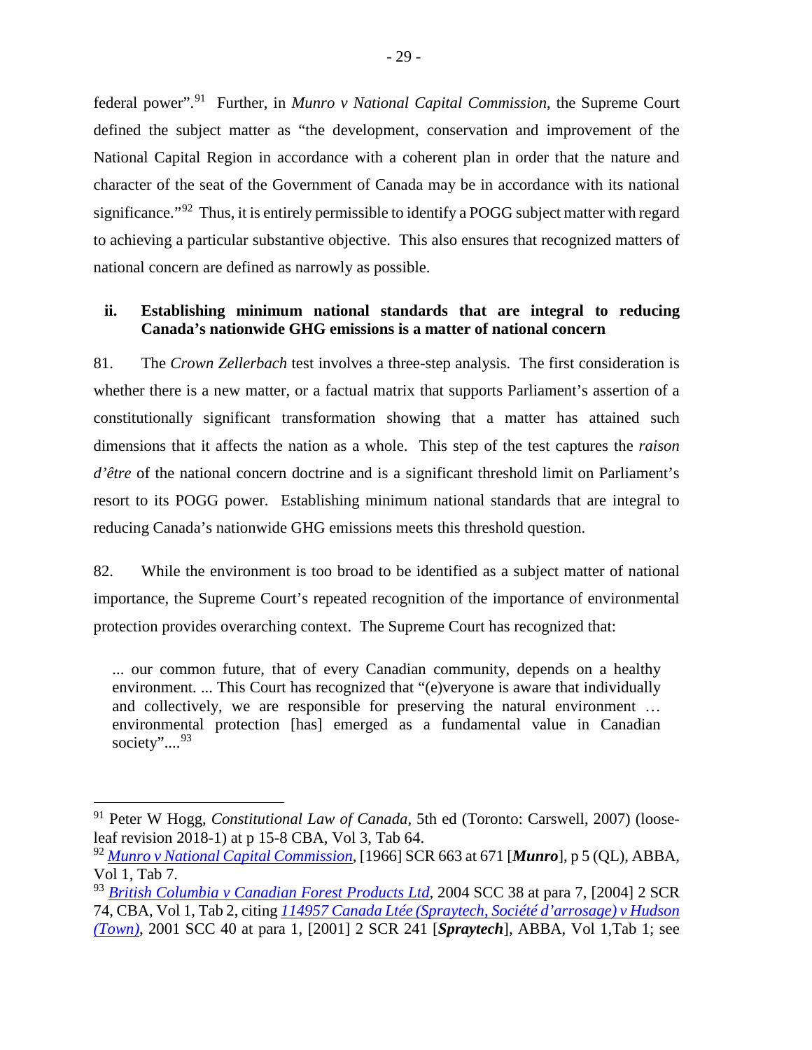federal power".[91] Further, in *Munro v National Capital Commission*, the Supreme Court defined the subject matter as "the development, conservation and improvement of the National Capital Region in accordance with a coherent plan in order that the nature and character of the seat of the Government of Canada may be in accordance with its national significance."[92] Thus, it is entirely permissible to identify a POGG subject matter with regard to achieving a particular substantive objective. This also ensures that recognized matters of national concern are defined as narrowly as possible.

### ii. Establishing minimum national standards that are integral to reducing Canada's nationwide GHG emissions is a matter of national concern

81. The *Crown Zellerbach* test involves a three-step analysis. The first consideration is whether there is a new matter, or a factual matrix that supports Parliament's assertion of a constitutionally significant transformation showing that a matter has attained such dimensions that it affects the nation as a whole. This step of the test captures the *raison d'être* of the national concern doctrine and is a significant threshold limit on Parliament's resort to its POGG power. Establishing minimum national standards that are integral to reducing Canada's nationwide GHG emissions meets this threshold question.

82. While the environment is too broad to be identified as a subject matter of national importance, the Supreme Court's repeated recognition of the importance of environmental protection provides overarching context. The Supreme Court has recognized that:

> ... our common future, that of every Canadian community, depends on a healthy environment. ... This Court has recognized that "(e)veryone is aware that individually and collectively, we are responsible for preserving the natural environment … environmental protection [has] emerged as a fundamental value in Canadian society"....[93]

---

[91] Peter W Hogg, *Constitutional Law of Canada*, 5th ed (Toronto: Carswell, 2007) (loose-leaf revision 2018-1) at p 15-8 CBA, Vol 3, Tab 64.

[92] *Munro v National Capital Commission*, [1966] SCR 663 at 671 [***Munro***], p 5 (QL), ABBA, Vol 1, Tab 7.

[93] *British Columbia v Canadian Forest Products Ltd*, 2004 SCC 38 at para 7, [2004] 2 SCR 74, CBA, Vol 1, Tab 2, citing *114957 Canada Ltée (Spraytech, Société d'arrosage) v Hudson (Town)*, 2001 SCC 40 at para 1, [2001] 2 SCR 241 [***Spraytech***], ABBA, Vol 1,Tab 1; see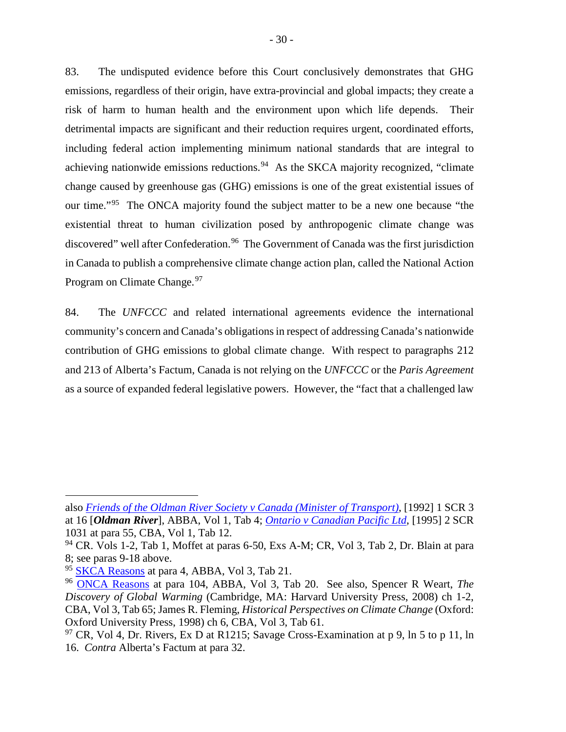83. The undisputed evidence before this Court conclusively demonstrates that GHG emissions, regardless of their origin, have extra-provincial and global impacts; they create a risk of harm to human health and the environment upon which life depends. Their detrimental impacts are significant and their reduction requires urgent, coordinated efforts, including federal action implementing minimum national standards that are integral to achieving nationwide emissions reductions.[94] As the SKCA majority recognized, "climate change caused by greenhouse gas (GHG) emissions is one of the great existential issues of our time."[95] The ONCA majority found the subject matter to be a new one because "the existential threat to human civilization posed by anthropogenic climate change was discovered" well after Confederation.[96] The Government of Canada was the first jurisdiction in Canada to publish a comprehensive climate change action plan, called the National Action Program on Climate Change.[97]

84. The *UNFCCC* and related international agreements evidence the international community's concern and Canada's obligations in respect of addressing Canada's nationwide contribution of GHG emissions to global climate change. With respect to paragraphs 212 and 213 of Alberta's Factum, Canada is not relying on the *UNFCCC* or the *Paris Agreement* as a source of expanded federal legislative powers. However, the "fact that a challenged law

---

also *Friends of the Oldman River Society v Canada (Minister of Transport)*, [1992] 1 SCR 3 at 16 [***Oldman River***], ABBA, Vol 1, Tab 4; *Ontario v Canadian Pacific Ltd*, [1995] 2 SCR 1031 at para 55, CBA, Vol 1, Tab 12.

[94] CR. Vols 1-2, Tab 1, Moffet at paras 6-50, Exs A-M; CR, Vol 3, Tab 2, Dr. Blain at para 8; see paras 9-18 above.

[95] SKCA Reasons at para 4, ABBA, Vol 3, Tab 21.

[96] ONCA Reasons at para 104, ABBA, Vol 3, Tab 20. See also, Spencer R Weart, *The Discovery of Global Warming* (Cambridge, MA: Harvard University Press, 2008) ch 1-2, CBA, Vol 3, Tab 65; James R. Fleming, *Historical Perspectives on Climate Change* (Oxford: Oxford University Press, 1998) ch 6, CBA, Vol 3, Tab 61.

[97] CR, Vol 4, Dr. Rivers, Ex D at R1215; Savage Cross-Examination at p 9, ln 5 to p 11, ln 16. *Contra* Alberta's Factum at para 32.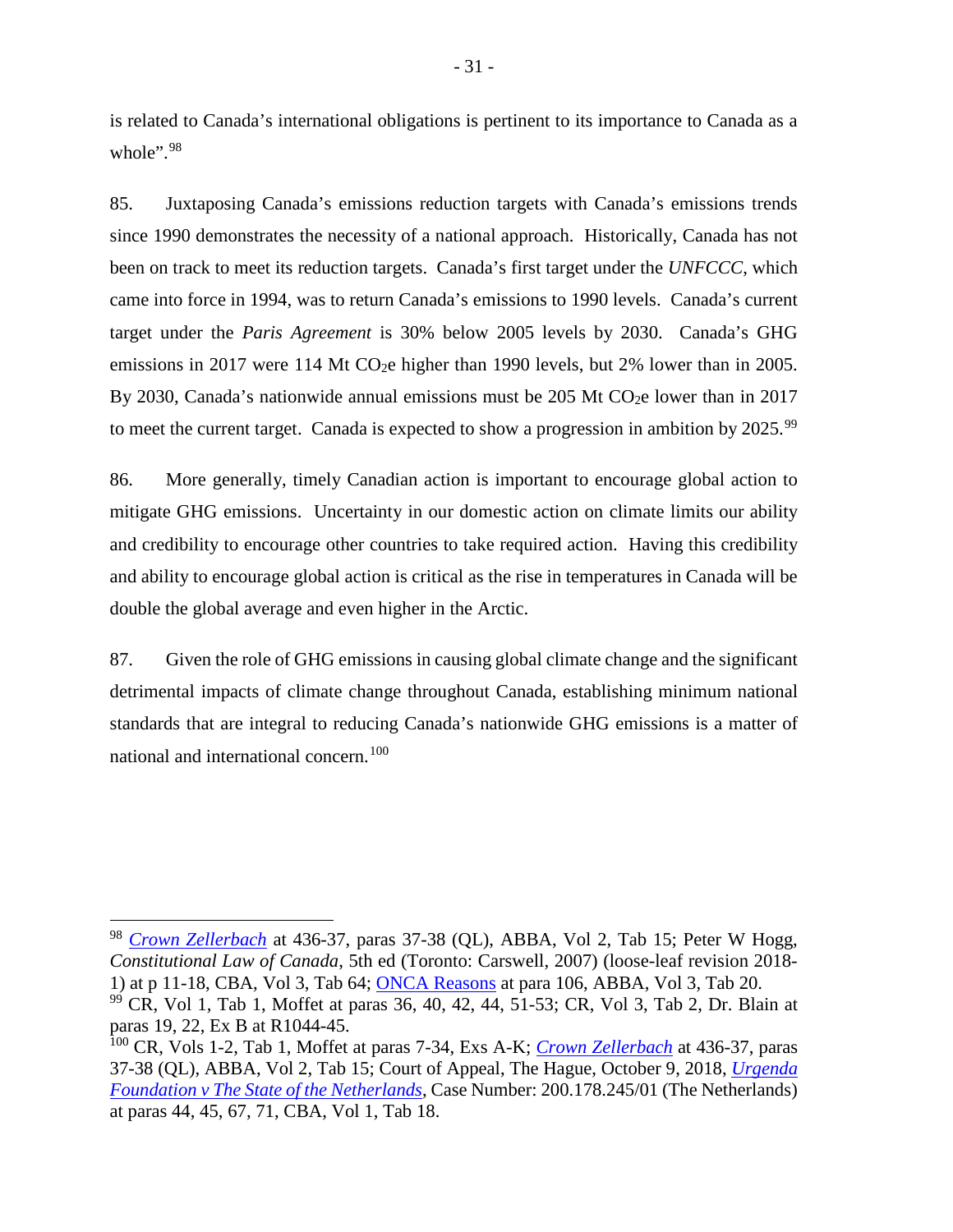is related to Canada's international obligations is pertinent to its importance to Canada as a whole".[98]

85. Juxtaposing Canada's emissions reduction targets with Canada's emissions trends since 1990 demonstrates the necessity of a national approach. Historically, Canada has not been on track to meet its reduction targets. Canada's first target under the *UNFCCC*, which came into force in 1994, was to return Canada's emissions to 1990 levels. Canada's current target under the *Paris Agreement* is 30% below 2005 levels by 2030. Canada's GHG emissions in 2017 were 114 Mt $CO_2$e higher than 1990 levels, but 2% lower than in 2005. By 2030, Canada's nationwide annual emissions must be 205 Mt $CO_2$e lower than in 2017 to meet the current target. Canada is expected to show a progression in ambition by 2025.[99]

86. More generally, timely Canadian action is important to encourage global action to mitigate GHG emissions. Uncertainty in our domestic action on climate limits our ability and credibility to encourage other countries to take required action. Having this credibility and ability to encourage global action is critical as the rise in temperatures in Canada will be double the global average and even higher in the Arctic.

87. Given the role of GHG emissions in causing global climate change and the significant detrimental impacts of climate change throughout Canada, establishing minimum national standards that are integral to reducing Canada's nationwide GHG emissions is a matter of national and international concern.[100]

---

[98] *Crown Zellerbach* at 436-37, paras 37-38 (QL), ABBA, Vol 2, Tab 15; Peter W Hogg, *Constitutional Law of Canada*, 5th ed (Toronto: Carswell, 2007) (loose-leaf revision 2018-1) at p 11-18, CBA, Vol 3, Tab 64; ONCA Reasons at para 106, ABBA, Vol 3, Tab 20.

[99] CR, Vol 1, Tab 1, Moffet at paras 36, 40, 42, 44, 51-53; CR, Vol 3, Tab 2, Dr. Blain at paras 19, 22, Ex B at R1044-45.

[100] CR, Vols 1-2, Tab 1, Moffet at paras 7-34, Exs A-K; *Crown Zellerbach* at 436-37, paras 37-38 (QL), ABBA, Vol 2, Tab 15; Court of Appeal, The Hague, October 9, 2018, *Urgenda Foundation v The State of the Netherlands*, Case Number: 200.178.245/01 (The Netherlands) at paras 44, 45, 67, 71, CBA, Vol 1, Tab 18.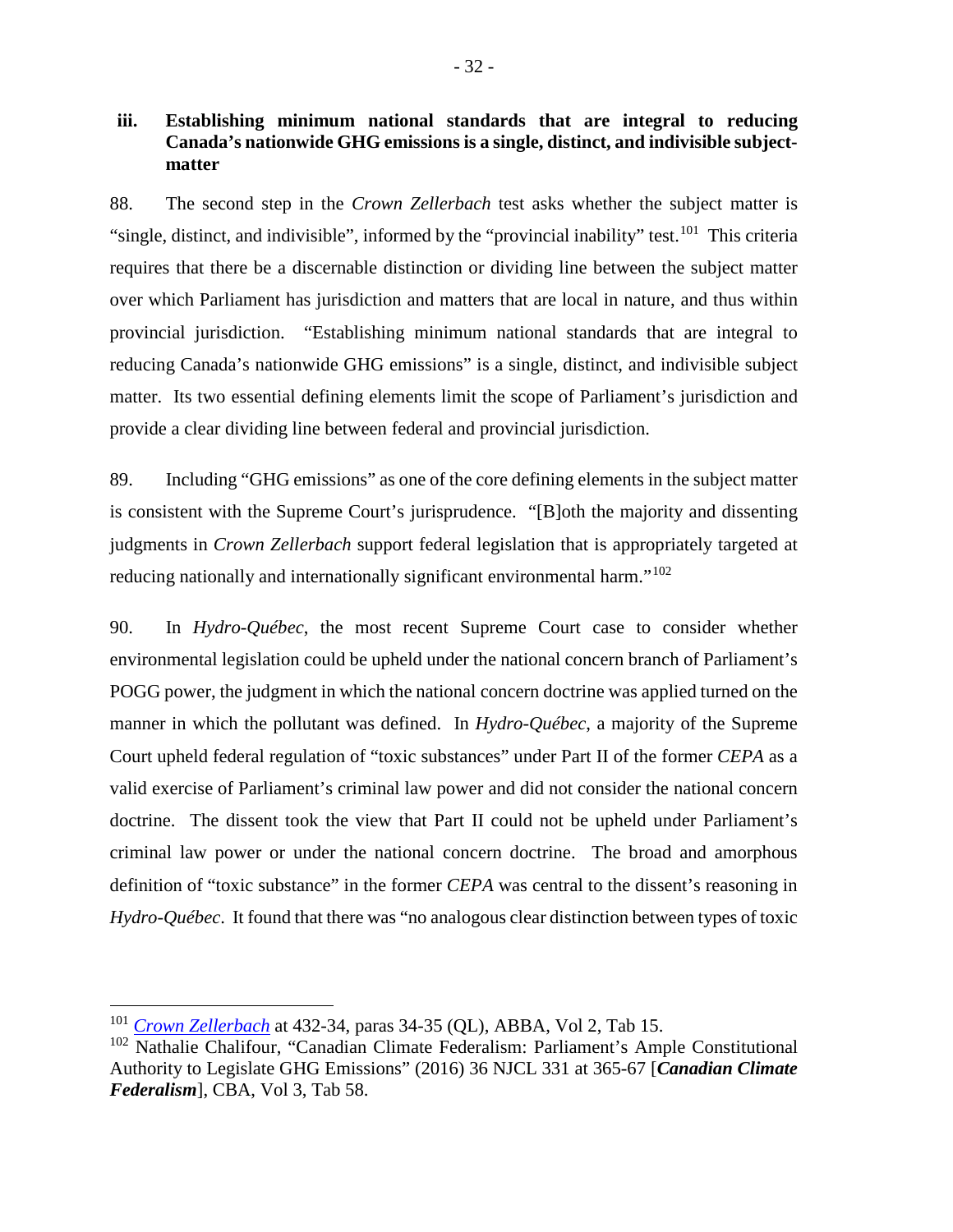### iii. Establishing minimum national standards that are integral to reducing Canada's nationwide GHG emissions is a single, distinct, and indivisible subject-matter

88. The second step in the *Crown Zellerbach* test asks whether the subject matter is "single, distinct, and indivisible", informed by the "provincial inability" test.[101] This criteria requires that there be a discernable distinction or dividing line between the subject matter over which Parliament has jurisdiction and matters that are local in nature, and thus within provincial jurisdiction. "Establishing minimum national standards that are integral to reducing Canada's nationwide GHG emissions" is a single, distinct, and indivisible subject matter. Its two essential defining elements limit the scope of Parliament's jurisdiction and provide a clear dividing line between federal and provincial jurisdiction.

89. Including "GHG emissions" as one of the core defining elements in the subject matter is consistent with the Supreme Court's jurisprudence. "[B]oth the majority and dissenting judgments in *Crown Zellerbach* support federal legislation that is appropriately targeted at reducing nationally and internationally significant environmental harm."[102]

90. In *Hydro-Québec*, the most recent Supreme Court case to consider whether environmental legislation could be upheld under the national concern branch of Parliament's POGG power, the judgment in which the national concern doctrine was applied turned on the manner in which the pollutant was defined. In *Hydro-Québec*, a majority of the Supreme Court upheld federal regulation of "toxic substances" under Part II of the former *CEPA* as a valid exercise of Parliament's criminal law power and did not consider the national concern doctrine. The dissent took the view that Part II could not be upheld under Parliament's criminal law power or under the national concern doctrine. The broad and amorphous definition of "toxic substance" in the former *CEPA* was central to the dissent's reasoning in *Hydro-Québec*. It found that there was "no analogous clear distinction between types of toxic

---

[101] *Crown Zellerbach* at 432-34, paras 34-35 (QL), ABBA, Vol 2, Tab 15.

[102] Nathalie Chalifour, "Canadian Climate Federalism: Parliament's Ample Constitutional Authority to Legislate GHG Emissions" (2016) 36 NJCL 331 at 365-67 [***Canadian Climate Federalism***], CBA, Vol 3, Tab 58.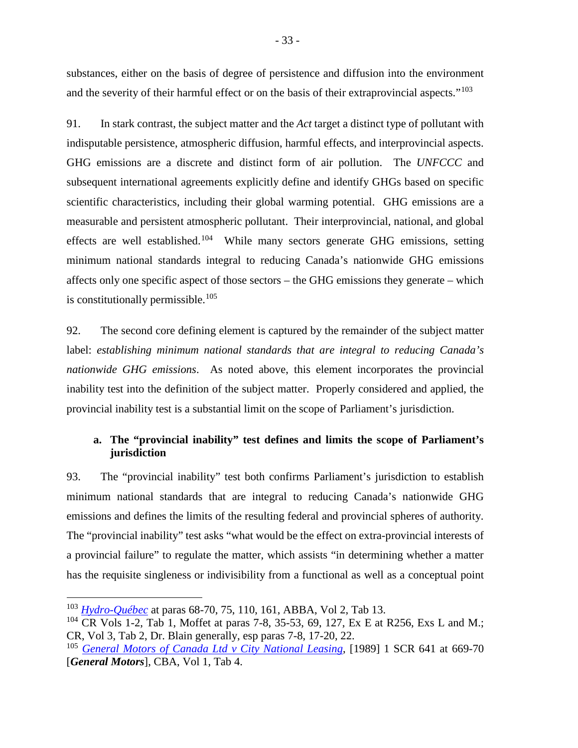substances, either on the basis of degree of persistence and diffusion into the environment and the severity of their harmful effect or on the basis of their extraprovincial aspects."[103]

91. In stark contrast, the subject matter and the *Act* target a distinct type of pollutant with indisputable persistence, atmospheric diffusion, harmful effects, and interprovincial aspects. GHG emissions are a discrete and distinct form of air pollution. The *UNFCCC* and subsequent international agreements explicitly define and identify GHGs based on specific scientific characteristics, including their global warming potential. GHG emissions are a measurable and persistent atmospheric pollutant. Their interprovincial, national, and global effects are well established.[104] While many sectors generate GHG emissions, setting minimum national standards integral to reducing Canada's nationwide GHG emissions affects only one specific aspect of those sectors – the GHG emissions they generate – which is constitutionally permissible.[105]

92. The second core defining element is captured by the remainder of the subject matter label: *establishing minimum national standards that are integral to reducing Canada's nationwide GHG emissions*. As noted above, this element incorporates the provincial inability test into the definition of the subject matter. Properly considered and applied, the provincial inability test is a substantial limit on the scope of Parliament's jurisdiction.

**a. The "provincial inability" test defines and limits the scope of Parliament's jurisdiction**

93. The "provincial inability" test both confirms Parliament's jurisdiction to establish minimum national standards that are integral to reducing Canada's nationwide GHG emissions and defines the limits of the resulting federal and provincial spheres of authority. The "provincial inability" test asks "what would be the effect on extra-provincial interests of a provincial failure" to regulate the matter, which assists "in determining whether a matter has the requisite singleness or indivisibility from a functional as well as a conceptual point

---

[103] *Hydro-Québec* at paras 68-70, 75, 110, 161, ABBA, Vol 2, Tab 13.

[104] CR Vols 1-2, Tab 1, Moffet at paras 7-8, 35-53, 69, 127, Ex E at R256, Exs L and M.; CR, Vol 3, Tab 2, Dr. Blain generally, esp paras 7-8, 17-20, 22.

[105] *General Motors of Canada Ltd v City National Leasing*, [1989] 1 SCR 641 at 669-70 [***General Motors***], CBA, Vol 1, Tab 4.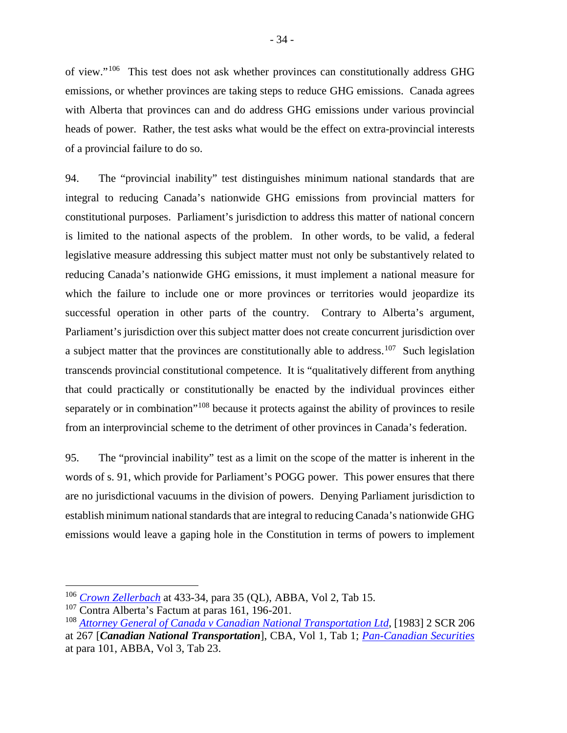of view."[106] This test does not ask whether provinces can constitutionally address GHG emissions, or whether provinces are taking steps to reduce GHG emissions. Canada agrees with Alberta that provinces can and do address GHG emissions under various provincial heads of power. Rather, the test asks what would be the effect on extra-provincial interests of a provincial failure to do so.

94. The "provincial inability" test distinguishes minimum national standards that are integral to reducing Canada's nationwide GHG emissions from provincial matters for constitutional purposes. Parliament's jurisdiction to address this matter of national concern is limited to the national aspects of the problem. In other words, to be valid, a federal legislative measure addressing this subject matter must not only be substantively related to reducing Canada's nationwide GHG emissions, it must implement a national measure for which the failure to include one or more provinces or territories would jeopardize its successful operation in other parts of the country. Contrary to Alberta's argument, Parliament's jurisdiction over this subject matter does not create concurrent jurisdiction over a subject matter that the provinces are constitutionally able to address.[107] Such legislation transcends provincial constitutional competence. It is "qualitatively different from anything that could practically or constitutionally be enacted by the individual provinces either separately or in combination"[108] because it protects against the ability of provinces to resile from an interprovincial scheme to the detriment of other provinces in Canada's federation.

95. The "provincial inability" test as a limit on the scope of the matter is inherent in the words of s. 91, which provide for Parliament's POGG power. This power ensures that there are no jurisdictional vacuums in the division of powers. Denying Parliament jurisdiction to establish minimum national standards that are integral to reducing Canada's nationwide GHG emissions would leave a gaping hole in the Constitution in terms of powers to implement

---

[106] *Crown Zellerbach* at 433-34, para 35 (QL), ABBA, Vol 2, Tab 15.

[107] Contra Alberta's Factum at paras 161, 196-201.

[108] *Attorney General of Canada v Canadian National Transportation Ltd*, [1983] 2 SCR 206 at 267 [***Canadian National Transportation***], CBA, Vol 1, Tab 1; *Pan-Canadian Securities* at para 101, ABBA, Vol 3, Tab 23.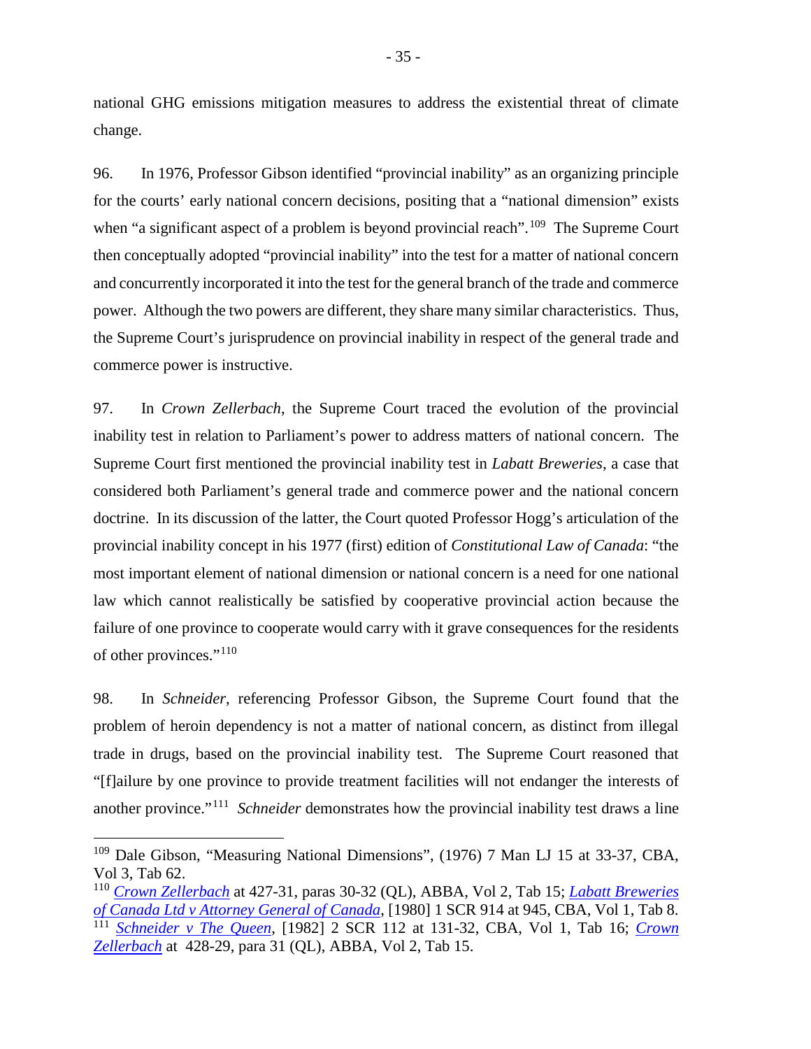national GHG emissions mitigation measures to address the existential threat of climate change.

96. In 1976, Professor Gibson identified "provincial inability" as an organizing principle for the courts' early national concern decisions, positing that a "national dimension" exists when "a significant aspect of a problem is beyond provincial reach".[109] The Supreme Court then conceptually adopted "provincial inability" into the test for a matter of national concern and concurrently incorporated it into the test for the general branch of the trade and commerce power. Although the two powers are different, they share many similar characteristics. Thus, the Supreme Court's jurisprudence on provincial inability in respect of the general trade and commerce power is instructive.

97. In *Crown Zellerbach*, the Supreme Court traced the evolution of the provincial inability test in relation to Parliament's power to address matters of national concern. The Supreme Court first mentioned the provincial inability test in *Labatt Breweries*, a case that considered both Parliament's general trade and commerce power and the national concern doctrine. In its discussion of the latter, the Court quoted Professor Hogg's articulation of the provincial inability concept in his 1977 (first) edition of *Constitutional Law of Canada*: "the most important element of national dimension or national concern is a need for one national law which cannot realistically be satisfied by cooperative provincial action because the failure of one province to cooperate would carry with it grave consequences for the residents of other provinces."[110]

98. In *Schneider*, referencing Professor Gibson, the Supreme Court found that the problem of heroin dependency is not a matter of national concern, as distinct from illegal trade in drugs, based on the provincial inability test. The Supreme Court reasoned that "[f]ailure by one province to provide treatment facilities will not endanger the interests of another province."[111] *Schneider* demonstrates how the provincial inability test draws a line

---

[109] Dale Gibson, "Measuring National Dimensions", (1976) 7 Man LJ 15 at 33-37, CBA, Vol 3, Tab 62.

[110] *Crown Zellerbach* at 427-31, paras 30-32 (QL), ABBA, Vol 2, Tab 15; *Labatt Breweries of Canada Ltd v Attorney General of Canada*, [1980] 1 SCR 914 at 945, CBA, Vol 1, Tab 8.

[111] *Schneider v The Queen*, [1982] 2 SCR 112 at 131-32, CBA, Vol 1, Tab 16; *Crown Zellerbach* at 428-29, para 31 (QL), ABBA, Vol 2, Tab 15.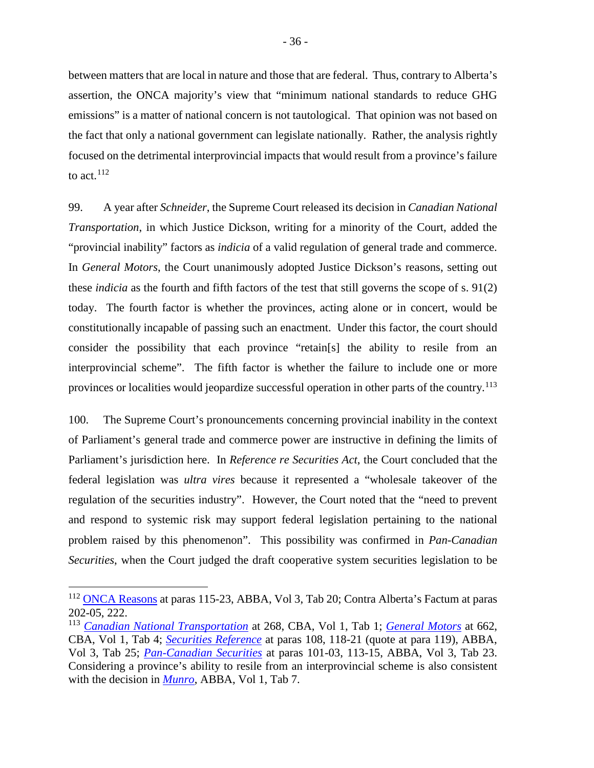between matters that are local in nature and those that are federal. Thus, contrary to Alberta's assertion, the ONCA majority's view that "minimum national standards to reduce GHG emissions" is a matter of national concern is not tautological. That opinion was not based on the fact that only a national government can legislate nationally. Rather, the analysis rightly focused on the detrimental interprovincial impacts that would result from a province's failure to act.[112]

99. A year after *Schneider,* the Supreme Court released its decision in *Canadian National Transportation*, in which Justice Dickson, writing for a minority of the Court, added the "provincial inability" factors as *indicia* of a valid regulation of general trade and commerce. In *General Motors*, the Court unanimously adopted Justice Dickson's reasons, setting out these *indicia* as the fourth and fifth factors of the test that still governs the scope of s. 91(2) today. The fourth factor is whether the provinces, acting alone or in concert, would be constitutionally incapable of passing such an enactment. Under this factor, the court should consider the possibility that each province "retain[s] the ability to resile from an interprovincial scheme". The fifth factor is whether the failure to include one or more provinces or localities would jeopardize successful operation in other parts of the country.[113]

100. The Supreme Court's pronouncements concerning provincial inability in the context of Parliament's general trade and commerce power are instructive in defining the limits of Parliament's jurisdiction here. In *Reference re Securities Act*, the Court concluded that the federal legislation was *ultra vires* because it represented a "wholesale takeover of the regulation of the securities industry". However, the Court noted that the "need to prevent and respond to systemic risk may support federal legislation pertaining to the national problem raised by this phenomenon". This possibility was confirmed in *Pan-Canadian Securities*, when the Court judged the draft cooperative system securities legislation to be

---

[112] ONCA Reasons at paras 115-23, ABBA, Vol 3, Tab 20; Contra Alberta's Factum at paras 202-05, 222.

[113] *Canadian National Transportation* at 268, CBA, Vol 1, Tab 1; *General Motors* at 662, CBA, Vol 1, Tab 4; *Securities Reference* at paras 108, 118-21 (quote at para 119), ABBA, Vol 3, Tab 25; *Pan-Canadian Securities* at paras 101-03, 113-15, ABBA, Vol 3, Tab 23. Considering a province's ability to resile from an interprovincial scheme is also consistent with the decision in *Munro*, ABBA, Vol 1, Tab 7.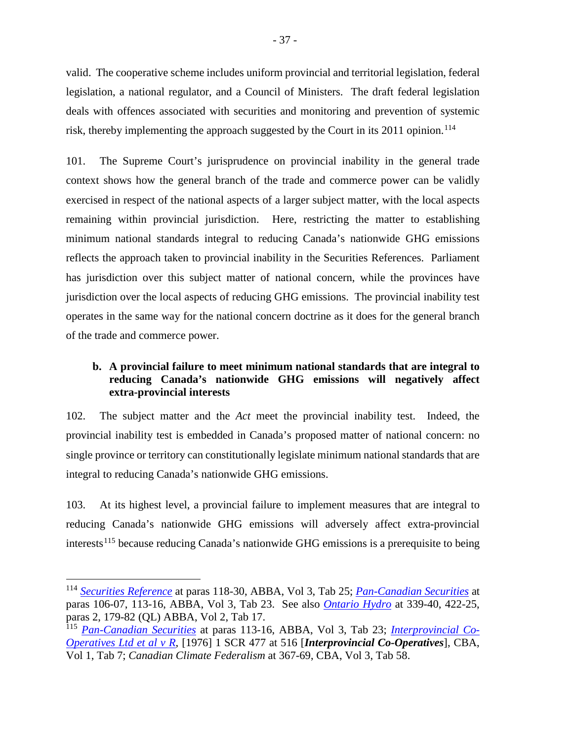valid. The cooperative scheme includes uniform provincial and territorial legislation, federal legislation, a national regulator, and a Council of Ministers. The draft federal legislation deals with offences associated with securities and monitoring and prevention of systemic risk, thereby implementing the approach suggested by the Court in its 2011 opinion.[114]

101. The Supreme Court's jurisprudence on provincial inability in the general trade context shows how the general branch of the trade and commerce power can be validly exercised in respect of the national aspects of a larger subject matter, with the local aspects remaining within provincial jurisdiction. Here, restricting the matter to establishing minimum national standards integral to reducing Canada's nationwide GHG emissions reflects the approach taken to provincial inability in the Securities References. Parliament has jurisdiction over this subject matter of national concern, while the provinces have jurisdiction over the local aspects of reducing GHG emissions. The provincial inability test operates in the same way for the national concern doctrine as it does for the general branch of the trade and commerce power.

#### b. A provincial failure to meet minimum national standards that are integral to reducing Canada's nationwide GHG emissions will negatively affect extra-provincial interests

102. The subject matter and the *Act* meet the provincial inability test. Indeed, the provincial inability test is embedded in Canada's proposed matter of national concern: no single province or territory can constitutionally legislate minimum national standards that are integral to reducing Canada's nationwide GHG emissions.

103. At its highest level, a provincial failure to implement measures that are integral to reducing Canada's nationwide GHG emissions will adversely affect extra-provincial interests[115] because reducing Canada's nationwide GHG emissions is a prerequisite to being

---

[114] *Securities Reference* at paras 118-30, ABBA, Vol 3, Tab 25; *Pan-Canadian Securities* at paras 106-07, 113-16, ABBA, Vol 3, Tab 23. See also *Ontario Hydro* at 339-40, 422-25, paras 2, 179-82 (QL) ABBA, Vol 2, Tab 17.

[115] *Pan-Canadian Securities* at paras 113-16, ABBA, Vol 3, Tab 23; *Interprovincial Co-Operatives Ltd et al v R*, [1976] 1 SCR 477 at 516 [***Interprovincial Co-Operatives***], CBA, Vol 1, Tab 7; *Canadian Climate Federalism* at 367-69, CBA, Vol 3, Tab 58.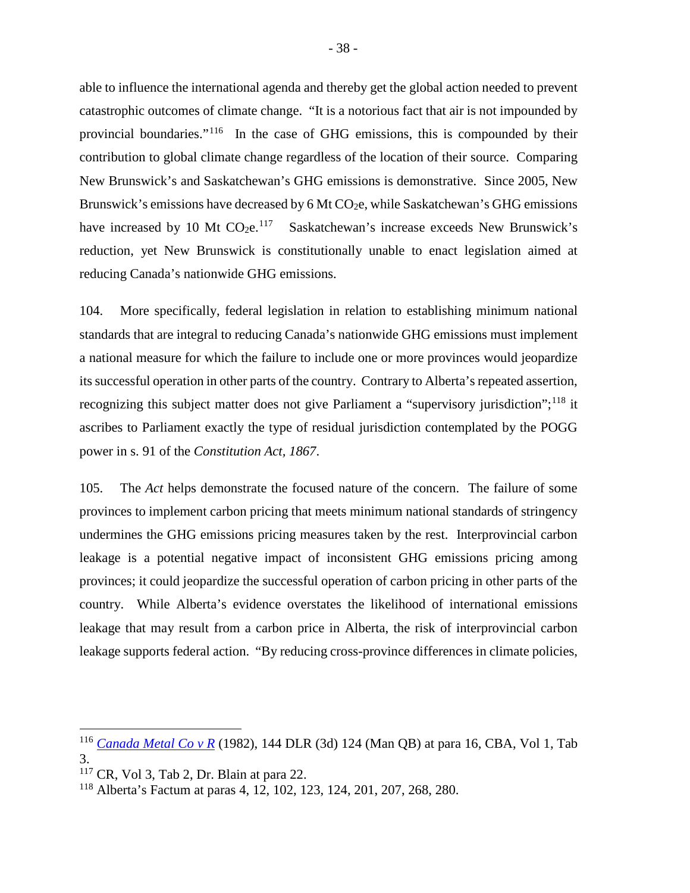able to influence the international agenda and thereby get the global action needed to prevent catastrophic outcomes of climate change. "It is a notorious fact that air is not impounded by provincial boundaries."[116] In the case of GHG emissions, this is compounded by their contribution to global climate change regardless of the location of their source. Comparing New Brunswick's and Saskatchewan's GHG emissions is demonstrative. Since 2005, New Brunswick's emissions have decreased by 6 Mt $CO_2$e, while Saskatchewan's GHG emissions have increased by 10 Mt $CO_2$e.[117] Saskatchewan's increase exceeds New Brunswick's reduction, yet New Brunswick is constitutionally unable to enact legislation aimed at reducing Canada's nationwide GHG emissions.

104. More specifically, federal legislation in relation to establishing minimum national standards that are integral to reducing Canada's nationwide GHG emissions must implement a national measure for which the failure to include one or more provinces would jeopardize its successful operation in other parts of the country. Contrary to Alberta's repeated assertion, recognizing this subject matter does not give Parliament a "supervisory jurisdiction";[118] it ascribes to Parliament exactly the type of residual jurisdiction contemplated by the POGG power in s. 91 of the *Constitution Act, 1867*.

105. The *Act* helps demonstrate the focused nature of the concern. The failure of some provinces to implement carbon pricing that meets minimum national standards of stringency undermines the GHG emissions pricing measures taken by the rest. Interprovincial carbon leakage is a potential negative impact of inconsistent GHG emissions pricing among provinces; it could jeopardize the successful operation of carbon pricing in other parts of the country. While Alberta's evidence overstates the likelihood of international emissions leakage that may result from a carbon price in Alberta, the risk of interprovincial carbon leakage supports federal action. "By reducing cross-province differences in climate policies,

---

[116] *Canada Metal Co v R* (1982), 144 DLR (3d) 124 (Man QB) at para 16, CBA, Vol 1, Tab 3.

[117] CR, Vol 3, Tab 2, Dr. Blain at para 22.

[118] Alberta's Factum at paras 4, 12, 102, 123, 124, 201, 207, 268, 280.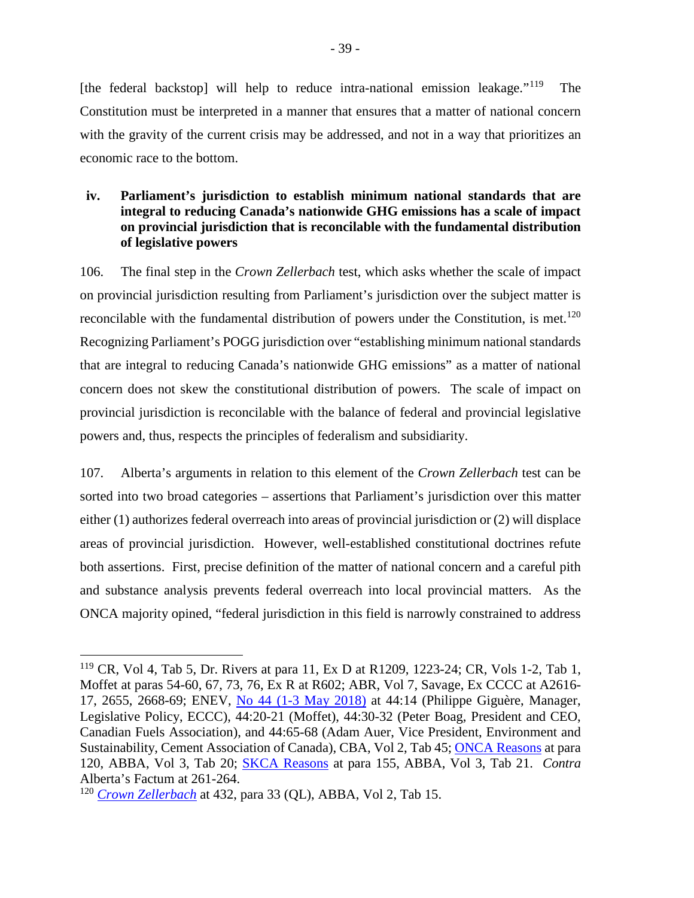[the federal backstop] will help to reduce intra-national emission leakage."[119] The Constitution must be interpreted in a manner that ensures that a matter of national concern with the gravity of the current crisis may be addressed, and not in a way that prioritizes an economic race to the bottom.

#### iv. Parliament's jurisdiction to establish minimum national standards that are integral to reducing Canada's nationwide GHG emissions has a scale of impact on provincial jurisdiction that is reconcilable with the fundamental distribution of legislative powers

106. The final step in the *Crown Zellerbach* test, which asks whether the scale of impact on provincial jurisdiction resulting from Parliament's jurisdiction over the subject matter is reconcilable with the fundamental distribution of powers under the Constitution, is met.[120] Recognizing Parliament's POGG jurisdiction over "establishing minimum national standards that are integral to reducing Canada's nationwide GHG emissions" as a matter of national concern does not skew the constitutional distribution of powers. The scale of impact on provincial jurisdiction is reconcilable with the balance of federal and provincial legislative powers and, thus, respects the principles of federalism and subsidiarity.

107. Alberta's arguments in relation to this element of the *Crown Zellerbach* test can be sorted into two broad categories – assertions that Parliament's jurisdiction over this matter either (1) authorizes federal overreach into areas of provincial jurisdiction or (2) will displace areas of provincial jurisdiction. However, well-established constitutional doctrines refute both assertions. First, precise definition of the matter of national concern and a careful pith and substance analysis prevents federal overreach into local provincial matters. As the ONCA majority opined, "federal jurisdiction in this field is narrowly constrained to address

---

[119] CR, Vol 4, Tab 5, Dr. Rivers at para 11, Ex D at R1209, 1223-24; CR, Vols 1-2, Tab 1, Moffet at paras 54-60, 67, 73, 76, Ex R at R602; ABR, Vol 7, Savage, Ex CCCC at A2616-17, 2655, 2668-69; ENEV, No 44 (1-3 May 2018) at 44:14 (Philippe Giguère, Manager, Legislative Policy, ECCC), 44:20-21 (Moffet), 44:30-32 (Peter Boag, President and CEO, Canadian Fuels Association), and 44:65-68 (Adam Auer, Vice President, Environment and Sustainability, Cement Association of Canada), CBA, Vol 2, Tab 45; ONCA Reasons at para 120, ABBA, Vol 3, Tab 20; SKCA Reasons at para 155, ABBA, Vol 3, Tab 21. *Contra* Alberta's Factum at 261-264.

[120] *Crown Zellerbach* at 432, para 33 (QL), ABBA, Vol 2, Tab 15.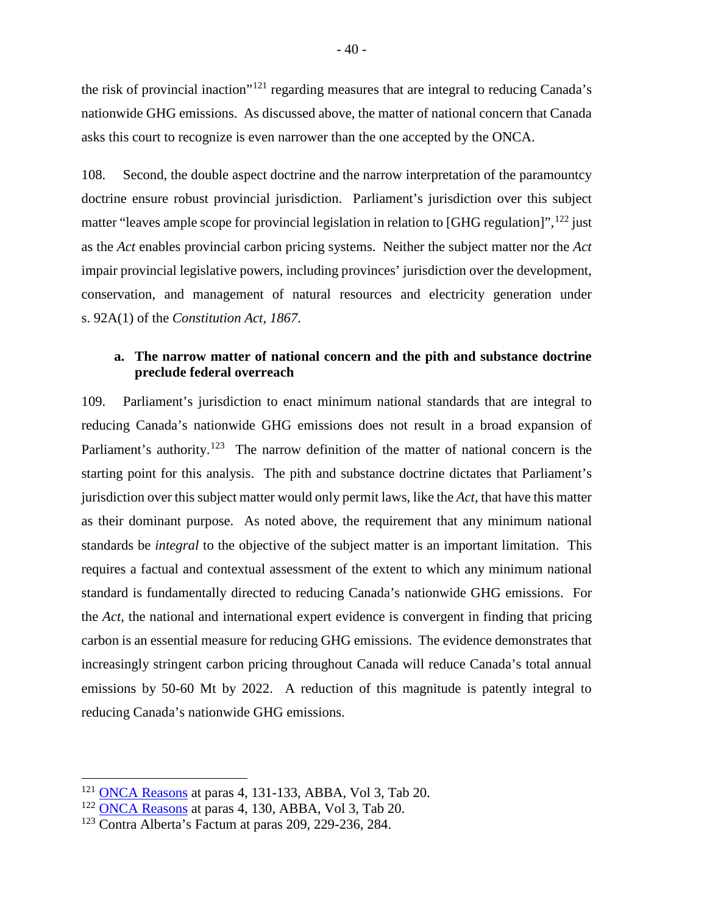the risk of provincial inaction"[121] regarding measures that are integral to reducing Canada's nationwide GHG emissions. As discussed above, the matter of national concern that Canada asks this court to recognize is even narrower than the one accepted by the ONCA.

108. Second, the double aspect doctrine and the narrow interpretation of the paramountcy doctrine ensure robust provincial jurisdiction. Parliament's jurisdiction over this subject matter "leaves ample scope for provincial legislation in relation to [GHG regulation]",[122] just as the *Act* enables provincial carbon pricing systems. Neither the subject matter nor the *Act* impair provincial legislative powers, including provinces' jurisdiction over the development, conservation, and management of natural resources and electricity generation under s. 92A(1) of the *Constitution Act, 1867*.

**a. The narrow matter of national concern and the pith and substance doctrine preclude federal overreach**

109. Parliament's jurisdiction to enact minimum national standards that are integral to reducing Canada's nationwide GHG emissions does not result in a broad expansion of Parliament's authority.[123] The narrow definition of the matter of national concern is the starting point for this analysis. The pith and substance doctrine dictates that Parliament's jurisdiction over this subject matter would only permit laws, like the *Act*, that have this matter as their dominant purpose. As noted above, the requirement that any minimum national standards be *integral* to the objective of the subject matter is an important limitation. This requires a factual and contextual assessment of the extent to which any minimum national standard is fundamentally directed to reducing Canada's nationwide GHG emissions. For the *Act*, the national and international expert evidence is convergent in finding that pricing carbon is an essential measure for reducing GHG emissions. The evidence demonstrates that increasingly stringent carbon pricing throughout Canada will reduce Canada's total annual emissions by 50-60 Mt by 2022. A reduction of this magnitude is patently integral to reducing Canada's nationwide GHG emissions.

---

[121] ONCA Reasons at paras 4, 131-133, ABBA, Vol 3, Tab 20.

[122] ONCA Reasons at paras 4, 130, ABBA, Vol 3, Tab 20.

[123] Contra Alberta's Factum at paras 209, 229-236, 284.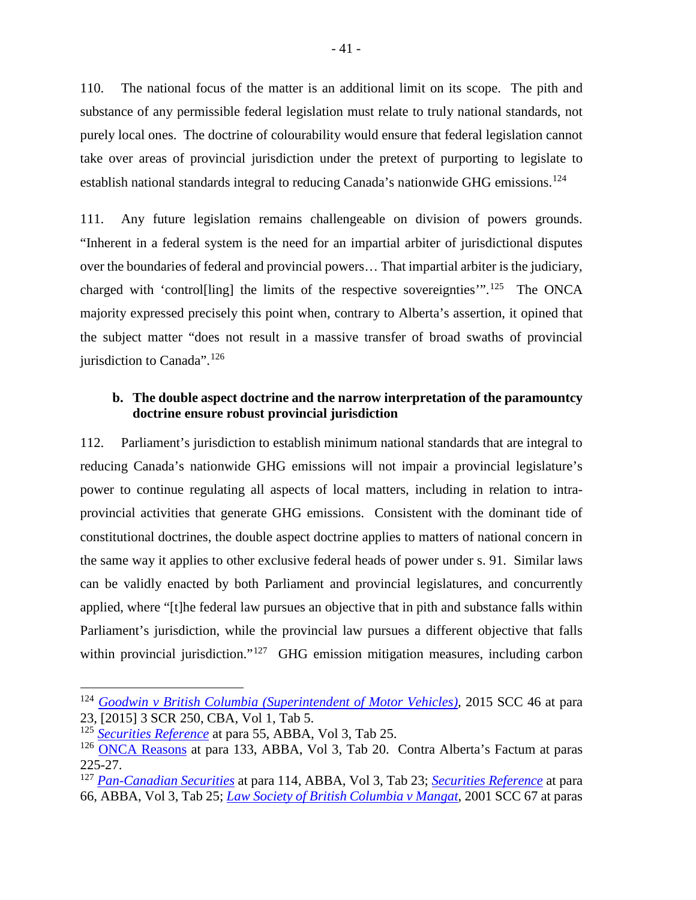110. The national focus of the matter is an additional limit on its scope. The pith and substance of any permissible federal legislation must relate to truly national standards, not purely local ones. The doctrine of colourability would ensure that federal legislation cannot take over areas of provincial jurisdiction under the pretext of purporting to legislate to establish national standards integral to reducing Canada's nationwide GHG emissions.[124]

111. Any future legislation remains challengeable on division of powers grounds. "Inherent in a federal system is the need for an impartial arbiter of jurisdictional disputes over the boundaries of federal and provincial powers… That impartial arbiter is the judiciary, charged with 'control[ling] the limits of the respective sovereignties'".[125] The ONCA majority expressed precisely this point when, contrary to Alberta's assertion, it opined that the subject matter "does not result in a massive transfer of broad swaths of provincial jurisdiction to Canada".[126]

### b. The double aspect doctrine and the narrow interpretation of the paramountcy doctrine ensure robust provincial jurisdiction

112. Parliament's jurisdiction to establish minimum national standards that are integral to reducing Canada's nationwide GHG emissions will not impair a provincial legislature's power to continue regulating all aspects of local matters, including in relation to intra-provincial activities that generate GHG emissions. Consistent with the dominant tide of constitutional doctrines, the double aspect doctrine applies to matters of national concern in the same way it applies to other exclusive federal heads of power under s. 91. Similar laws can be validly enacted by both Parliament and provincial legislatures, and concurrently applied, where "[t]he federal law pursues an objective that in pith and substance falls within Parliament's jurisdiction, while the provincial law pursues a different objective that falls within provincial jurisdiction."[127] GHG emission mitigation measures, including carbon

---

[124] *Goodwin v British Columbia (Superintendent of Motor Vehicles)*, 2015 SCC 46 at para 23, [2015] 3 SCR 250, CBA, Vol 1, Tab 5.

[125] *Securities Reference* at para 55, ABBA, Vol 3, Tab 25.

[126] ONCA Reasons at para 133, ABBA, Vol 3, Tab 20. Contra Alberta's Factum at paras 225-27.

[127] *Pan-Canadian Securities* at para 114, ABBA, Vol 3, Tab 23; *Securities Reference* at para 66, ABBA, Vol 3, Tab 25; *Law Society of British Columbia v Mangat*, 2001 SCC 67 at paras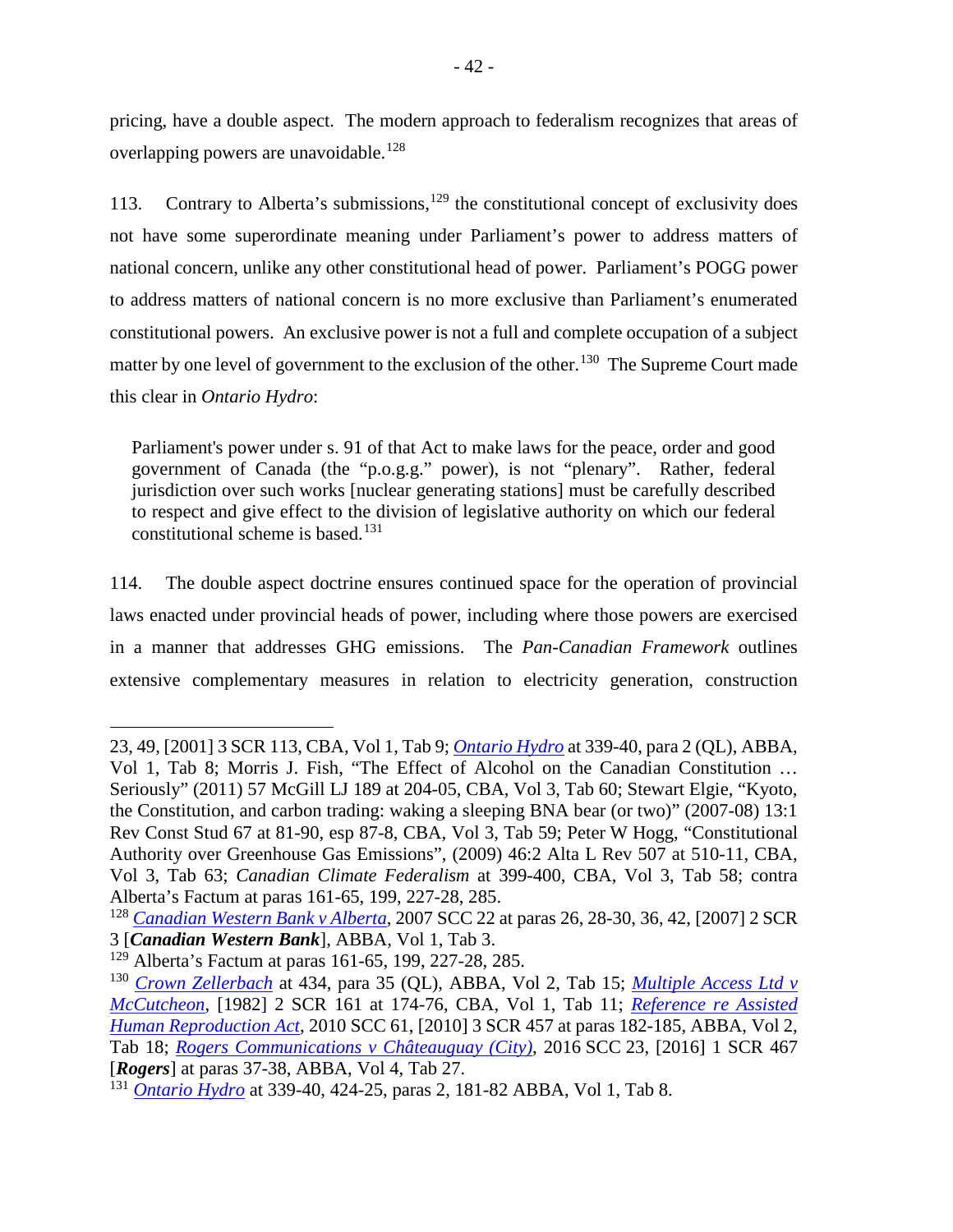pricing, have a double aspect. The modern approach to federalism recognizes that areas of overlapping powers are unavoidable.[128]

113. Contrary to Alberta's submissions,[129] the constitutional concept of exclusivity does not have some superordinate meaning under Parliament's power to address matters of national concern, unlike any other constitutional head of power. Parliament's POGG power to address matters of national concern is no more exclusive than Parliament's enumerated constitutional powers. An exclusive power is not a full and complete occupation of a subject matter by one level of government to the exclusion of the other.[130] The Supreme Court made this clear in *Ontario Hydro*:

> Parliament's power under s. 91 of that Act to make laws for the peace, order and good government of Canada (the "p.o.g.g." power), is not "plenary". Rather, federal jurisdiction over such works [nuclear generating stations] must be carefully described to respect and give effect to the division of legislative authority on which our federal constitutional scheme is based.[131]

114. The double aspect doctrine ensures continued space for the operation of provincial laws enacted under provincial heads of power, including where those powers are exercised in a manner that addresses GHG emissions. The *Pan-Canadian Framework* outlines extensive complementary measures in relation to electricity generation, construction

---

23, 49, [2001] 3 SCR 113, CBA, Vol 1, Tab 9; *Ontario Hydro* at 339-40, para 2 (QL), ABBA, Vol 1, Tab 8; Morris J. Fish, "The Effect of Alcohol on the Canadian Constitution … Seriously" (2011) 57 McGill LJ 189 at 204-05, CBA, Vol 3, Tab 60; Stewart Elgie, "Kyoto, the Constitution, and carbon trading: waking a sleeping BNA bear (or two)" (2007-08) 13:1 Rev Const Stud 67 at 81-90, esp 87-8, CBA, Vol 3, Tab 59; Peter W Hogg, "Constitutional Authority over Greenhouse Gas Emissions", (2009) 46:2 Alta L Rev 507 at 510-11, CBA, Vol 3, Tab 63; *Canadian Climate Federalism* at 399-400, CBA, Vol 3, Tab 58; contra Alberta's Factum at paras 161-65, 199, 227-28, 285.

[128] *Canadian Western Bank v Alberta*, 2007 SCC 22 at paras 26, 28-30, 36, 42, [2007] 2 SCR 3 [***Canadian Western Bank***], ABBA, Vol 1, Tab 3.

[129] Alberta's Factum at paras 161-65, 199, 227-28, 285.

[130] *Crown Zellerbach* at 434, para 35 (QL), ABBA, Vol 2, Tab 15; *Multiple Access Ltd v McCutcheon*, [1982] 2 SCR 161 at 174-76, CBA, Vol 1, Tab 11; *Reference re Assisted Human Reproduction Act*, 2010 SCC 61, [2010] 3 SCR 457 at paras 182-185, ABBA, Vol 2, Tab 18; *Rogers Communications v Châteauguay (City)*, 2016 SCC 23, [2016] 1 SCR 467 [***Rogers***] at paras 37-38, ABBA, Vol 4, Tab 27.

[131] *Ontario Hydro* at 339-40, 424-25, paras 2, 181-82 ABBA, Vol 1, Tab 8.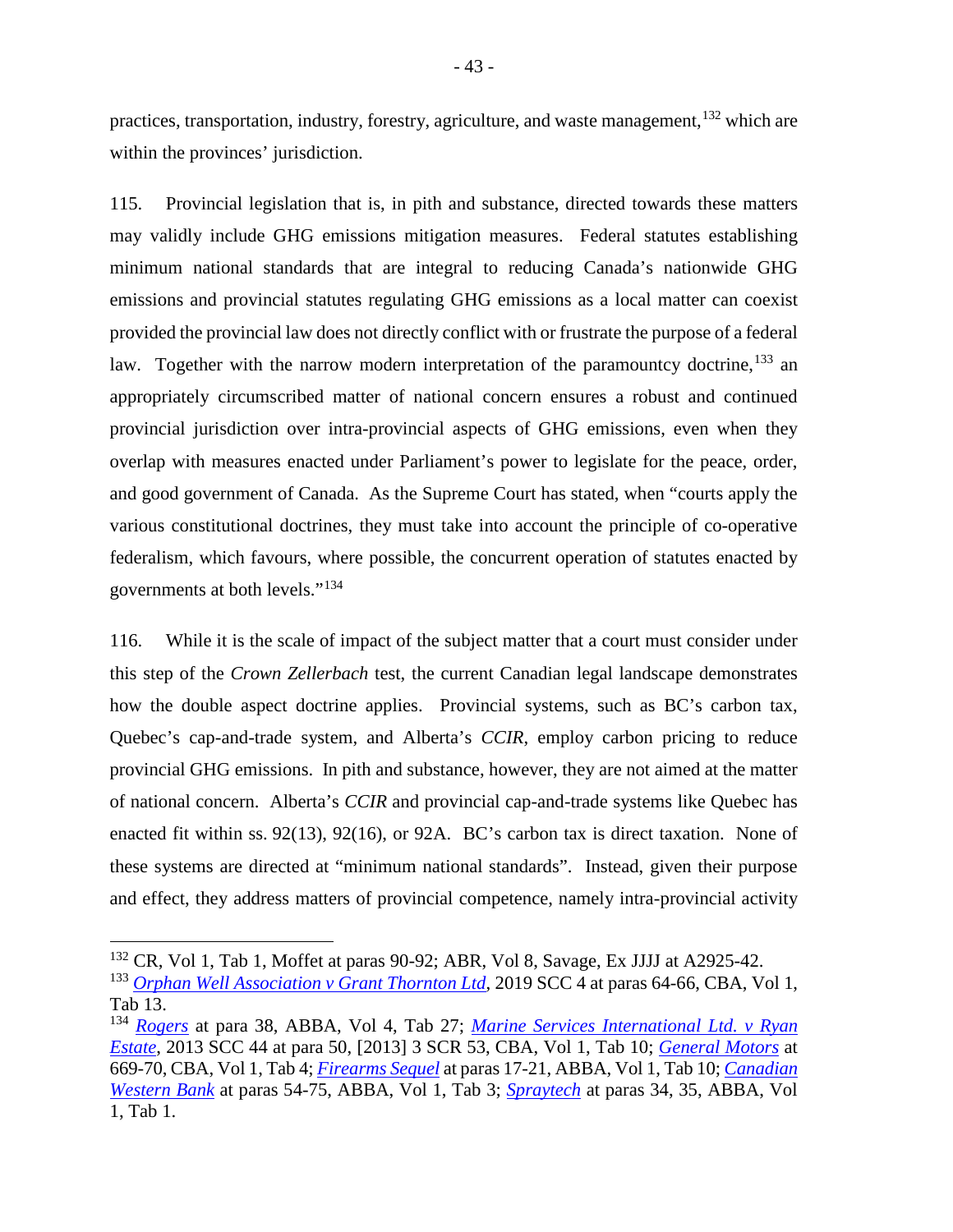practices, transportation, industry, forestry, agriculture, and waste management,[132] which are within the provinces' jurisdiction.

115. Provincial legislation that is, in pith and substance, directed towards these matters may validly include GHG emissions mitigation measures. Federal statutes establishing minimum national standards that are integral to reducing Canada's nationwide GHG emissions and provincial statutes regulating GHG emissions as a local matter can coexist provided the provincial law does not directly conflict with or frustrate the purpose of a federal law. Together with the narrow modern interpretation of the paramountcy doctrine,[133] an appropriately circumscribed matter of national concern ensures a robust and continued provincial jurisdiction over intra-provincial aspects of GHG emissions, even when they overlap with measures enacted under Parliament's power to legislate for the peace, order, and good government of Canada. As the Supreme Court has stated, when "courts apply the various constitutional doctrines, they must take into account the principle of co-operative federalism, which favours, where possible, the concurrent operation of statutes enacted by governments at both levels."[134]

116. While it is the scale of impact of the subject matter that a court must consider under this step of the *Crown Zellerbach* test, the current Canadian legal landscape demonstrates how the double aspect doctrine applies. Provincial systems, such as BC's carbon tax, Quebec's cap-and-trade system, and Alberta's *CCIR*, employ carbon pricing to reduce provincial GHG emissions. In pith and substance, however, they are not aimed at the matter of national concern. Alberta's *CCIR* and provincial cap-and-trade systems like Quebec has enacted fit within ss. 92(13), 92(16), or 92A. BC's carbon tax is direct taxation. None of these systems are directed at "minimum national standards". Instead, given their purpose and effect, they address matters of provincial competence, namely intra-provincial activity

---

[132] CR, Vol 1, Tab 1, Moffet at paras 90-92; ABR, Vol 8, Savage, Ex JJJJ at A2925-42.

[133] *Orphan Well Association v Grant Thornton Ltd*, 2019 SCC 4 at paras 64-66, CBA, Vol 1, Tab 13.

[134] *Rogers* at para 38, ABBA, Vol 4, Tab 27; *Marine Services International Ltd. v Ryan Estate*, 2013 SCC 44 at para 50, [2013] 3 SCR 53, CBA, Vol 1, Tab 10; *General Motors* at 669-70, CBA, Vol 1, Tab 4; *Firearms Sequel* at paras 17-21, ABBA, Vol 1, Tab 10; *Canadian Western Bank* at paras 54-75, ABBA, Vol 1, Tab 3; *Spraytech* at paras 34, 35, ABBA, Vol 1, Tab 1.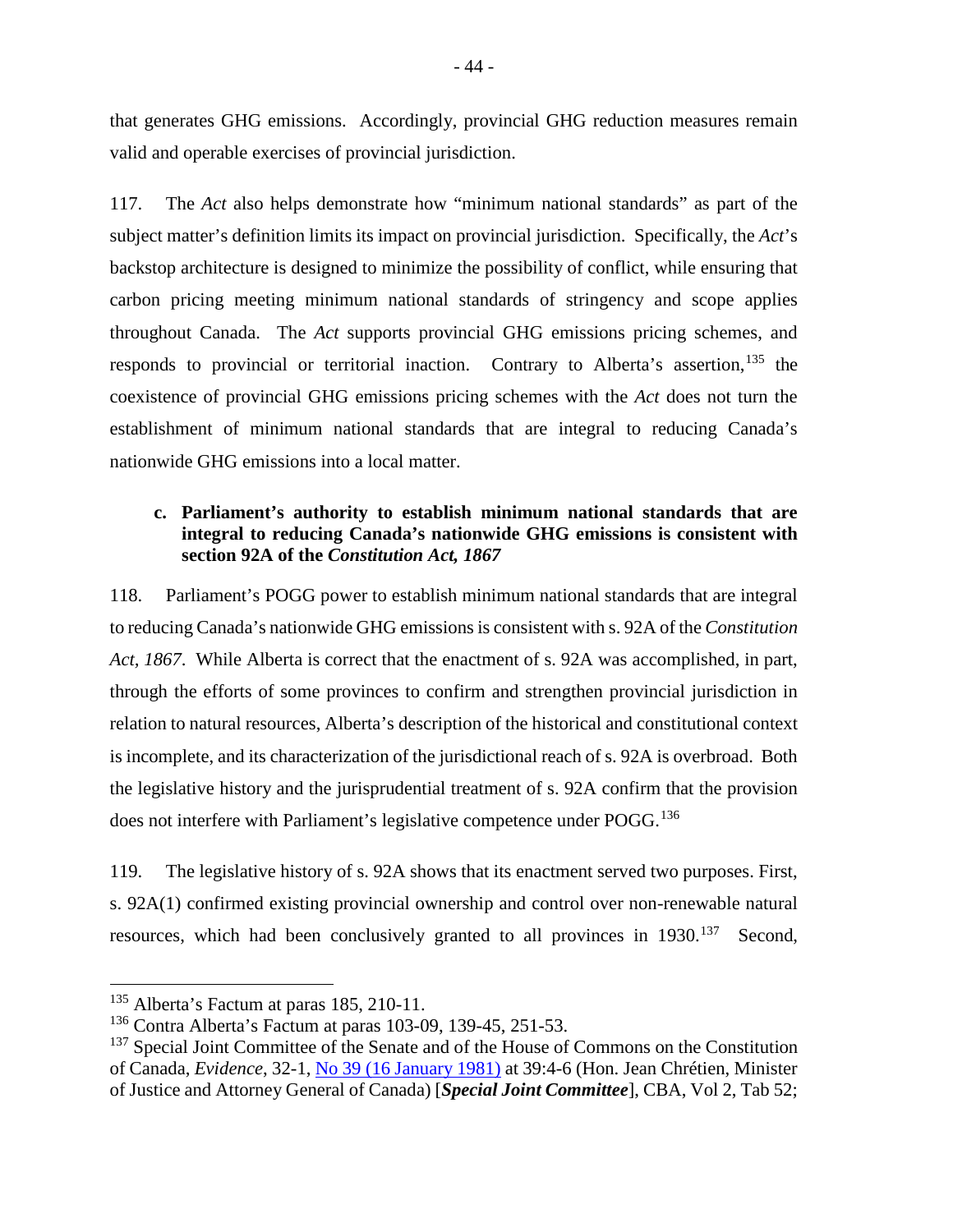that generates GHG emissions. Accordingly, provincial GHG reduction measures remain valid and operable exercises of provincial jurisdiction.

117. The *Act* also helps demonstrate how "minimum national standards" as part of the subject matter's definition limits its impact on provincial jurisdiction. Specifically, the *Act*'s backstop architecture is designed to minimize the possibility of conflict, while ensuring that carbon pricing meeting minimum national standards of stringency and scope applies throughout Canada. The *Act* supports provincial GHG emissions pricing schemes, and responds to provincial or territorial inaction. Contrary to Alberta's assertion,[135] the coexistence of provincial GHG emissions pricing schemes with the *Act* does not turn the establishment of minimum national standards that are integral to reducing Canada's nationwide GHG emissions into a local matter.

**c. Parliament's authority to establish minimum national standards that are integral to reducing Canada's nationwide GHG emissions is consistent with section 92A of the *Constitution Act, 1867***

118. Parliament's POGG power to establish minimum national standards that are integral to reducing Canada's nationwide GHG emissions is consistent with s. 92A of the *Constitution Act, 1867*. While Alberta is correct that the enactment of s. 92A was accomplished, in part, through the efforts of some provinces to confirm and strengthen provincial jurisdiction in relation to natural resources, Alberta's description of the historical and constitutional context is incomplete, and its characterization of the jurisdictional reach of s. 92A is overbroad. Both the legislative history and the jurisprudential treatment of s. 92A confirm that the provision does not interfere with Parliament's legislative competence under POGG.[136]

119. The legislative history of s. 92A shows that its enactment served two purposes. First, s. 92A(1) confirmed existing provincial ownership and control over non-renewable natural resources, which had been conclusively granted to all provinces in 1930.[137] Second,

---

[135] Alberta's Factum at paras 185, 210-11.

[136] Contra Alberta's Factum at paras 103-09, 139-45, 251-53.

[137] Special Joint Committee of the Senate and of the House of Commons on the Constitution of Canada, *Evidence*, 32-1, No 39 (16 January 1981) at 39:4-6 (Hon. Jean Chrétien, Minister of Justice and Attorney General of Canada) [***Special Joint Committee***], CBA, Vol 2, Tab 52;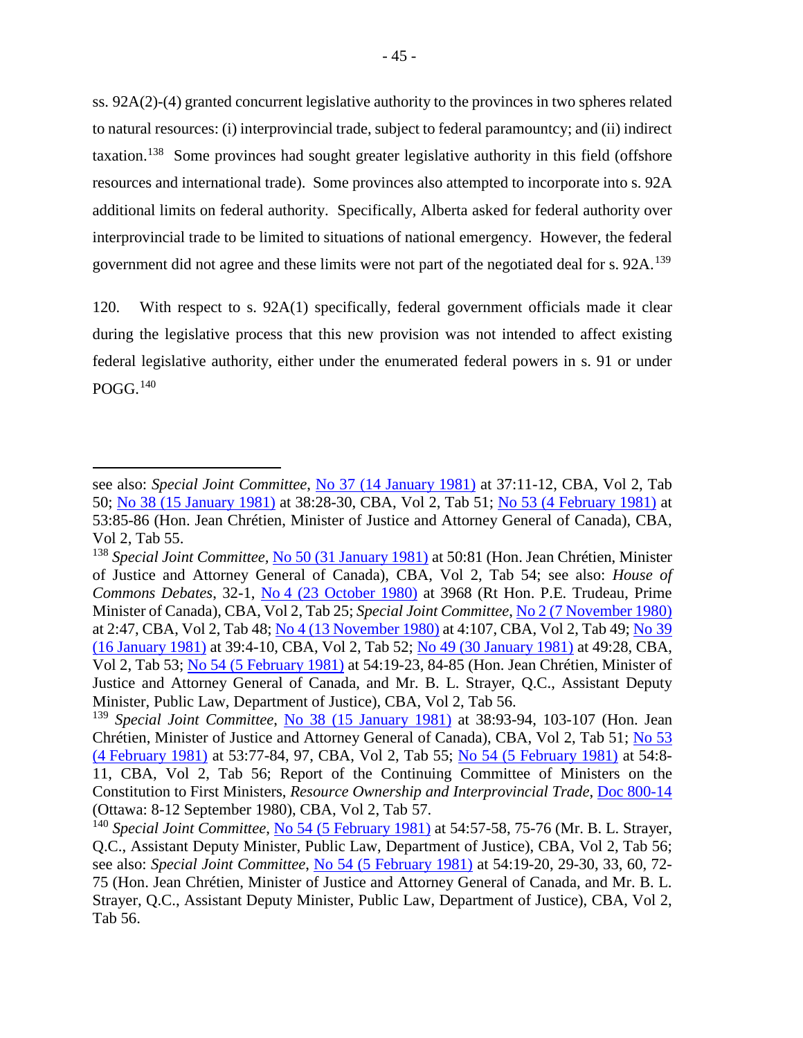ss. 92A(2)-(4) granted concurrent legislative authority to the provinces in two spheres related to natural resources: (i) interprovincial trade, subject to federal paramountcy; and (ii) indirect taxation.[138] Some provinces had sought greater legislative authority in this field (offshore resources and international trade). Some provinces also attempted to incorporate into s. 92A additional limits on federal authority. Specifically, Alberta asked for federal authority over interprovincial trade to be limited to situations of national emergency. However, the federal government did not agree and these limits were not part of the negotiated deal for s. 92A.[139]

120. With respect to s. 92A(1) specifically, federal government officials made it clear during the legislative process that this new provision was not intended to affect existing federal legislative authority, either under the enumerated federal powers in s. 91 or under POGG.[140]

---

see also: *Special Joint Committee*, No 37 (14 January 1981) at 37:11-12, CBA, Vol 2, Tab 50; No 38 (15 January 1981) at 38:28-30, CBA, Vol 2, Tab 51; No 53 (4 February 1981) at 53:85-86 (Hon. Jean Chrétien, Minister of Justice and Attorney General of Canada), CBA, Vol 2, Tab 55.

[138] *Special Joint Committee*, No 50 (31 January 1981) at 50:81 (Hon. Jean Chrétien, Minister of Justice and Attorney General of Canada), CBA, Vol 2, Tab 54; see also: *House of Commons Debates*, 32-1, No 4 (23 October 1980) at 3968 (Rt Hon. P.E. Trudeau, Prime Minister of Canada), CBA, Vol 2, Tab 25; *Special Joint Committee*, No 2 (7 November 1980) at 2:47, CBA, Vol 2, Tab 48; No 4 (13 November 1980) at 4:107, CBA, Vol 2, Tab 49; No 39 (16 January 1981) at 39:4-10, CBA, Vol 2, Tab 52; No 49 (30 January 1981) at 49:28, CBA, Vol 2, Tab 53; No 54 (5 February 1981) at 54:19-23, 84-85 (Hon. Jean Chrétien, Minister of Justice and Attorney General of Canada, and Mr. B. L. Strayer, Q.C., Assistant Deputy Minister, Public Law, Department of Justice), CBA, Vol 2, Tab 56.

[139] *Special Joint Committee*, No 38 (15 January 1981) at 38:93-94, 103-107 (Hon. Jean Chrétien, Minister of Justice and Attorney General of Canada), CBA, Vol 2, Tab 51; No 53 (4 February 1981) at 53:77-84, 97, CBA, Vol 2, Tab 55; No 54 (5 February 1981) at 54:8-11, CBA, Vol 2, Tab 56; Report of the Continuing Committee of Ministers on the Constitution to First Ministers, *Resource Ownership and Interprovincial Trade*, Doc 800-14 (Ottawa: 8-12 September 1980), CBA, Vol 2, Tab 57.

[140] *Special Joint Committee*, No 54 (5 February 1981) at 54:57-58, 75-76 (Mr. B. L. Strayer, Q.C., Assistant Deputy Minister, Public Law, Department of Justice), CBA, Vol 2, Tab 56; see also: *Special Joint Committee*, No 54 (5 February 1981) at 54:19-20, 29-30, 33, 60, 72-75 (Hon. Jean Chrétien, Minister of Justice and Attorney General of Canada, and Mr. B. L. Strayer, Q.C., Assistant Deputy Minister, Public Law, Department of Justice), CBA, Vol 2, Tab 56.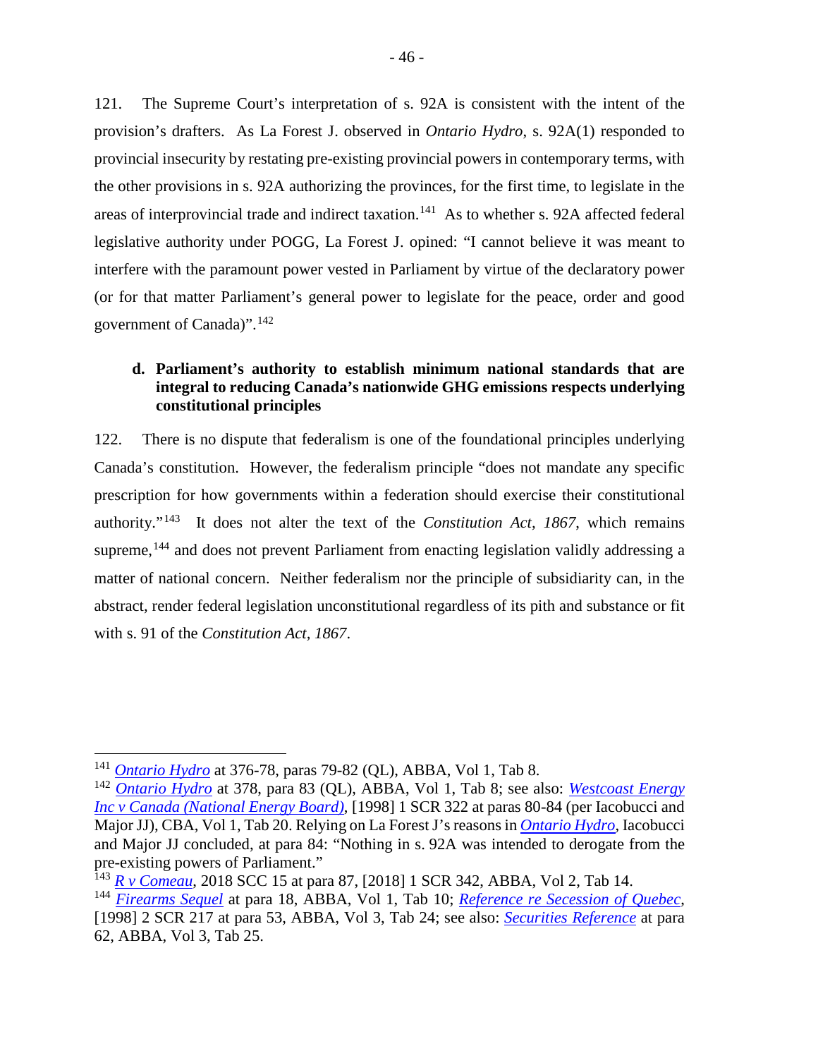121. The Supreme Court's interpretation of s. 92A is consistent with the intent of the provision's drafters. As La Forest J. observed in *Ontario Hydro*, s. 92A(1) responded to provincial insecurity by restating pre-existing provincial powers in contemporary terms, with the other provisions in s. 92A authorizing the provinces, for the first time, to legislate in the areas of interprovincial trade and indirect taxation.[141] As to whether s. 92A affected federal legislative authority under POGG, La Forest J. opined: "I cannot believe it was meant to interfere with the paramount power vested in Parliament by virtue of the declaratory power (or for that matter Parliament's general power to legislate for the peace, order and good government of Canada)".[142]

### d. Parliament's authority to establish minimum national standards that are integral to reducing Canada's nationwide GHG emissions respects underlying constitutional principles

122. There is no dispute that federalism is one of the foundational principles underlying Canada's constitution. However, the federalism principle "does not mandate any specific prescription for how governments within a federation should exercise their constitutional authority."[143] It does not alter the text of the *Constitution Act, 1867*, which remains supreme,[144] and does not prevent Parliament from enacting legislation validly addressing a matter of national concern. Neither federalism nor the principle of subsidiarity can, in the abstract, render federal legislation unconstitutional regardless of its pith and substance or fit with s. 91 of the *Constitution Act, 1867*.

---

[141] *Ontario Hydro* at 376-78, paras 79-82 (QL), ABBA, Vol 1, Tab 8.

[142] *Ontario Hydro* at 378, para 83 (QL), ABBA, Vol 1, Tab 8; see also: *Westcoast Energy Inc v Canada (National Energy Board)*, [1998] 1 SCR 322 at paras 80-84 (per Iacobucci and Major JJ), CBA, Vol 1, Tab 20. Relying on La Forest J's reasons in *Ontario Hydro*, Iacobucci and Major JJ concluded, at para 84: "Nothing in s. 92A was intended to derogate from the pre-existing powers of Parliament."

[143] *R v Comeau*, 2018 SCC 15 at para 87, [2018] 1 SCR 342, ABBA, Vol 2, Tab 14.

[144] *Firearms Sequel* at para 18, ABBA, Vol 1, Tab 10; *Reference re Secession of Quebec*, [1998] 2 SCR 217 at para 53, ABBA, Vol 3, Tab 24; see also: *Securities Reference* at para 62, ABBA, Vol 3, Tab 25.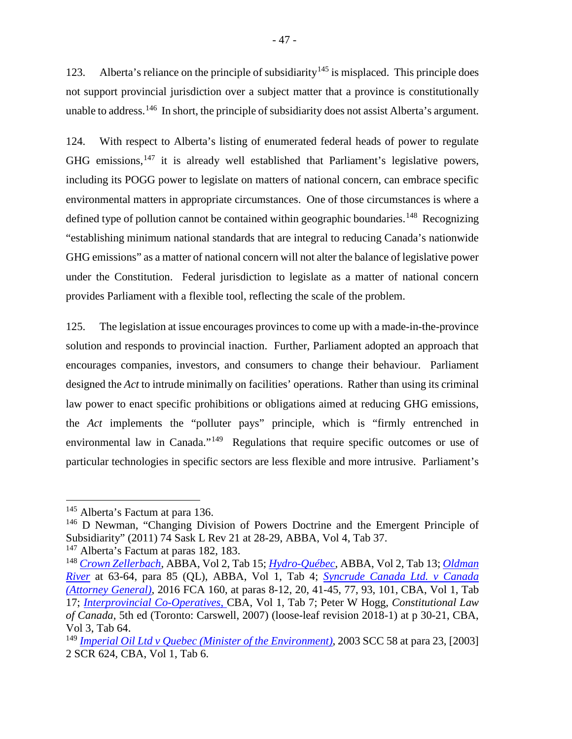123. Alberta's reliance on the principle of subsidiarity[145] is misplaced. This principle does not support provincial jurisdiction over a subject matter that a province is constitutionally unable to address.[146] In short, the principle of subsidiarity does not assist Alberta's argument.

124. With respect to Alberta's listing of enumerated federal heads of power to regulate GHG emissions,[147] it is already well established that Parliament's legislative powers, including its POGG power to legislate on matters of national concern, can embrace specific environmental matters in appropriate circumstances. One of those circumstances is where a defined type of pollution cannot be contained within geographic boundaries.[148] Recognizing "establishing minimum national standards that are integral to reducing Canada's nationwide GHG emissions" as a matter of national concern will not alter the balance of legislative power under the Constitution. Federal jurisdiction to legislate as a matter of national concern provides Parliament with a flexible tool, reflecting the scale of the problem.

125. The legislation at issue encourages provinces to come up with a made-in-the-province solution and responds to provincial inaction. Further, Parliament adopted an approach that encourages companies, investors, and consumers to change their behaviour. Parliament designed the *Act* to intrude minimally on facilities' operations. Rather than using its criminal law power to enact specific prohibitions or obligations aimed at reducing GHG emissions, the *Act* implements the "polluter pays" principle, which is "firmly entrenched in environmental law in Canada."[149] Regulations that require specific outcomes or use of particular technologies in specific sectors are less flexible and more intrusive. Parliament's

---

[145] Alberta's Factum at para 136.

[146] D Newman, "Changing Division of Powers Doctrine and the Emergent Principle of Subsidiarity" (2011) 74 Sask L Rev 21 at 28-29, ABBA, Vol 4, Tab 37.

[147] Alberta's Factum at paras 182, 183.

[148] *Crown Zellerbach*, ABBA, Vol 2, Tab 15; *Hydro-Québec*, ABBA, Vol 2, Tab 13; *Oldman River* at 63-64, para 85 (QL), ABBA, Vol 1, Tab 4; *Syncrude Canada Ltd. v Canada (Attorney General)*, 2016 FCA 160, at paras 8-12, 20, 41-45, 77, 93, 101, CBA, Vol 1, Tab 17; *Interprovincial Co-Operatives*, CBA, Vol 1, Tab 7; Peter W Hogg, *Constitutional Law of Canada*, 5th ed (Toronto: Carswell, 2007) (loose-leaf revision 2018-1) at p 30-21, CBA, Vol 3, Tab 64.

[149] *Imperial Oil Ltd v Quebec (Minister of the Environment)*, 2003 SCC 58 at para 23, [2003] 2 SCR 624, CBA, Vol 1, Tab 6.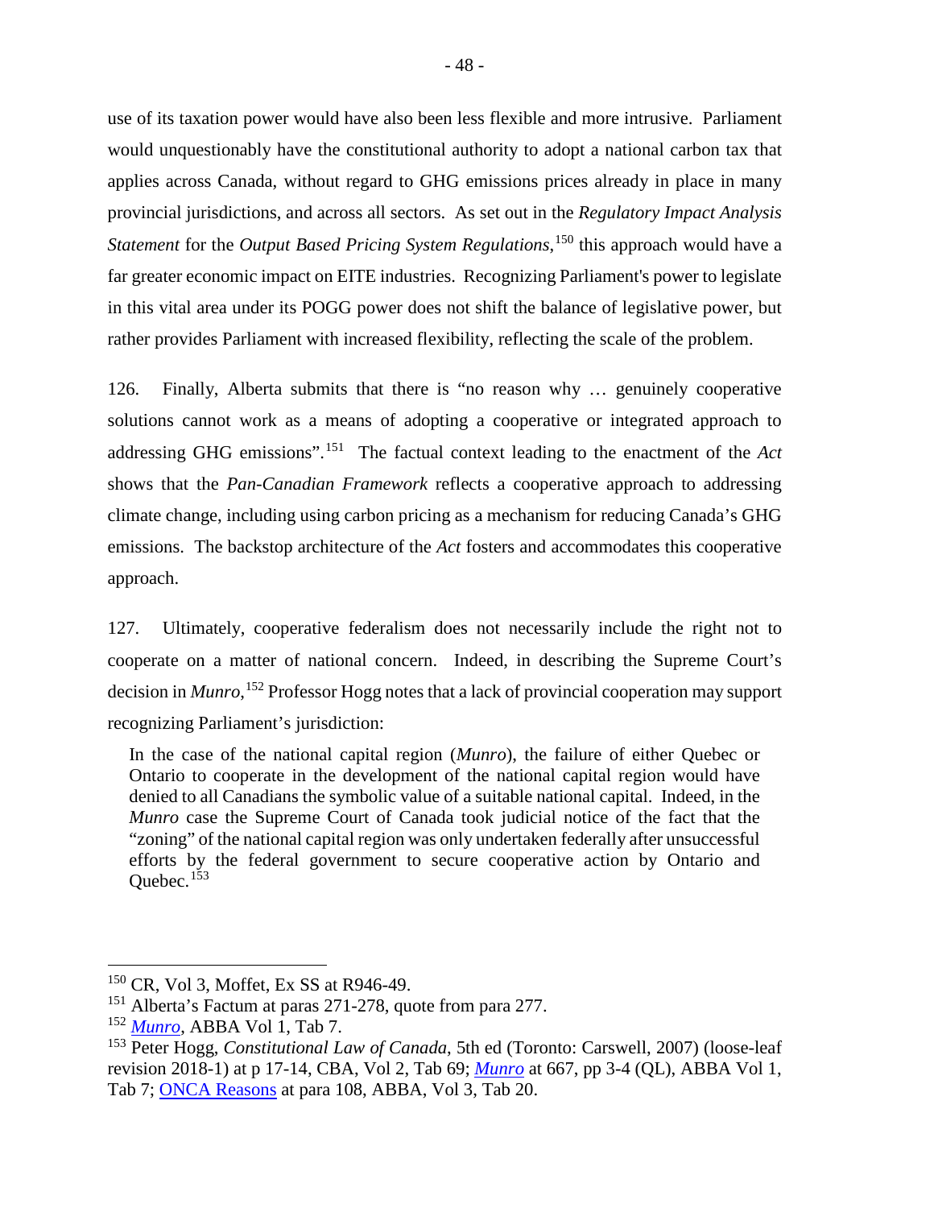use of its taxation power would have also been less flexible and more intrusive. Parliament would unquestionably have the constitutional authority to adopt a national carbon tax that applies across Canada, without regard to GHG emissions prices already in place in many provincial jurisdictions, and across all sectors. As set out in the *Regulatory Impact Analysis Statement* for the *Output Based Pricing System Regulations*,[150] this approach would have a far greater economic impact on EITE industries. Recognizing Parliament's power to legislate in this vital area under its POGG power does not shift the balance of legislative power, but rather provides Parliament with increased flexibility, reflecting the scale of the problem.

126. Finally, Alberta submits that there is "no reason why … genuinely cooperative solutions cannot work as a means of adopting a cooperative or integrated approach to addressing GHG emissions".[151] The factual context leading to the enactment of the *Act* shows that the *Pan-Canadian Framework* reflects a cooperative approach to addressing climate change, including using carbon pricing as a mechanism for reducing Canada's GHG emissions. The backstop architecture of the *Act* fosters and accommodates this cooperative approach.

127. Ultimately, cooperative federalism does not necessarily include the right not to cooperate on a matter of national concern. Indeed, in describing the Supreme Court's decision in *Munro*,[152] Professor Hogg notes that a lack of provincial cooperation may support recognizing Parliament's jurisdiction:

> In the case of the national capital region (*Munro*), the failure of either Quebec or Ontario to cooperate in the development of the national capital region would have denied to all Canadians the symbolic value of a suitable national capital. Indeed, in the *Munro* case the Supreme Court of Canada took judicial notice of the fact that the "zoning" of the national capital region was only undertaken federally after unsuccessful efforts by the federal government to secure cooperative action by Ontario and Quebec.[153]

---

[150] CR, Vol 3, Moffet, Ex SS at R946-49.

[151] Alberta's Factum at paras 271-278, quote from para 277.

[152] *Munro*, ABBA Vol 1, Tab 7.

[153] Peter Hogg, *Constitutional Law of Canada*, 5th ed (Toronto: Carswell, 2007) (loose-leaf revision 2018-1) at p 17-14, CBA, Vol 2, Tab 69; *Munro* at 667, pp 3-4 (QL), ABBA Vol 1, Tab 7; ONCA Reasons at para 108, ABBA, Vol 3, Tab 20.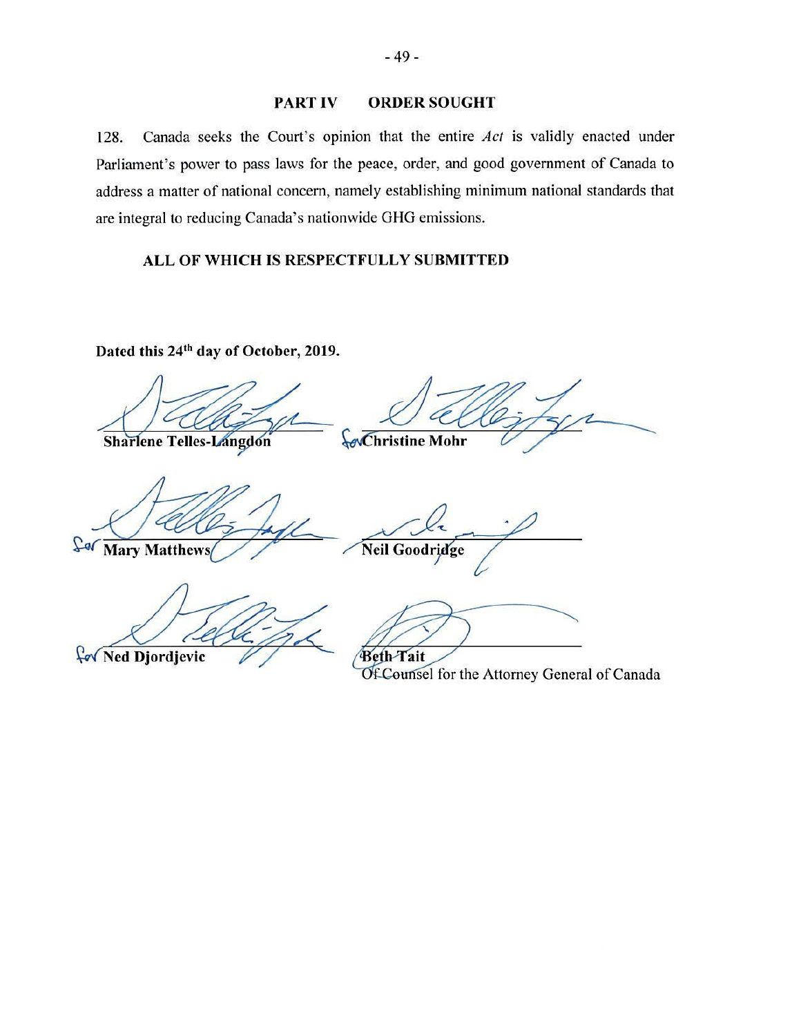## PART IV ORDER SOUGHT

128. Canada seeks the Court's opinion that the entire *Act* is validly enacted under Parliament's power to pass laws for the peace, order, and good government of Canada to address a matter of national concern, namely establishing minimum national standards that are integral to reducing Canada's nationwide GHG emissions.

**ALL OF WHICH IS RESPECTFULLY SUBMITTED**

**Dated this 24th day of October, 2019.**

| | |
|---|---|
| **Sharlene Telles-Langdon** | for **Christine Mohr** |
| for **Mary Matthews** | **Neil Goodridge** |
| for **Ned Djordjevic** | **Beth Tait** |
| | Of Counsel for the Attorney General of Canada |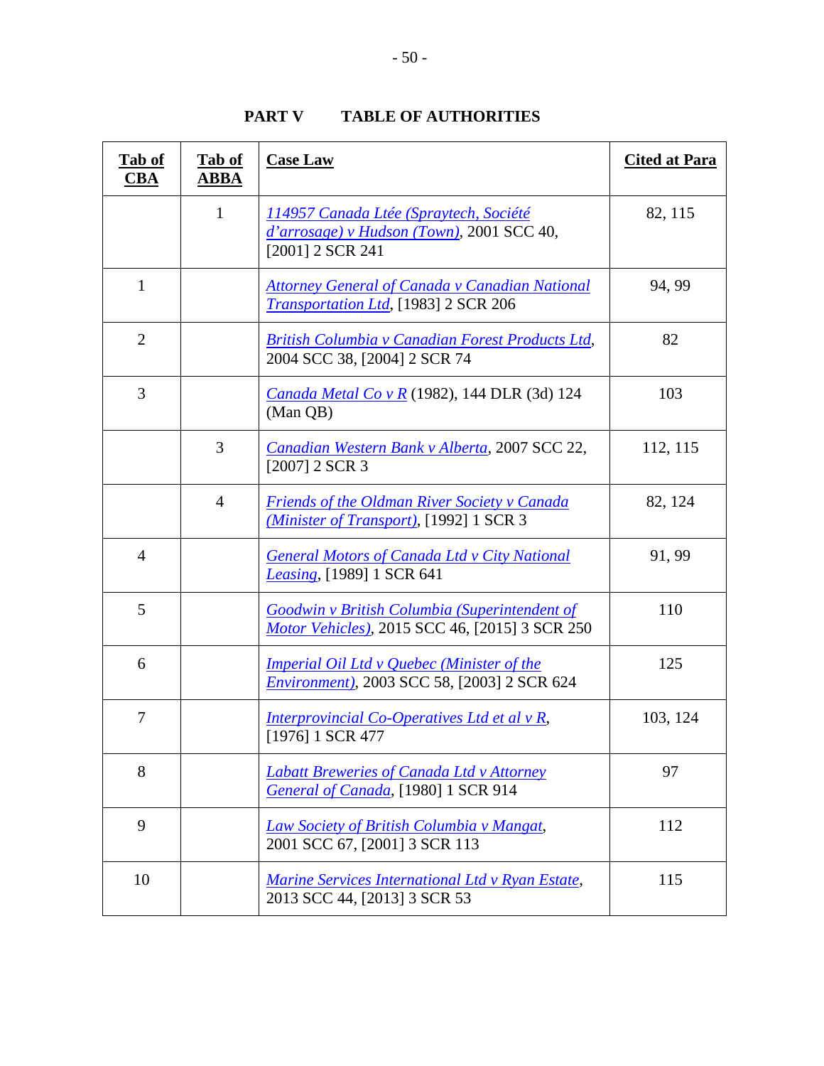## PART V TABLE OF AUTHORITIES

| Tab of CBA | Tab of ABBA | Case Law | Cited at Para |
|---|---|---|---|
| | 1 | *114957 Canada Ltée (Spraytech, Société d'arrosage) v Hudson (Town)*, 2001 SCC 40, [2001] 2 SCR 241 | 82, 115 |
| 1 | | *Attorney General of Canada v Canadian National Transportation Ltd*, [1983] 2 SCR 206 | 94, 99 |
| 2 | | *British Columbia v Canadian Forest Products Ltd*, 2004 SCC 38, [2004] 2 SCR 74 | 82 |
| 3 | | *Canada Metal Co v R* (1982), 144 DLR (3d) 124 (Man QB) | 103 |
| | 3 | *Canadian Western Bank v Alberta*, 2007 SCC 22, [2007] 2 SCR 3 | 112, 115 |
| | 4 | *Friends of the Oldman River Society v Canada (Minister of Transport)*, [1992] 1 SCR 3 | 82, 124 |
| 4 | | *General Motors of Canada Ltd v City National Leasing*, [1989] 1 SCR 641 | 91, 99 |
| 5 | | *Goodwin v British Columbia (Superintendent of Motor Vehicles)*, 2015 SCC 46, [2015] 3 SCR 250 | 110 |
| 6 | | *Imperial Oil Ltd v Quebec (Minister of the Environment)*, 2003 SCC 58, [2003] 2 SCR 624 | 125 |
| 7 | | *Interprovincial Co-Operatives Ltd et al v R*, [1976] 1 SCR 477 | 103, 124 |
| 8 | | *Labatt Breweries of Canada Ltd v Attorney General of Canada*, [1980] 1 SCR 914 | 97 |
| 9 | | *Law Society of British Columbia v Mangat*, 2001 SCC 67, [2001] 3 SCR 113 | 112 |
| 10 | | *Marine Services International Ltd v Ryan Estate*, 2013 SCC 44, [2013] 3 SCR 53 | 115 |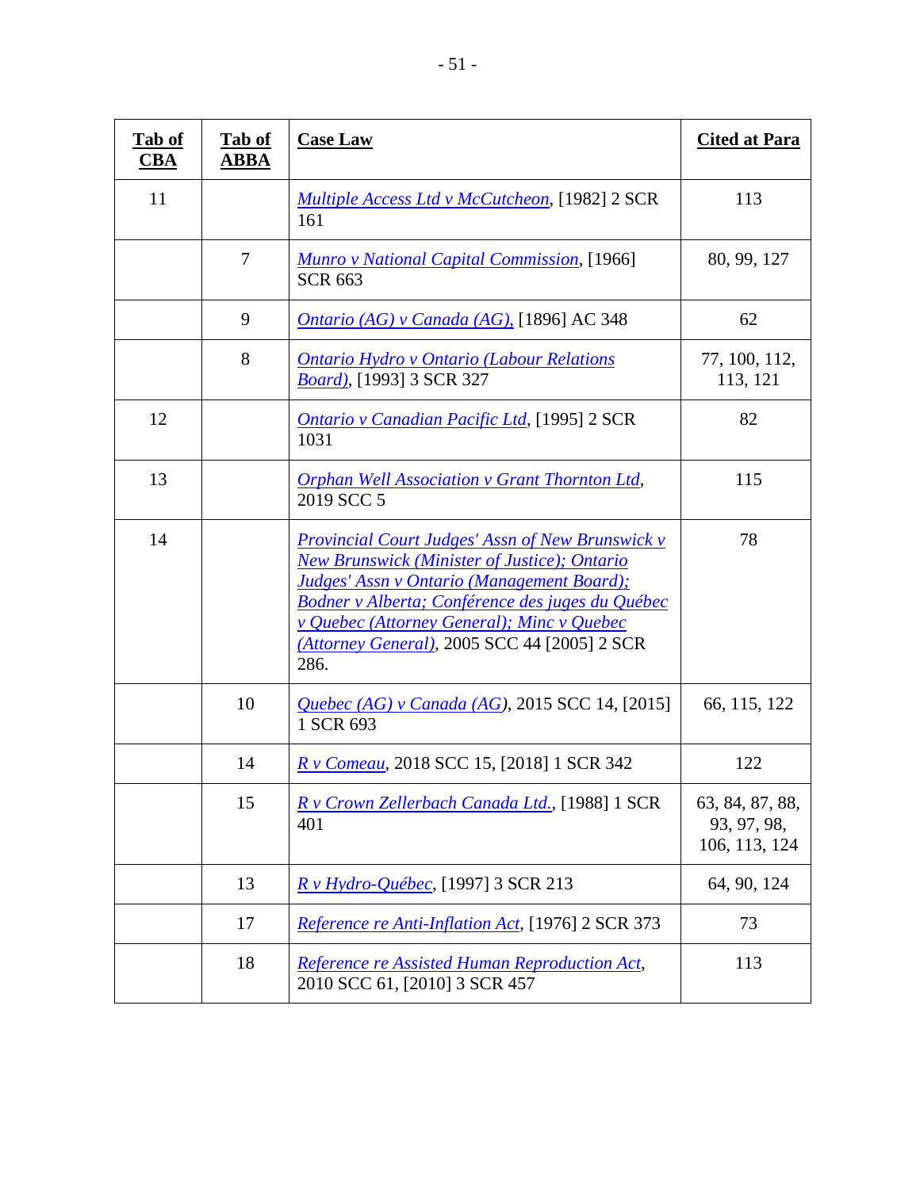| Tab of CBA | Tab of ABBA | Case Law | Cited at Para |
|---|---|---|---|
| 11 | | *Multiple Access Ltd v McCutcheon*, [1982] 2 SCR 161 | 113 |
| | 7 | *Munro v National Capital Commission*, [1966] SCR 663 | 80, 99, 127 |
| | 9 | *Ontario (AG) v Canada (AG),* [1896] AC 348 | 62 |
| | 8 | *Ontario Hydro v Ontario (Labour Relations Board)*, [1993] 3 SCR 327 | 77, 100, 112, 113, 121 |
| 12 | | *Ontario v Canadian Pacific Ltd*, [1995] 2 SCR 1031 | 82 |
| 13 | | *Orphan Well Association v Grant Thornton Ltd*, 2019 SCC 5 | 115 |
| 14 | | *Provincial Court Judges' Assn of New Brunswick v New Brunswick (Minister of Justice); Ontario Judges' Assn v Ontario (Management Board); Bodner v Alberta; Conférence des juges du Québec v Quebec (Attorney General); Minc v Quebec (Attorney General)*, 2005 SCC 44 [2005] 2 SCR 286. | 78 |
| | 10 | *Quebec (AG) v Canada (AG)*, 2015 SCC 14, [2015] 1 SCR 693 | 66, 115, 122 |
| | 14 | *R v Comeau*, 2018 SCC 15, [2018] 1 SCR 342 | 122 |
| | 15 | *R v Crown Zellerbach Canada Ltd.*, [1988] 1 SCR 401 | 63, 84, 87, 88, 93, 97, 98, 106, 113, 124 |
| | 13 | *R v Hydro-Québec*, [1997] 3 SCR 213 | 64, 90, 124 |
| | 17 | *Reference re Anti-Inflation Act*, [1976] 2 SCR 373 | 73 |
| | 18 | *Reference re Assisted Human Reproduction Act*, 2010 SCC 61, [2010] 3 SCR 457 | 113 |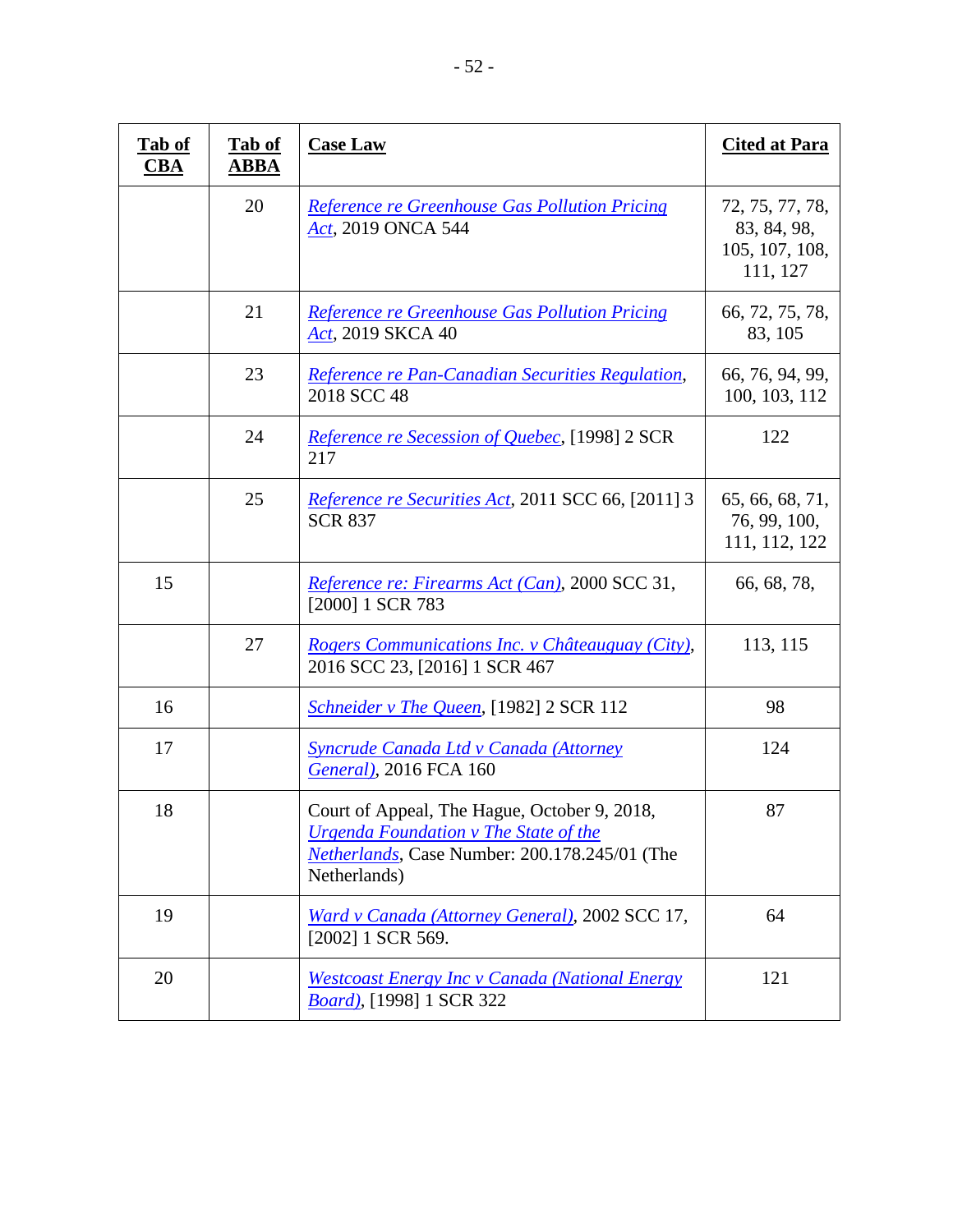| Tab of CBA | Tab of ABBA | Case Law | Cited at Para |
|---|---|---|---|
| | 20 | *Reference re Greenhouse Gas Pollution Pricing Act*, 2019 ONCA 544 | 72, 75, 77, 78, 83, 84, 98, 105, 107, 108, 111, 127 |
| | 21 | *Reference re Greenhouse Gas Pollution Pricing Act*, 2019 SKCA 40 | 66, 72, 75, 78, 83, 105 |
| | 23 | *Reference re Pan-Canadian Securities Regulation*, 2018 SCC 48 | 66, 76, 94, 99, 100, 103, 112 |
| | 24 | *Reference re Secession of Quebec*, [1998] 2 SCR 217 | 122 |
| | 25 | *Reference re Securities Act*, 2011 SCC 66, [2011] 3 SCR 837 | 65, 66, 68, 71, 76, 99, 100, 111, 112, 122 |
| 15 | | *Reference re: Firearms Act (Can)*, 2000 SCC 31, [2000] 1 SCR 783 | 66, 68, 78, |
| | 27 | *Rogers Communications Inc. v Châteauguay (City)*, 2016 SCC 23, [2016] 1 SCR 467 | 113, 115 |
| 16 | | *Schneider v The Queen*, [1982] 2 SCR 112 | 98 |
| 17 | | *Syncrude Canada Ltd v Canada (Attorney General)*, 2016 FCA 160 | 124 |
| 18 | | Court of Appeal, The Hague, October 9, 2018, *Urgenda Foundation v The State of the Netherlands*, Case Number: 200.178.245/01 (The Netherlands) | 87 |
| 19 | | *Ward v Canada (Attorney General)*, 2002 SCC 17, [2002] 1 SCR 569. | 64 |
| 20 | | *Westcoast Energy Inc v Canada (National Energy Board)*, [1998] 1 SCR 322 | 121 |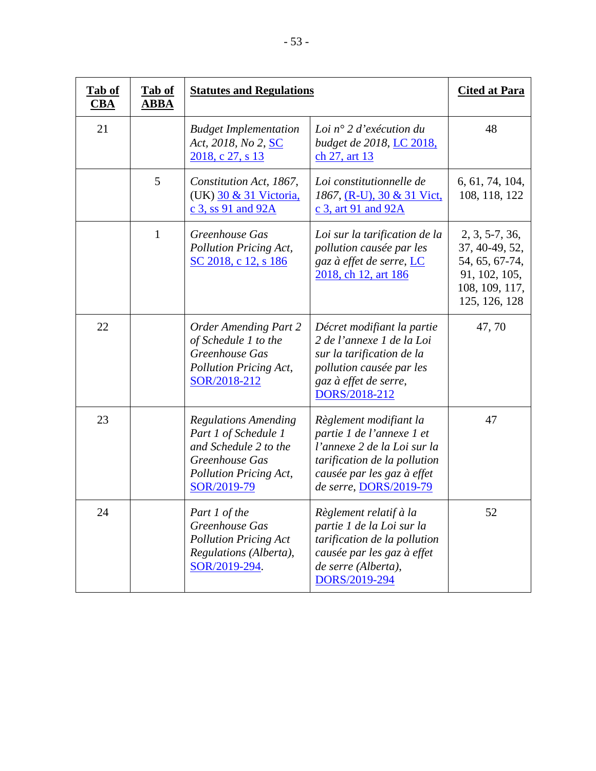| **Tab of CBA** | **Tab of ABBA** | **Statutes and Regulations** | | **Cited at Para** |
|---|---|---|---|---|
| 21 | | *Budget Implementation Act, 2018, No 2*, SC 2018, c 27, s 13 | *Loi n° 2 d'exécution du budget de 2018*, LC 2018, ch 27, art 13 | 48 |
| | 5 | *Constitution Act, 1867*, (UK) 30 & 31 Victoria, c 3, ss 91 and 92A | *Loi constitutionnelle de 1867*, (R-U), 30 & 31 Vict, c 3, art 91 and 92A | 6, 61, 74, 104, 108, 118, 122 |
| | 1 | *Greenhouse Gas Pollution Pricing Act*, SC 2018, c 12, s 186 | *Loi sur la tarification de la pollution causée par les gaz à effet de serre*, LC 2018, ch 12, art 186 | 2, 3, 5-7, 36, 37, 40-49, 52, 54, 65, 67-74, 91, 102, 105, 108, 109, 117, 125, 126, 128 |
| 22 | | *Order Amending Part 2 of Schedule 1 to the Greenhouse Gas Pollution Pricing Act*, SOR/2018-212 | *Décret modifiant la partie 2 de l'annexe 1 de la Loi sur la tarification de la pollution causée par les gaz à effet de serre*, DORS/2018-212 | 47, 70 |
| 23 | | *Regulations Amending Part 1 of Schedule 1 and Schedule 2 to the Greenhouse Gas Pollution Pricing Act*, SOR/2019-79 | *Règlement modifiant la partie 1 de l'annexe 1 et l'annexe 2 de la Loi sur la tarification de la pollution causée par les gaz à effet de serre*, DORS/2019-79 | 47 |
| 24 | | *Part 1 of the Greenhouse Gas Pollution Pricing Act Regulations (Alberta)*, SOR/2019-294. | *Règlement relatif à la partie 1 de la Loi sur la tarification de la pollution causée par les gaz à effet de serre (Alberta)*, DORS/2019-294 | 52 |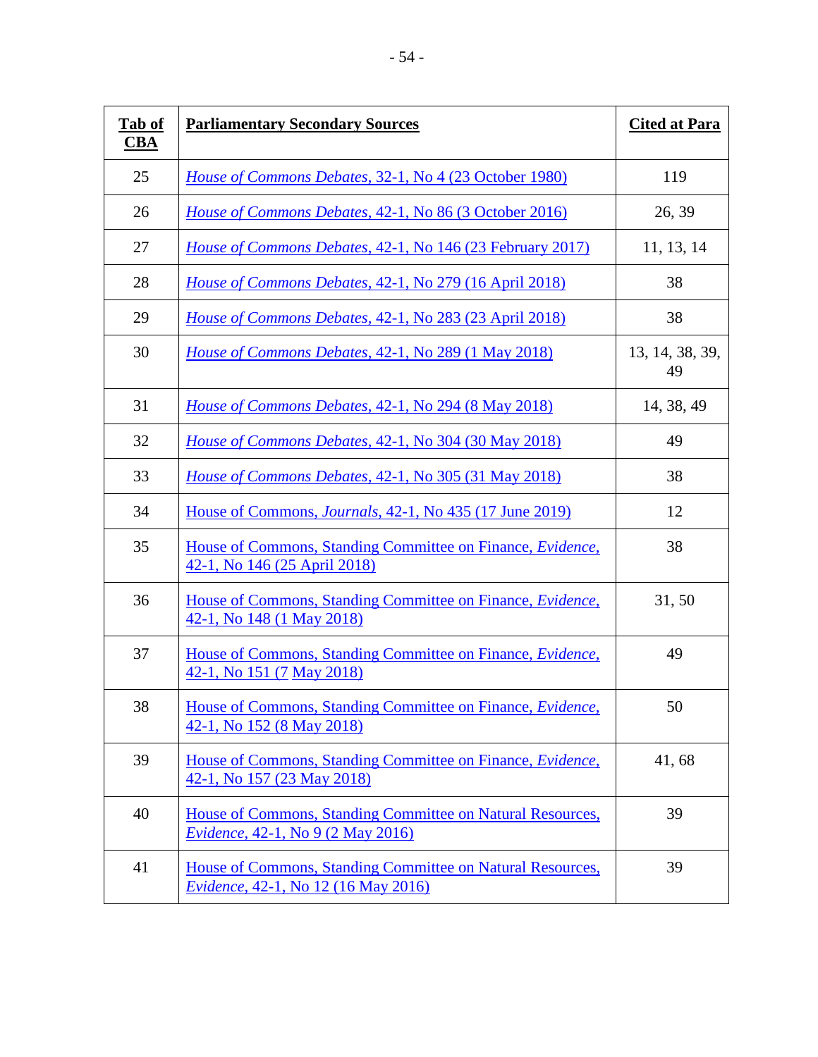| Tab of CBA | Parliamentary Secondary Sources | Cited at Para |
|---|---|---|
| 25 | *House of Commons Debates*, 32-1, No 4 (23 October 1980) | 119 |
| 26 | *House of Commons Debates*, 42-1, No 86 (3 October 2016) | 26, 39 |
| 27 | *House of Commons Debates*, 42-1, No 146 (23 February 2017) | 11, 13, 14 |
| 28 | *House of Commons Debates*, 42-1, No 279 (16 April 2018) | 38 |
| 29 | *House of Commons Debates*, 42-1, No 283 (23 April 2018) | 38 |
| 30 | *House of Commons Debates*, 42-1, No 289 (1 May 2018) | 13, 14, 38, 39, 49 |
| 31 | *House of Commons Debates*, 42-1, No 294 (8 May 2018) | 14, 38, 49 |
| 32 | *House of Commons Debates*, 42-1, No 304 (30 May 2018) | 49 |
| 33 | *House of Commons Debates*, 42-1, No 305 (31 May 2018) | 38 |
| 34 | House of Commons, *Journals*, 42-1, No 435 (17 June 2019) | 12 |
| 35 | House of Commons, Standing Committee on Finance, *Evidence*, 42-1, No 146 (25 April 2018) | 38 |
| 36 | House of Commons, Standing Committee on Finance, *Evidence*, 42-1, No 148 (1 May 2018) | 31, 50 |
| 37 | House of Commons, Standing Committee on Finance, *Evidence*, 42-1, No 151 (7 May 2018) | 49 |
| 38 | House of Commons, Standing Committee on Finance, *Evidence*, 42-1, No 152 (8 May 2018) | 50 |
| 39 | House of Commons, Standing Committee on Finance, *Evidence*, 42-1, No 157 (23 May 2018) | 41, 68 |
| 40 | House of Commons, Standing Committee on Natural Resources, *Evidence*, 42-1, No 9 (2 May 2016) | 39 |
| 41 | House of Commons, Standing Committee on Natural Resources, *Evidence*, 42-1, No 12 (16 May 2016) | 39 |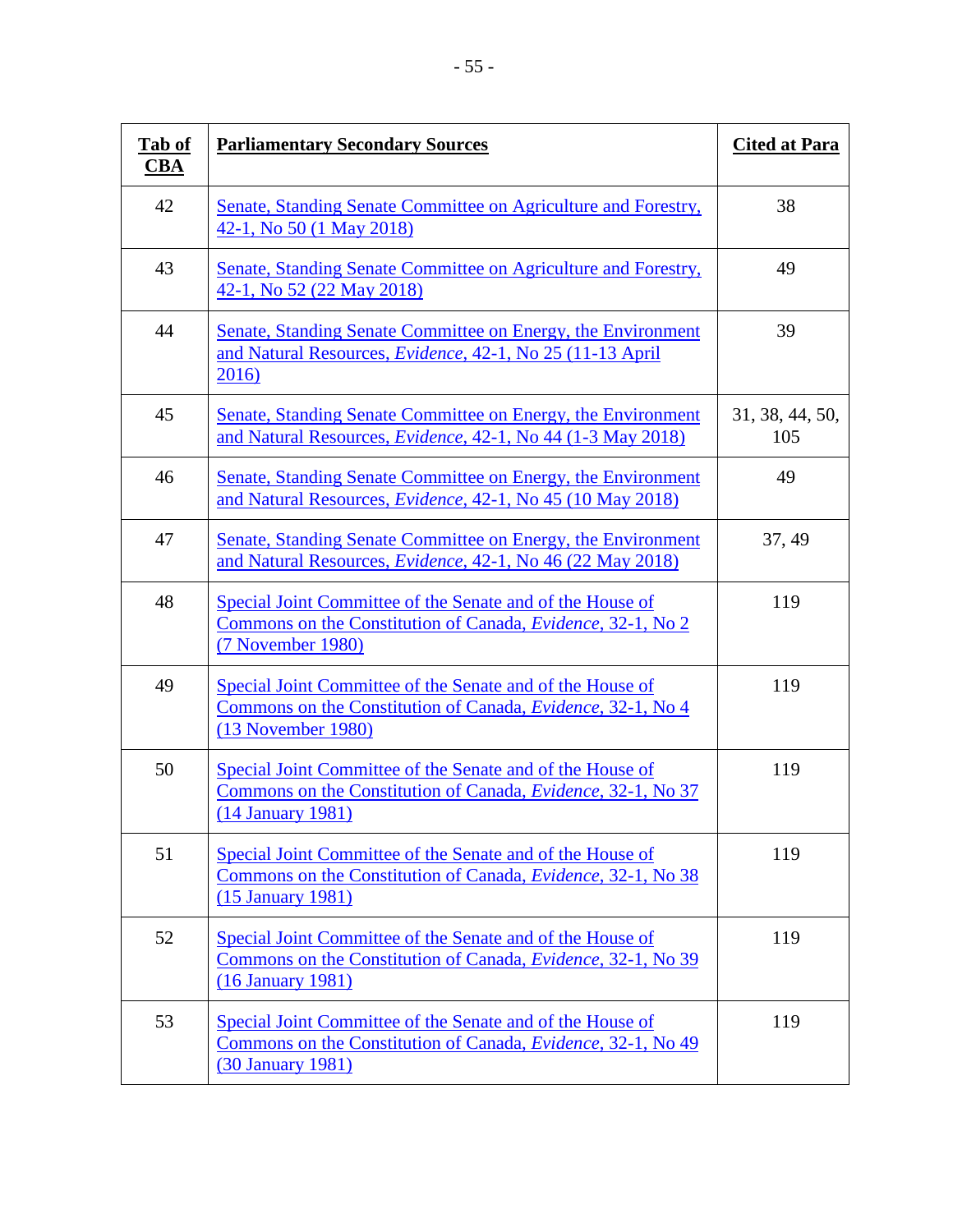| Tab of CBA | Parliamentary Secondary Sources | Cited at Para |
|---|---|---|
| 42 | Senate, Standing Senate Committee on Agriculture and Forestry, 42-1, No 50 (1 May 2018) | 38 |
| 43 | Senate, Standing Senate Committee on Agriculture and Forestry, 42-1, No 52 (22 May 2018) | 49 |
| 44 | Senate, Standing Senate Committee on Energy, the Environment and Natural Resources, *Evidence*, 42-1, No 25 (11-13 April 2016) | 39 |
| 45 | Senate, Standing Senate Committee on Energy, the Environment and Natural Resources, *Evidence*, 42-1, No 44 (1-3 May 2018) | 31, 38, 44, 50, 105 |
| 46 | Senate, Standing Senate Committee on Energy, the Environment and Natural Resources, *Evidence*, 42-1, No 45 (10 May 2018) | 49 |
| 47 | Senate, Standing Senate Committee on Energy, the Environment and Natural Resources, *Evidence*, 42-1, No 46 (22 May 2018) | 37, 49 |
| 48 | Special Joint Committee of the Senate and of the House of Commons on the Constitution of Canada, *Evidence*, 32-1, No 2 (7 November 1980) | 119 |
| 49 | Special Joint Committee of the Senate and of the House of Commons on the Constitution of Canada, *Evidence*, 32-1, No 4 (13 November 1980) | 119 |
| 50 | Special Joint Committee of the Senate and of the House of Commons on the Constitution of Canada, *Evidence*, 32-1, No 37 (14 January 1981) | 119 |
| 51 | Special Joint Committee of the Senate and of the House of Commons on the Constitution of Canada, *Evidence*, 32-1, No 38 (15 January 1981) | 119 |
| 52 | Special Joint Committee of the Senate and of the House of Commons on the Constitution of Canada, *Evidence*, 32-1, No 39 (16 January 1981) | 119 |
| 53 | Special Joint Committee of the Senate and of the House of Commons on the Constitution of Canada, *Evidence*, 32-1, No 49 (30 January 1981) | 119 |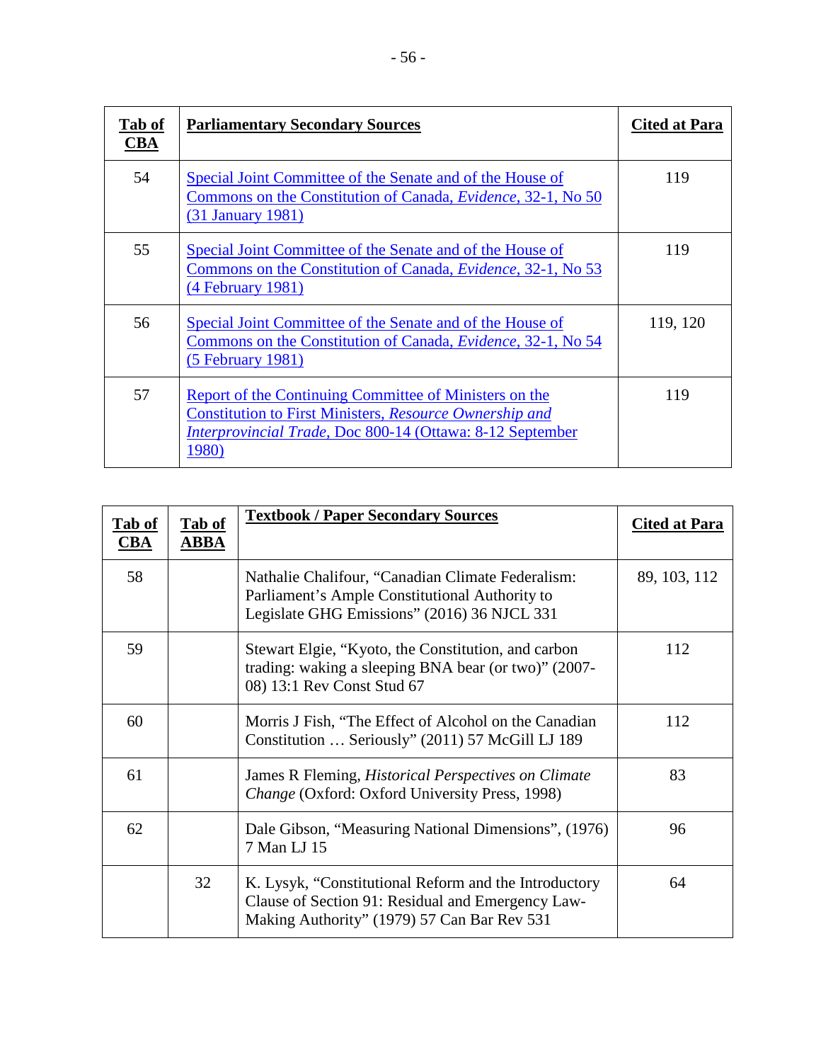| Tab of CBA | Parliamentary Secondary Sources | Cited at Para |
|---|---|---|
| 54 | Special Joint Committee of the Senate and of the House of Commons on the Constitution of Canada, *Evidence*, 32-1, No 50 (31 January 1981) | 119 |
| 55 | Special Joint Committee of the Senate and of the House of Commons on the Constitution of Canada, *Evidence*, 32-1, No 53 (4 February 1981) | 119 |
| 56 | Special Joint Committee of the Senate and of the House of Commons on the Constitution of Canada, *Evidence*, 32-1, No 54 (5 February 1981) | 119, 120 |
| 57 | Report of the Continuing Committee of Ministers on the Constitution to First Ministers, *Resource Ownership and Interprovincial Trade*, Doc 800-14 (Ottawa: 8-12 September 1980) | 119 |

| Tab of CBA | Tab of ABBA | Textbook / Paper Secondary Sources | Cited at Para |
|---|---|---|---|
| 58 | | Nathalie Chalifour, "Canadian Climate Federalism: Parliament's Ample Constitutional Authority to Legislate GHG Emissions" (2016) 36 NJCL 331 | 89, 103, 112 |
| 59 | | Stewart Elgie, "Kyoto, the Constitution, and carbon trading: waking a sleeping BNA bear (or two)" (2007-08) 13:1 Rev Const Stud 67 | 112 |
| 60 | | Morris J Fish, "The Effect of Alcohol on the Canadian Constitution … Seriously" (2011) 57 McGill LJ 189 | 112 |
| 61 | | James R Fleming, *Historical Perspectives on Climate Change* (Oxford: Oxford University Press, 1998) | 83 |
| 62 | | Dale Gibson, "Measuring National Dimensions", (1976) 7 Man LJ 15 | 96 |
| | 32 | K. Lysyk, "Constitutional Reform and the Introductory Clause of Section 91: Residual and Emergency Law-Making Authority" (1979) 57 Can Bar Rev 531 | 64 |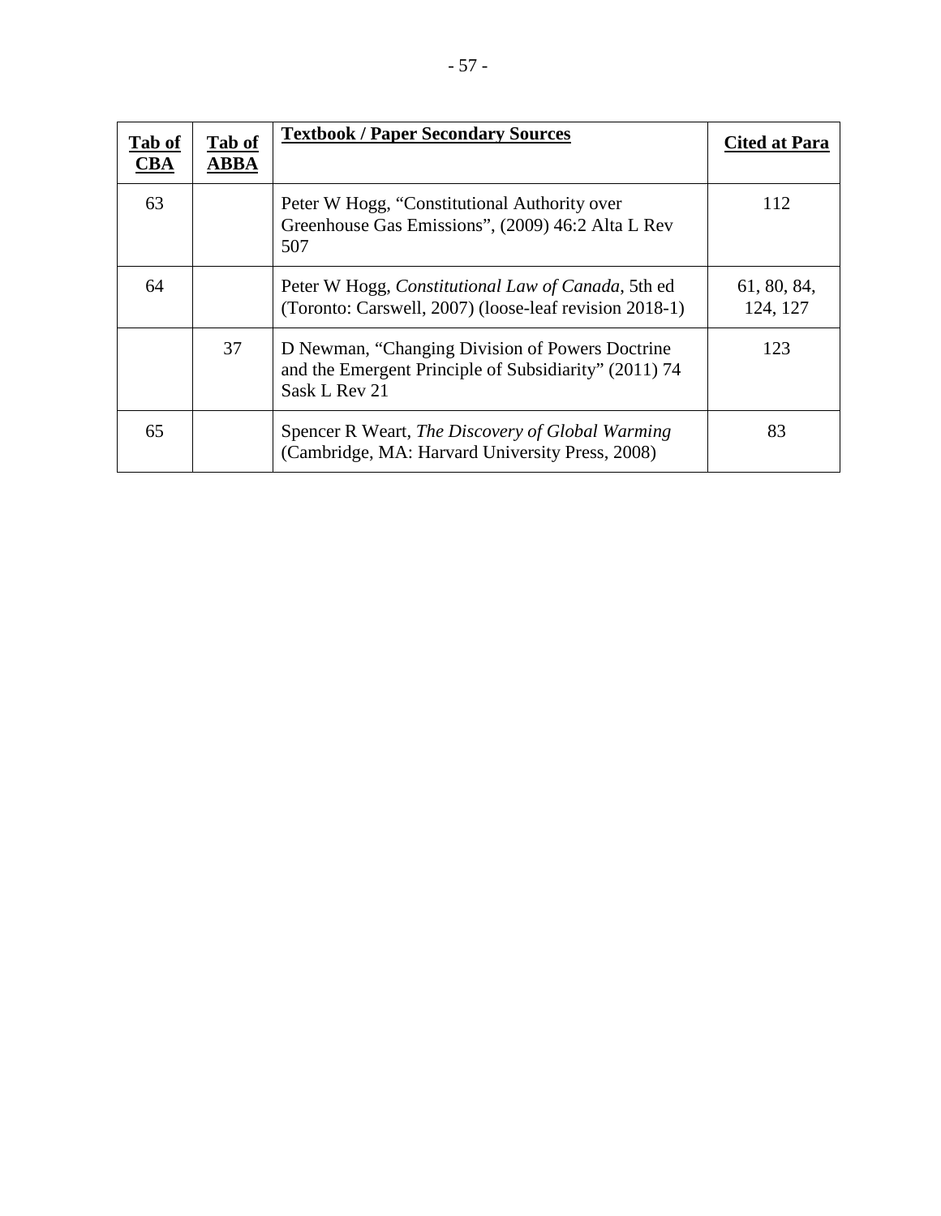| Tab of CBA | Tab of ABBA | Textbook / Paper Secondary Sources | Cited at Para |
|---|---|---|---|
| 63 | | Peter W Hogg, "Constitutional Authority over Greenhouse Gas Emissions", (2009) 46:2 Alta L Rev 507 | 112 |
| 64 | | Peter W Hogg, *Constitutional Law of Canada*, 5th ed (Toronto: Carswell, 2007) (loose-leaf revision 2018-1) | 61, 80, 84, 124, 127 |
| | 37 | D Newman, "Changing Division of Powers Doctrine and the Emergent Principle of Subsidiarity" (2011) 74 Sask L Rev 21 | 123 |
| 65 | | Spencer R Weart, *The Discovery of Global Warming* (Cambridge, MA: Harvard University Press, 2008) | 83 |